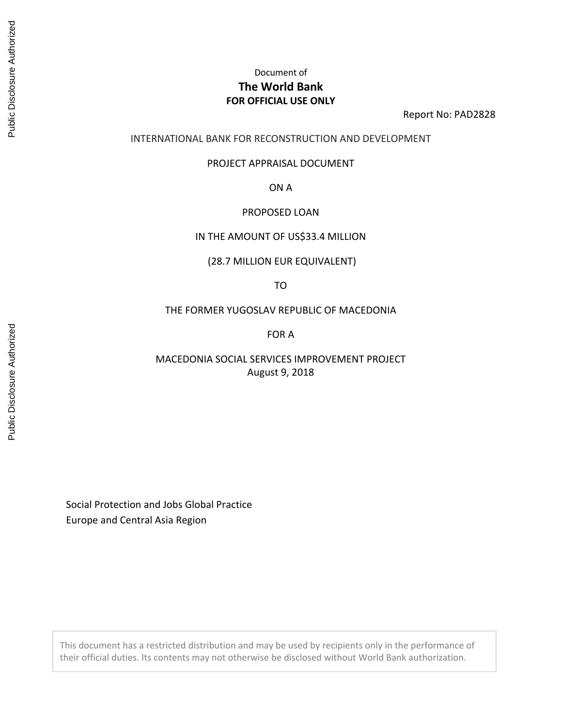Document of

**The World Bank**

**FOR OFFICIAL USE ONLY**

Report No: PAD2828

INTERNATIONAL BANK FOR RECONSTRUCTION AND DEVELOPMENT

PROJECT APPRAISAL DOCUMENT

ON A

PROPOSED LOAN

IN THE AMOUNT OF US$33.4 MILLION

(28.7 MILLION EUR EQUIVALENT)

TO

THE FORMER YUGOSLAV REPUBLIC OF MACEDONIA

FOR A

MACEDONIA SOCIAL SERVICES IMPROVEMENT PROJECT

August 9, 2018

Social Protection and Jobs Global Practice

Europe and Central Asia Region

This document has a restricted distribution and may be used by recipients only in the performance of their official duties. Its contents may not otherwise be disclosed without World Bank authorization.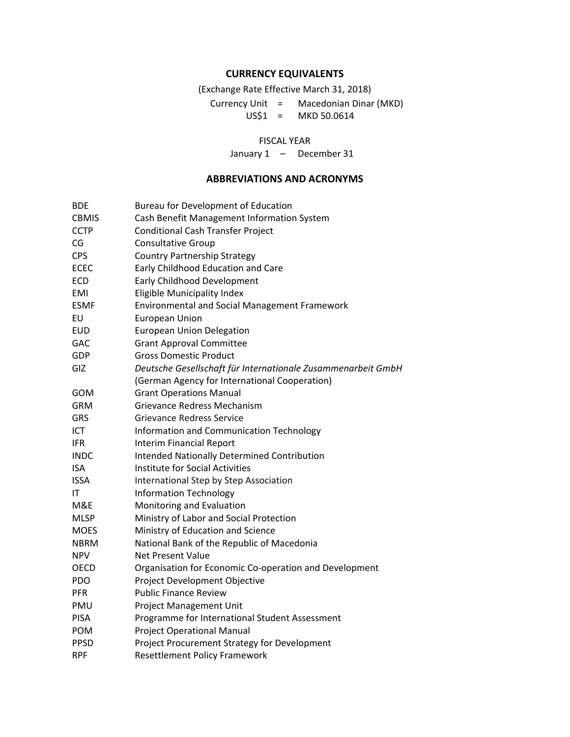## CURRENCY EQUIVALENTS

(Exchange Rate Effective March 31, 2018)

Currency Unit = Macedonian Dinar (MKD)

US$1 = MKD 50.0614

FISCAL YEAR

January 1 – December 31

## ABBREVIATIONS AND ACRONYMS

| | |
|---|---|
| BDE | Bureau for Development of Education |
| CBMIS | Cash Benefit Management Information System |
| CCTP | Conditional Cash Transfer Project |
| CG | Consultative Group |
| CPS | Country Partnership Strategy |
| ECEC | Early Childhood Education and Care |
| ECD | Early Childhood Development |
| EMI | Eligible Municipality Index |
| ESMF | Environmental and Social Management Framework |
| EU | European Union |
| EUD | European Union Delegation |
| GAC | Grant Approval Committee |
| GDP | Gross Domestic Product |
| GIZ | *Deutsche Gesellschaft für Internationale Zusammenarbeit GmbH* (German Agency for International Cooperation) |
| GOM | Grant Operations Manual |
| GRM | Grievance Redress Mechanism |
| GRS | Grievance Redress Service |
| ICT | Information and Communication Technology |
| IFR | Interim Financial Report |
| INDC | Intended Nationally Determined Contribution |
| ISA | Institute for Social Activities |
| ISSA | International Step by Step Association |
| IT | Information Technology |
| M&E | Monitoring and Evaluation |
| MLSP | Ministry of Labor and Social Protection |
| MOES | Ministry of Education and Science |
| NBRM | National Bank of the Republic of Macedonia |
| NPV | Net Present Value |
| OECD | Organisation for Economic Co-operation and Development |
| PDO | Project Development Objective |
| PFR | Public Finance Review |
| PMU | Project Management Unit |
| PISA | Programme for International Student Assessment |
| POM | Project Operational Manual |
| PPSD | Project Procurement Strategy for Development |
| RPF | Resettlement Policy Framework |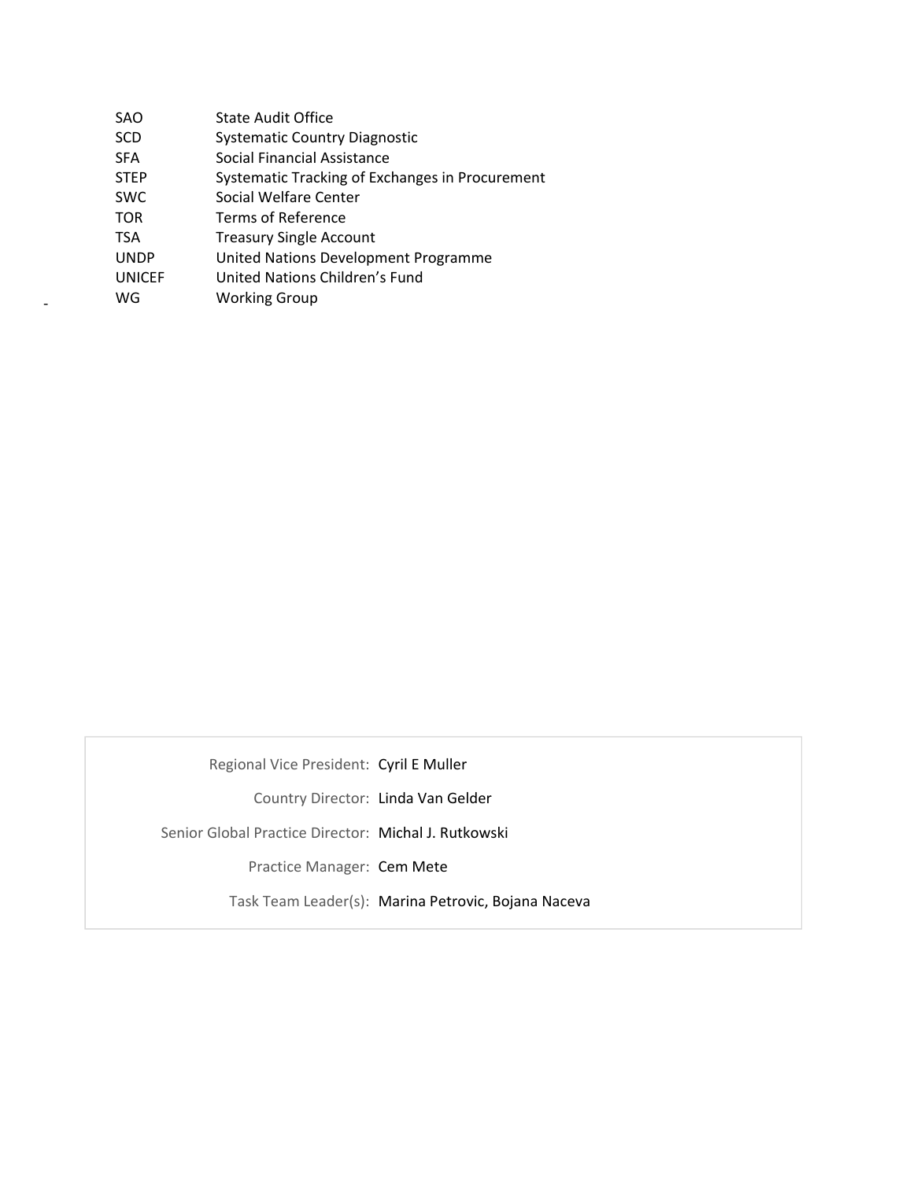| | |
|---|---|
| SAO | State Audit Office |
| SCD | Systematic Country Diagnostic |
| SFA | Social Financial Assistance |
| STEP | Systematic Tracking of Exchanges in Procurement |
| SWC | Social Welfare Center |
| TOR | Terms of Reference |
| TSA | Treasury Single Account |
| UNDP | United Nations Development Programme |
| UNICEF | United Nations Children's Fund |
| WG | Working Group |

| | |
|---|---|
| Regional Vice President: | Cyril E Muller |
| Country Director: | Linda Van Gelder |
| Senior Global Practice Director: | Michal J. Rutkowski |
| Practice Manager: | Cem Mete |
| Task Team Leader(s): | Marina Petrovic, Bojana Naceva |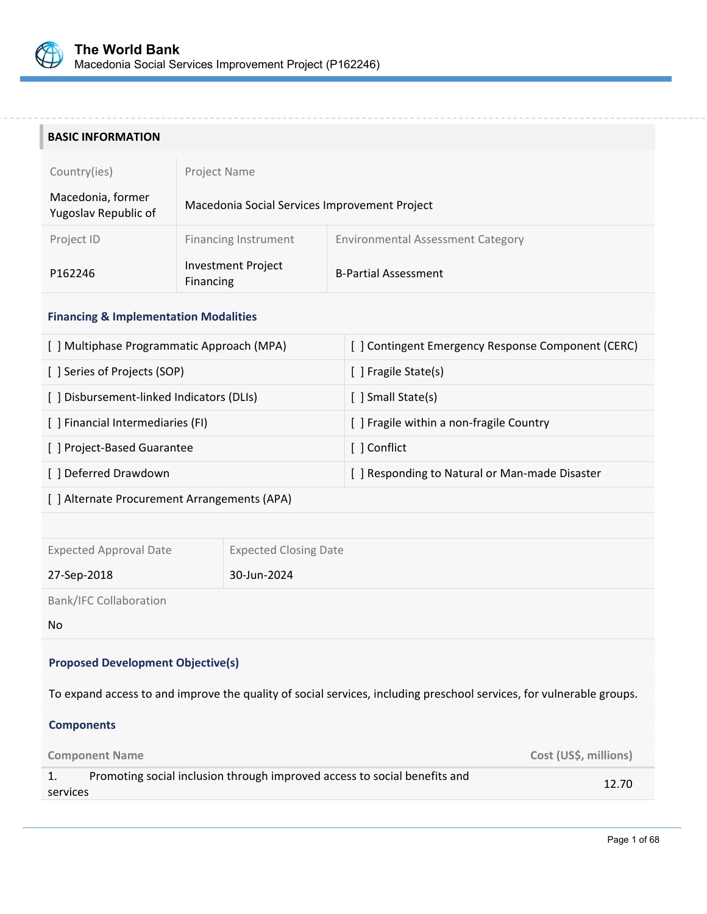## BASIC INFORMATION

| Country(ies) | Project Name | |
|---|---|---|
| Macedonia, former Yugoslav Republic of | Macedonia Social Services Improvement Project | |
| **Project ID** | **Financing Instrument** | **Environmental Assessment Category** |
| P162246 | Investment Project Financing | B-Partial Assessment |

### Financing & Implementation Modalities

| | |
|---|---|
| [ ] Multiphase Programmatic Approach (MPA) | [ ] Contingent Emergency Response Component (CERC) |
| [ ] Series of Projects (SOP) | [ ] Fragile State(s) |
| [ ] Disbursement-linked Indicators (DLIs) | [ ] Small State(s) |
| [ ] Financial Intermediaries (FI) | [ ] Fragile within a non-fragile Country |
| [ ] Project-Based Guarantee | [ ] Conflict |
| [ ] Deferred Drawdown | [ ] Responding to Natural or Man-made Disaster |
| [ ] Alternate Procurement Arrangements (APA) | |

| Expected Approval Date | Expected Closing Date |
|---|---|
| 27-Sep-2018 | 30-Jun-2024 |

Bank/IFC Collaboration

No

### Proposed Development Objective(s)

To expand access to and improve the quality of social services, including preschool services, for vulnerable groups.

### Components

| Component Name | Cost (US$, millions) |
|---|---|
| 1. Promoting social inclusion through improved access to social benefits and services | 12.70 |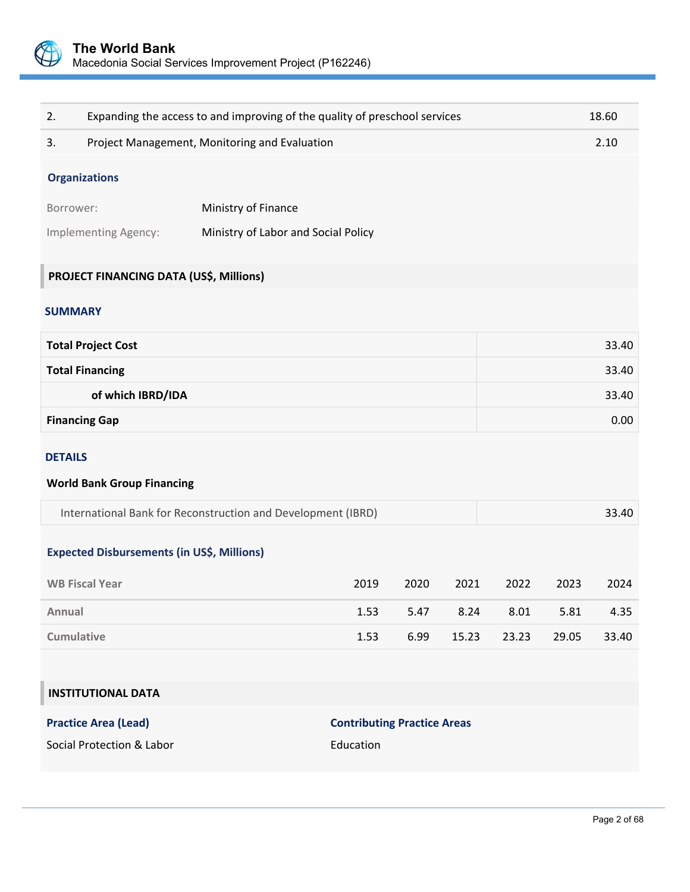| | | |
|---|---|---|
| 2. | Expanding the access to and improving of the quality of preschool services | 18.60 |
| 3. | Project Management, Monitoring and Evaluation | 2.10 |

### Organizations

| | |
|---|---|
| Borrower: | Ministry of Finance |
| Implementing Agency: | Ministry of Labor and Social Policy |

## PROJECT FINANCING DATA (US$, Millions)

### SUMMARY

| | |
|---|---|
| **Total Project Cost** | 33.40 |
| **Total Financing** | 33.40 |
| **of which IBRD/IDA** | 33.40 |
| **Financing Gap** | 0.00 |

### DETAILS

**World Bank Group Financing**

| | |
|---|---|
| International Bank for Reconstruction and Development (IBRD) | 33.40 |

### Expected Disbursements (in US$, Millions)

| WB Fiscal Year | 2019 | 2020 | 2021 | 2022 | 2023 | 2024 |
|---|---|---|---|---|---|---|
| Annual | 1.53 | 5.47 | 8.24 | 8.01 | 5.81 | 4.35 |
| Cumulative | 1.53 | 6.99 | 15.23 | 23.23 | 29.05 | 33.40 |

## INSTITUTIONAL DATA

| Practice Area (Lead) | Contributing Practice Areas |
|---|---|
| Social Protection & Labor | Education |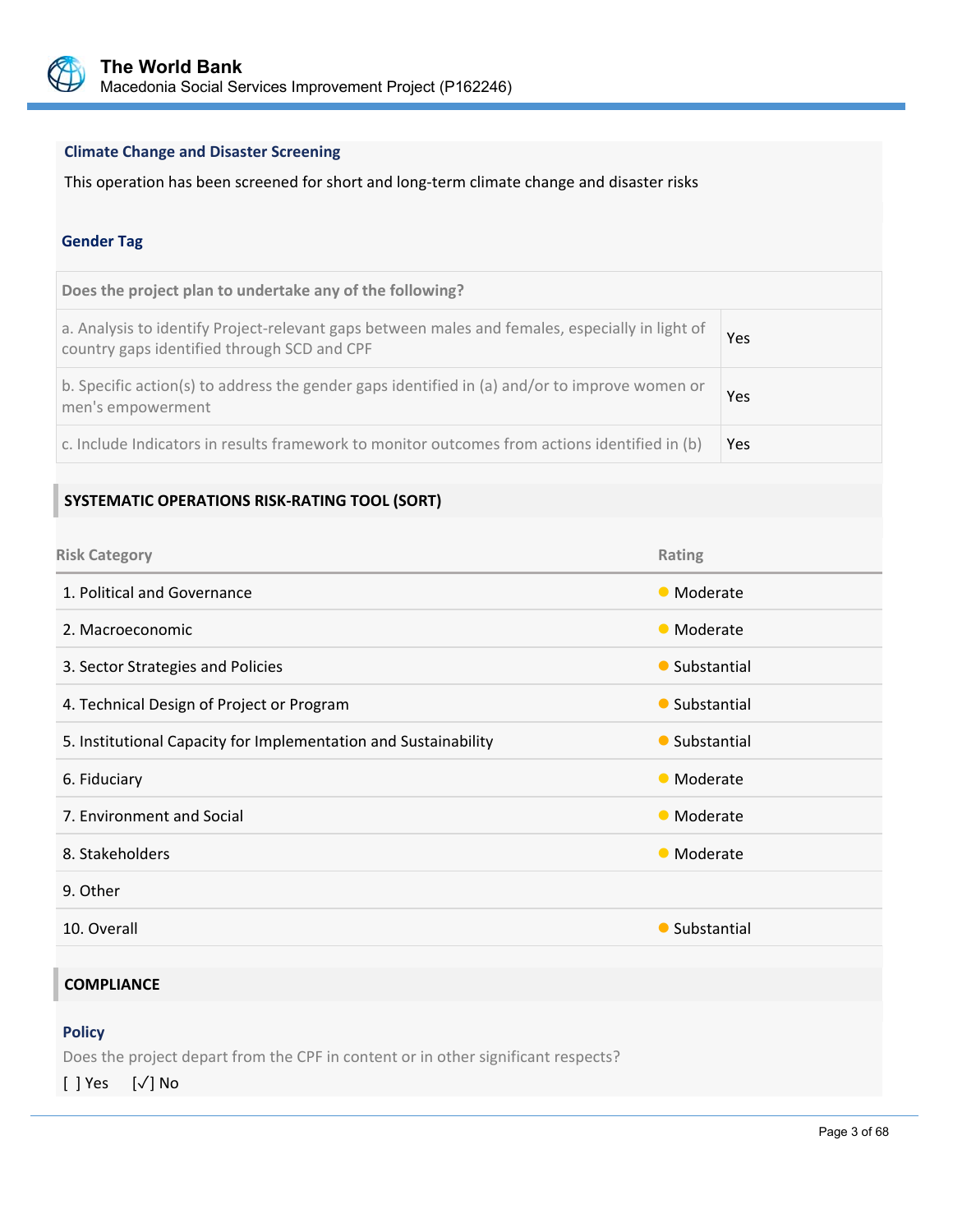### Climate Change and Disaster Screening

This operation has been screened for short and long-term climate change and disaster risks

### Gender Tag

| Does the project plan to undertake any of the following? | |
|---|---|
| a. Analysis to identify Project-relevant gaps between males and females, especially in light of country gaps identified through SCD and CPF | Yes |
| b. Specific action(s) to address the gender gaps identified in (a) and/or to improve women or men's empowerment | Yes |
| c. Include Indicators in results framework to monitor outcomes from actions identified in (b) | Yes |

## SYSTEMATIC OPERATIONS RISK-RATING TOOL (SORT)

| Risk Category | Rating |
|---|---|
| 1. Political and Governance | Moderate |
| 2. Macroeconomic | Moderate |
| 3. Sector Strategies and Policies | Substantial |
| 4. Technical Design of Project or Program | Substantial |
| 5. Institutional Capacity for Implementation and Sustainability | Substantial |
| 6. Fiduciary | Moderate |
| 7. Environment and Social | Moderate |
| 8. Stakeholders | Moderate |
| 9. Other | |
| 10. Overall | Substantial |

## COMPLIANCE

### Policy

Does the project depart from the CPF in content or in other significant respects?

[ ] Yes [✓] No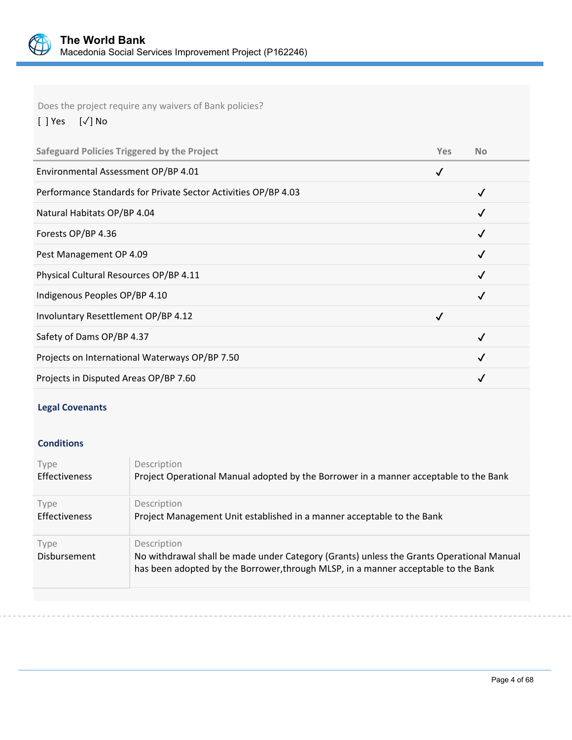Does the project require any waivers of Bank policies?

[ ] Yes [✓] No

| Safeguard Policies Triggered by the Project | Yes | No |
|---|---|---|
| Environmental Assessment OP/BP 4.01 | ✓ | |
| Performance Standards for Private Sector Activities OP/BP 4.03 | | ✓ |
| Natural Habitats OP/BP 4.04 | | ✓ |
| Forests OP/BP 4.36 | | ✓ |
| Pest Management OP 4.09 | | ✓ |
| Physical Cultural Resources OP/BP 4.11 | | ✓ |
| Indigenous Peoples OP/BP 4.10 | | ✓ |
| Involuntary Resettlement OP/BP 4.12 | ✓ | |
| Safety of Dams OP/BP 4.37 | | ✓ |
| Projects on International Waterways OP/BP 7.50 | | ✓ |
| Projects in Disputed Areas OP/BP 7.60 | | ✓ |

### Legal Covenants

### Conditions

| Type | Description |
|---|---|
| Effectiveness | Project Operational Manual adopted by the Borrower in a manner acceptable to the Bank |
| Effectiveness | Project Management Unit established in a manner acceptable to the Bank |
| Disbursement | No withdrawal shall be made under Category (Grants) unless the Grants Operational Manual has been adopted by the Borrower,through MLSP, in a manner acceptable to the Bank |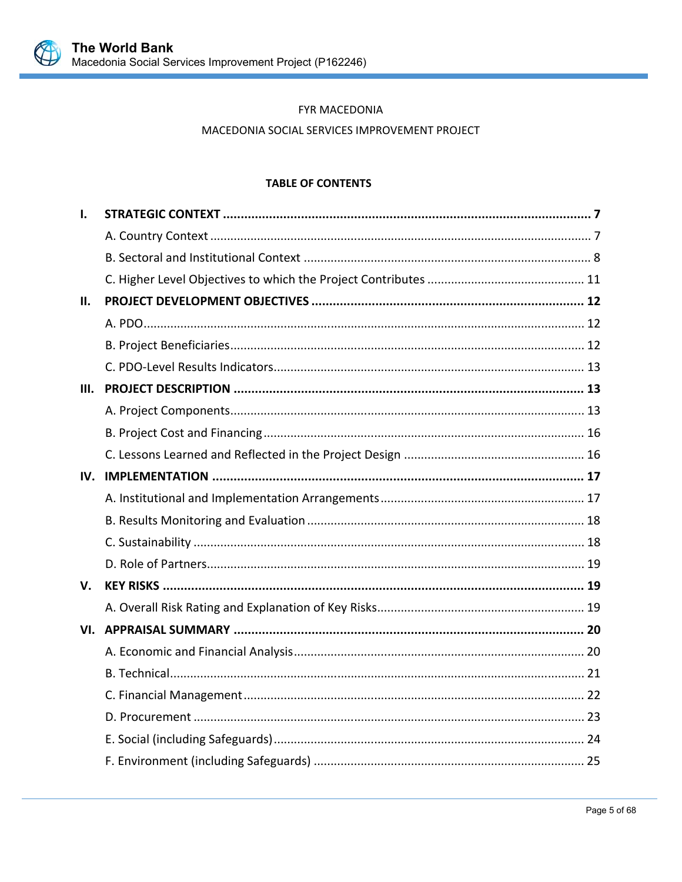FYR MACEDONIA

MACEDONIA SOCIAL SERVICES IMPROVEMENT PROJECT

**TABLE OF CONTENTS**

| | | |
|---|---|---|
| **I.** | **STRATEGIC CONTEXT** | **7** |
| | A. Country Context | 7 |
| | B. Sectoral and Institutional Context | 8 |
| | C. Higher Level Objectives to which the Project Contributes | 11 |
| **II.** | **PROJECT DEVELOPMENT OBJECTIVES** | **12** |
| | A. PDO | 12 |
| | B. Project Beneficiaries | 12 |
| | C. PDO-Level Results Indicators | 13 |
| **III.** | **PROJECT DESCRIPTION** | **13** |
| | A. Project Components | 13 |
| | B. Project Cost and Financing | 16 |
| | C. Lessons Learned and Reflected in the Project Design | 16 |
| **IV.** | **IMPLEMENTATION** | **17** |
| | A. Institutional and Implementation Arrangements | 17 |
| | B. Results Monitoring and Evaluation | 18 |
| | C. Sustainability | 18 |
| | D. Role of Partners | 19 |
| **V.** | **KEY RISKS** | **19** |
| | A. Overall Risk Rating and Explanation of Key Risks | 19 |
| **VI.** | **APPRAISAL SUMMARY** | **20** |
| | A. Economic and Financial Analysis | 20 |
| | B. Technical | 21 |
| | C. Financial Management | 22 |
| | D. Procurement | 23 |
| | E. Social (including Safeguards) | 24 |
| | F. Environment (including Safeguards) | 25 |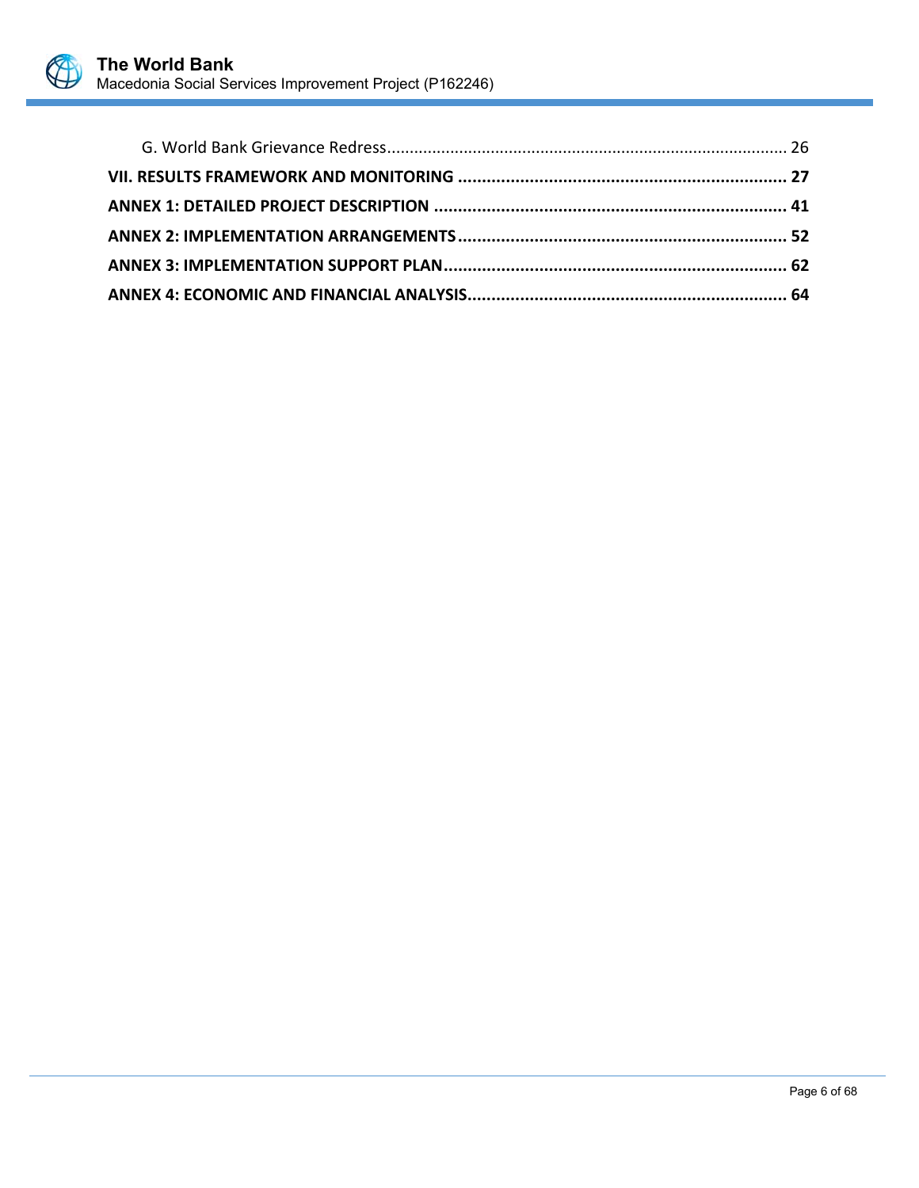G. World Bank Grievance Redress........................................................................................ 26

**VII. RESULTS FRAMEWORK AND MONITORING ..................................................................... 27**

**ANNEX 1: DETAILED PROJECT DESCRIPTION .......................................................................... 41**

**ANNEX 2: IMPLEMENTATION ARRANGEMENTS..................................................................... 52**

**ANNEX 3: IMPLEMENTATION SUPPORT PLAN........................................................................ 62**

**ANNEX 4: ECONOMIC AND FINANCIAL ANALYSIS.................................................................... 64**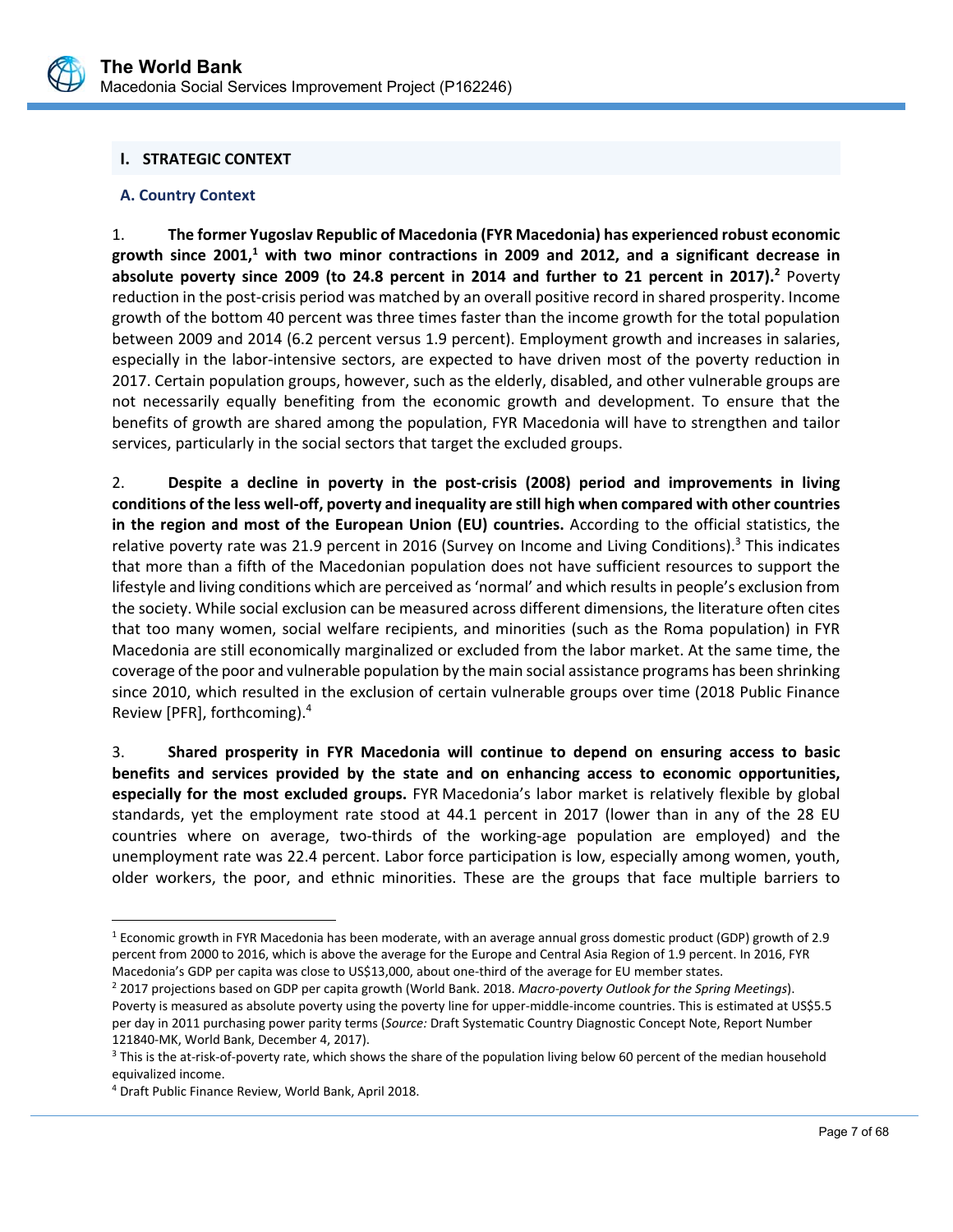## I. STRATEGIC CONTEXT

### A. Country Context

1. **The former Yugoslav Republic of Macedonia (FYR Macedonia) has experienced robust economic growth since 2001,[1] with two minor contractions in 2009 and 2012, and a significant decrease in absolute poverty since 2009 (to 24.8 percent in 2014 and further to 21 percent in 2017).[2]** Poverty reduction in the post-crisis period was matched by an overall positive record in shared prosperity. Income growth of the bottom 40 percent was three times faster than the income growth for the total population between 2009 and 2014 (6.2 percent versus 1.9 percent). Employment growth and increases in salaries, especially in the labor-intensive sectors, are expected to have driven most of the poverty reduction in 2017. Certain population groups, however, such as the elderly, disabled, and other vulnerable groups are not necessarily equally benefiting from the economic growth and development. To ensure that the benefits of growth are shared among the population, FYR Macedonia will have to strengthen and tailor services, particularly in the social sectors that target the excluded groups.

2. **Despite a decline in poverty in the post-crisis (2008) period and improvements in living conditions of the less well-off, poverty and inequality are still high when compared with other countries in the region and most of the European Union (EU) countries.** According to the official statistics, the relative poverty rate was 21.9 percent in 2016 (Survey on Income and Living Conditions).[3] This indicates that more than a fifth of the Macedonian population does not have sufficient resources to support the lifestyle and living conditions which are perceived as 'normal' and which results in people's exclusion from the society. While social exclusion can be measured across different dimensions, the literature often cites that too many women, social welfare recipients, and minorities (such as the Roma population) in FYR Macedonia are still economically marginalized or excluded from the labor market. At the same time, the coverage of the poor and vulnerable population by the main social assistance programs has been shrinking since 2010, which resulted in the exclusion of certain vulnerable groups over time (2018 Public Finance Review [PFR], forthcoming).[4]

3. **Shared prosperity in FYR Macedonia will continue to depend on ensuring access to basic benefits and services provided by the state and on enhancing access to economic opportunities, especially for the most excluded groups.** FYR Macedonia's labor market is relatively flexible by global standards, yet the employment rate stood at 44.1 percent in 2017 (lower than in any of the 28 EU countries where on average, two-thirds of the working-age population are employed) and the unemployment rate was 22.4 percent. Labor force participation is low, especially among women, youth, older workers, the poor, and ethnic minorities. These are the groups that face multiple barriers to

---

[1] Economic growth in FYR Macedonia has been moderate, with an average annual gross domestic product (GDP) growth of 2.9 percent from 2000 to 2016, which is above the average for the Europe and Central Asia Region of 1.9 percent. In 2016, FYR Macedonia's GDP per capita was close to US$13,000, about one-third of the average for EU member states.

[2] 2017 projections based on GDP per capita growth (World Bank. 2018. *Macro-poverty Outlook for the Spring Meetings*). Poverty is measured as absolute poverty using the poverty line for upper-middle-income countries. This is estimated at US$5.5 per day in 2011 purchasing power parity terms (*Source:* Draft Systematic Country Diagnostic Concept Note, Report Number 121840-MK, World Bank, December 4, 2017).

[3] This is the at-risk-of-poverty rate, which shows the share of the population living below 60 percent of the median household equivalized income.

[4] Draft Public Finance Review, World Bank, April 2018.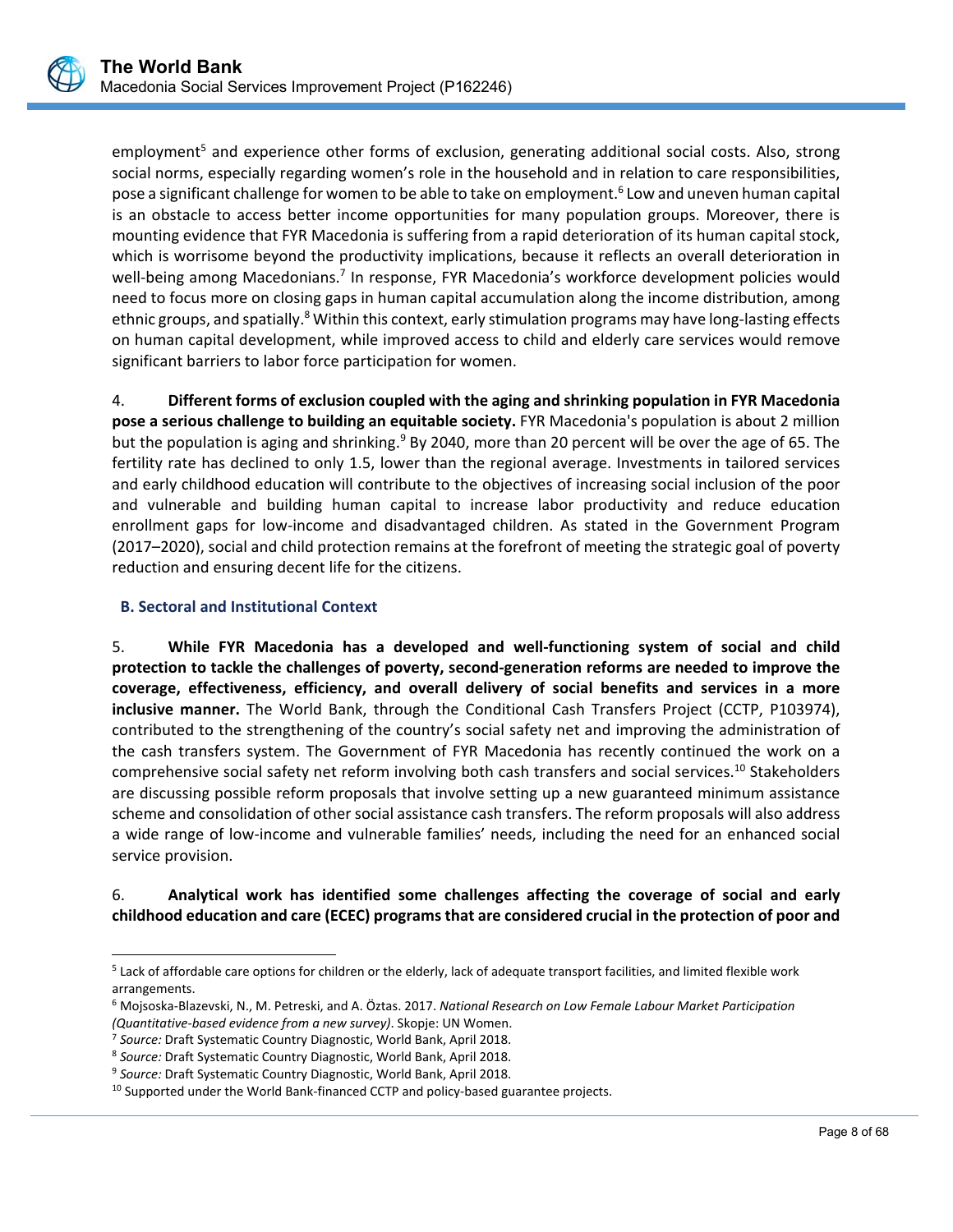employment[5] and experience other forms of exclusion, generating additional social costs. Also, strong social norms, especially regarding women's role in the household and in relation to care responsibilities, pose a significant challenge for women to be able to take on employment.[6] Low and uneven human capital is an obstacle to access better income opportunities for many population groups. Moreover, there is mounting evidence that FYR Macedonia is suffering from a rapid deterioration of its human capital stock, which is worrisome beyond the productivity implications, because it reflects an overall deterioration in well-being among Macedonians.[7] In response, FYR Macedonia's workforce development policies would need to focus more on closing gaps in human capital accumulation along the income distribution, among ethnic groups, and spatially.[8] Within this context, early stimulation programs may have long-lasting effects on human capital development, while improved access to child and elderly care services would remove significant barriers to labor force participation for women.

4. **Different forms of exclusion coupled with the aging and shrinking population in FYR Macedonia pose a serious challenge to building an equitable society.** FYR Macedonia's population is about 2 million but the population is aging and shrinking.[9] By 2040, more than 20 percent will be over the age of 65. The fertility rate has declined to only 1.5, lower than the regional average. Investments in tailored services and early childhood education will contribute to the objectives of increasing social inclusion of the poor and vulnerable and building human capital to increase labor productivity and reduce education enrollment gaps for low-income and disadvantaged children. As stated in the Government Program (2017–2020), social and child protection remains at the forefront of meeting the strategic goal of poverty reduction and ensuring decent life for the citizens.

## B. Sectoral and Institutional Context

5. **While FYR Macedonia has a developed and well-functioning system of social and child protection to tackle the challenges of poverty, second-generation reforms are needed to improve the coverage, effectiveness, efficiency, and overall delivery of social benefits and services in a more inclusive manner.** The World Bank, through the Conditional Cash Transfers Project (CCTP, P103974), contributed to the strengthening of the country's social safety net and improving the administration of the cash transfers system. The Government of FYR Macedonia has recently continued the work on a comprehensive social safety net reform involving both cash transfers and social services.[10] Stakeholders are discussing possible reform proposals that involve setting up a new guaranteed minimum assistance scheme and consolidation of other social assistance cash transfers. The reform proposals will also address a wide range of low-income and vulnerable families' needs, including the need for an enhanced social service provision.

6. **Analytical work has identified some challenges affecting the coverage of social and early childhood education and care (ECEC) programs that are considered crucial in the protection of poor and**

---

[5] Lack of affordable care options for children or the elderly, lack of adequate transport facilities, and limited flexible work arrangements.

[6] Mojsoska-Blazevski, N., M. Petreski, and A. Öztas. 2017. *National Research on Low Female Labour Market Participation (Quantitative-based evidence from a new survey)*. Skopje: UN Women.

[7] *Source:* Draft Systematic Country Diagnostic, World Bank, April 2018.

[8] *Source:* Draft Systematic Country Diagnostic, World Bank, April 2018.

[9] *Source:* Draft Systematic Country Diagnostic, World Bank, April 2018.

[10] Supported under the World Bank-financed CCTP and policy-based guarantee projects.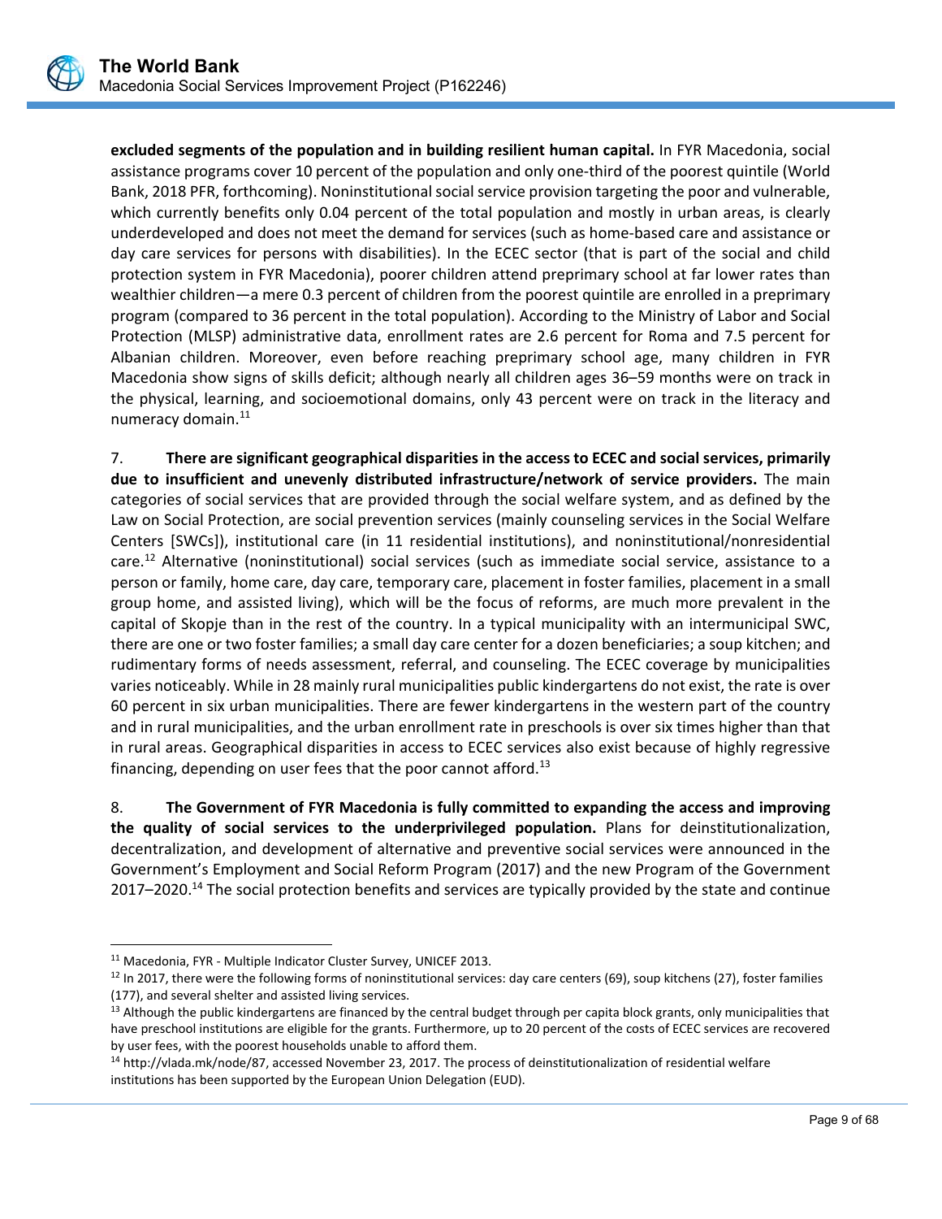**excluded segments of the population and in building resilient human capital.** In FYR Macedonia, social assistance programs cover 10 percent of the population and only one-third of the poorest quintile (World Bank, 2018 PFR, forthcoming). Noninstitutional social service provision targeting the poor and vulnerable, which currently benefits only 0.04 percent of the total population and mostly in urban areas, is clearly underdeveloped and does not meet the demand for services (such as home-based care and assistance or day care services for persons with disabilities). In the ECEC sector (that is part of the social and child protection system in FYR Macedonia), poorer children attend preprimary school at far lower rates than wealthier children—a mere 0.3 percent of children from the poorest quintile are enrolled in a preprimary program (compared to 36 percent in the total population). According to the Ministry of Labor and Social Protection (MLSP) administrative data, enrollment rates are 2.6 percent for Roma and 7.5 percent for Albanian children. Moreover, even before reaching preprimary school age, many children in FYR Macedonia show signs of skills deficit; although nearly all children ages 36–59 months were on track in the physical, learning, and socioemotional domains, only 43 percent were on track in the literacy and numeracy domain.[11]

7. **There are significant geographical disparities in the access to ECEC and social services, primarily due to insufficient and unevenly distributed infrastructure/network of service providers.** The main categories of social services that are provided through the social welfare system, and as defined by the Law on Social Protection, are social prevention services (mainly counseling services in the Social Welfare Centers [SWCs]), institutional care (in 11 residential institutions), and noninstitutional/nonresidential care.[12] Alternative (noninstitutional) social services (such as immediate social service, assistance to a person or family, home care, day care, temporary care, placement in foster families, placement in a small group home, and assisted living), which will be the focus of reforms, are much more prevalent in the capital of Skopje than in the rest of the country. In a typical municipality with an intermunicipal SWC, there are one or two foster families; a small day care center for a dozen beneficiaries; a soup kitchen; and rudimentary forms of needs assessment, referral, and counseling. The ECEC coverage by municipalities varies noticeably. While in 28 mainly rural municipalities public kindergartens do not exist, the rate is over 60 percent in six urban municipalities. There are fewer kindergartens in the western part of the country and in rural municipalities, and the urban enrollment rate in preschools is over six times higher than that in rural areas. Geographical disparities in access to ECEC services also exist because of highly regressive financing, depending on user fees that the poor cannot afford.[13]

8. **The Government of FYR Macedonia is fully committed to expanding the access and improving the quality of social services to the underprivileged population.** Plans for deinstitutionalization, decentralization, and development of alternative and preventive social services were announced in the Government's Employment and Social Reform Program (2017) and the new Program of the Government 2017–2020.[14] The social protection benefits and services are typically provided by the state and continue

---

[11] Macedonia, FYR - Multiple Indicator Cluster Survey, UNICEF 2013.

[12] In 2017, there were the following forms of noninstitutional services: day care centers (69), soup kitchens (27), foster families (177), and several shelter and assisted living services.

[13] Although the public kindergartens are financed by the central budget through per capita block grants, only municipalities that have preschool institutions are eligible for the grants. Furthermore, up to 20 percent of the costs of ECEC services are recovered by user fees, with the poorest households unable to afford them.

[14] http://vlada.mk/node/87, accessed November 23, 2017. The process of deinstitutionalization of residential welfare institutions has been supported by the European Union Delegation (EUD).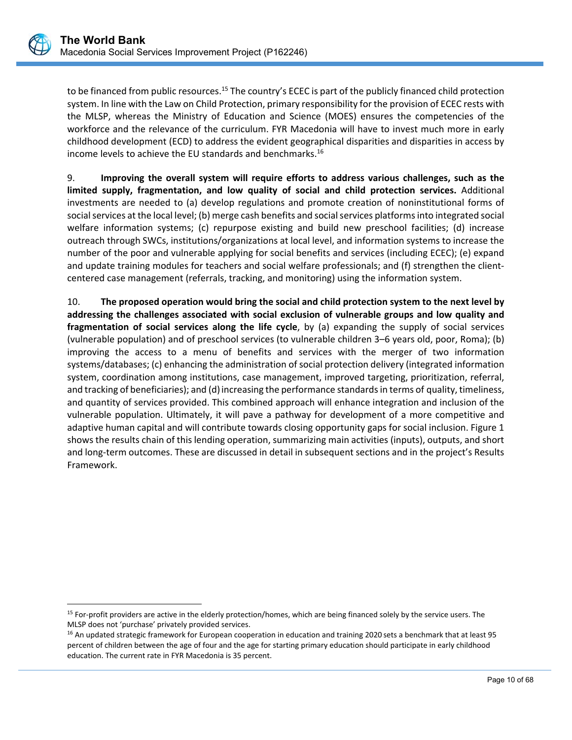to be financed from public resources.[15] The country's ECEC is part of the publicly financed child protection system. In line with the Law on Child Protection, primary responsibility for the provision of ECEC rests with the MLSP, whereas the Ministry of Education and Science (MOES) ensures the competencies of the workforce and the relevance of the curriculum. FYR Macedonia will have to invest much more in early childhood development (ECD) to address the evident geographical disparities and disparities in access by income levels to achieve the EU standards and benchmarks.[16]

9. **Improving the overall system will require efforts to address various challenges, such as the limited supply, fragmentation, and low quality of social and child protection services.** Additional investments are needed to (a) develop regulations and promote creation of noninstitutional forms of social services at the local level; (b) merge cash benefits and social services platforms into integrated social welfare information systems; (c) repurpose existing and build new preschool facilities; (d) increase outreach through SWCs, institutions/organizations at local level, and information systems to increase the number of the poor and vulnerable applying for social benefits and services (including ECEC); (e) expand and update training modules for teachers and social welfare professionals; and (f) strengthen the client-centered case management (referrals, tracking, and monitoring) using the information system.

10. **The proposed operation would bring the social and child protection system to the next level by addressing the challenges associated with social exclusion of vulnerable groups and low quality and fragmentation of social services along the life cycle**, by (a) expanding the supply of social services (vulnerable population) and of preschool services (to vulnerable children 3–6 years old, poor, Roma); (b) improving the access to a menu of benefits and services with the merger of two information systems/databases; (c) enhancing the administration of social protection delivery (integrated information system, coordination among institutions, case management, improved targeting, prioritization, referral, and tracking of beneficiaries); and (d) increasing the performance standards in terms of quality, timeliness, and quantity of services provided. This combined approach will enhance integration and inclusion of the vulnerable population. Ultimately, it will pave a pathway for development of a more competitive and adaptive human capital and will contribute towards closing opportunity gaps for social inclusion. Figure 1 shows the results chain of this lending operation, summarizing main activities (inputs), outputs, and short and long-term outcomes. These are discussed in detail in subsequent sections and in the project's Results Framework.

---

[15] For-profit providers are active in the elderly protection/homes, which are being financed solely by the service users. The MLSP does not 'purchase' privately provided services.

[16] An updated strategic framework for European cooperation in education and training 2020 sets a benchmark that at least 95 percent of children between the age of four and the age for starting primary education should participate in early childhood education. The current rate in FYR Macedonia is 35 percent.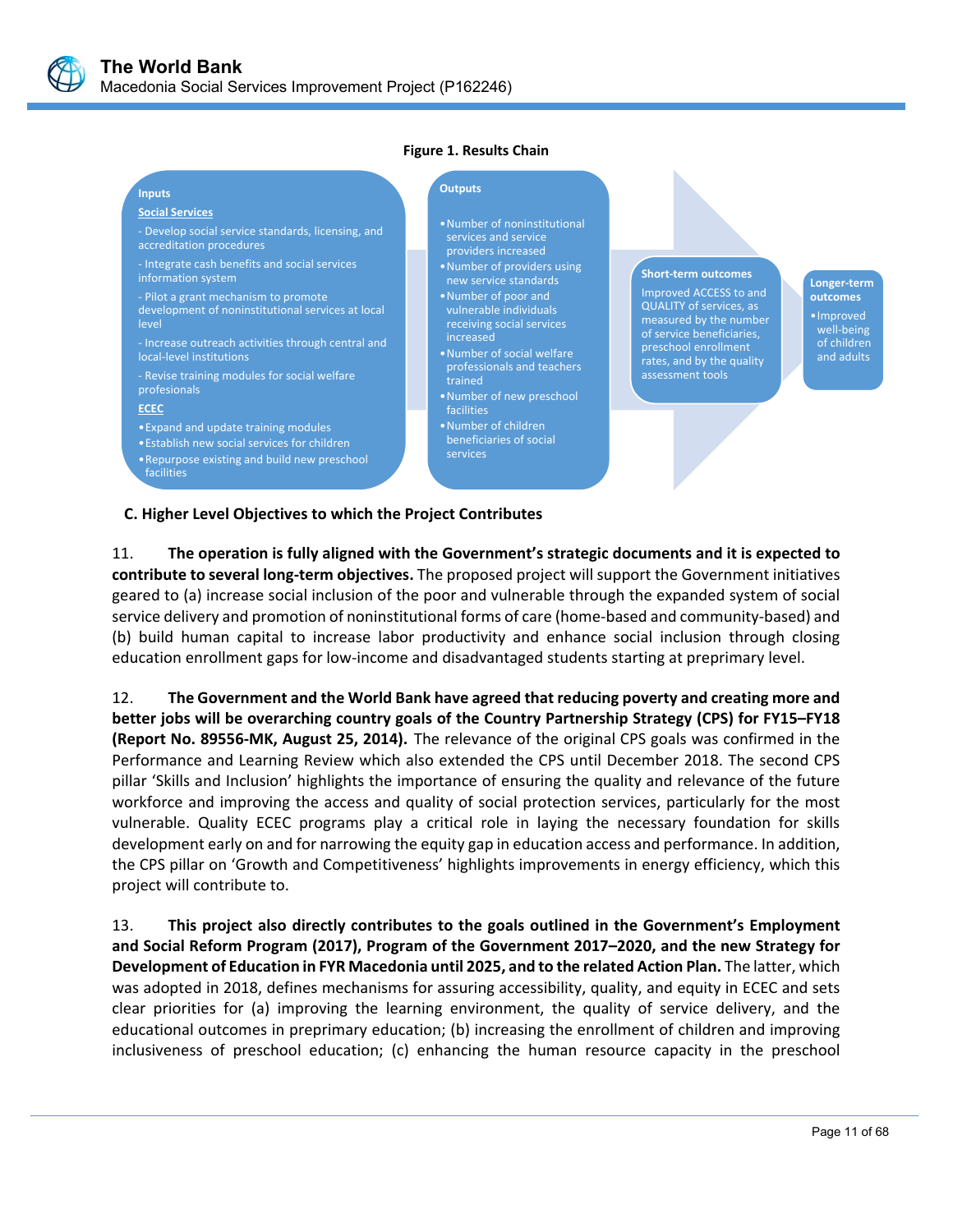**Figure 1. Results Chain**

**Inputs**

**Social Services**

- Develop social service standards, licensing, and accreditation procedures
- Integrate cash benefits and social services information system
- Pilot a grant mechanism to promote development of noninstitutional services at local level
- Increase outreach activities through central and local-level institutions
- Revise training modules for social welfare profesionals

**ECEC**

- Expand and update training modules
- Establish new social services for children
- Repurpose existing and build new preschool facilities

**Outputs**

- Number of noninstitutional services and service providers increased
- Number of providers using new service standards
- Number of poor and vulnerable individuals receiving social services increased
- Number of social welfare professionals and teachers trained
- Number of new preschool facilities
- Number of children beneficiaries of social services

**Short-term outcomes**

Improved ACCESS to and QUALITY of services, as measured by the number of service beneficiaries, preschool enrollment rates, and by the quality assessment tools

**Longer-term outcomes**

- Improved well-being of children and adults

### C. Higher Level Objectives to which the Project Contributes

11. **The operation is fully aligned with the Government's strategic documents and it is expected to contribute to several long-term objectives.** The proposed project will support the Government initiatives geared to (a) increase social inclusion of the poor and vulnerable through the expanded system of social service delivery and promotion of noninstitutional forms of care (home-based and community-based) and (b) build human capital to increase labor productivity and enhance social inclusion through closing education enrollment gaps for low-income and disadvantaged students starting at preprimary level.

12. **The Government and the World Bank have agreed that reducing poverty and creating more and better jobs will be overarching country goals of the Country Partnership Strategy (CPS) for FY15–FY18 (Report No. 89556-MK, August 25, 2014).** The relevance of the original CPS goals was confirmed in the Performance and Learning Review which also extended the CPS until December 2018. The second CPS pillar 'Skills and Inclusion' highlights the importance of ensuring the quality and relevance of the future workforce and improving the access and quality of social protection services, particularly for the most vulnerable. Quality ECEC programs play a critical role in laying the necessary foundation for skills development early on and for narrowing the equity gap in education access and performance. In addition, the CPS pillar on 'Growth and Competitiveness' highlights improvements in energy efficiency, which this project will contribute to.

13. **This project also directly contributes to the goals outlined in the Government's Employment and Social Reform Program (2017), Program of the Government 2017–2020, and the new Strategy for Development of Education in FYR Macedonia until 2025, and to the related Action Plan.** The latter, which was adopted in 2018, defines mechanisms for assuring accessibility, quality, and equity in ECEC and sets clear priorities for (a) improving the learning environment, the quality of service delivery, and the educational outcomes in preprimary education; (b) increasing the enrollment of children and improving inclusiveness of preschool education; (c) enhancing the human resource capacity in the preschool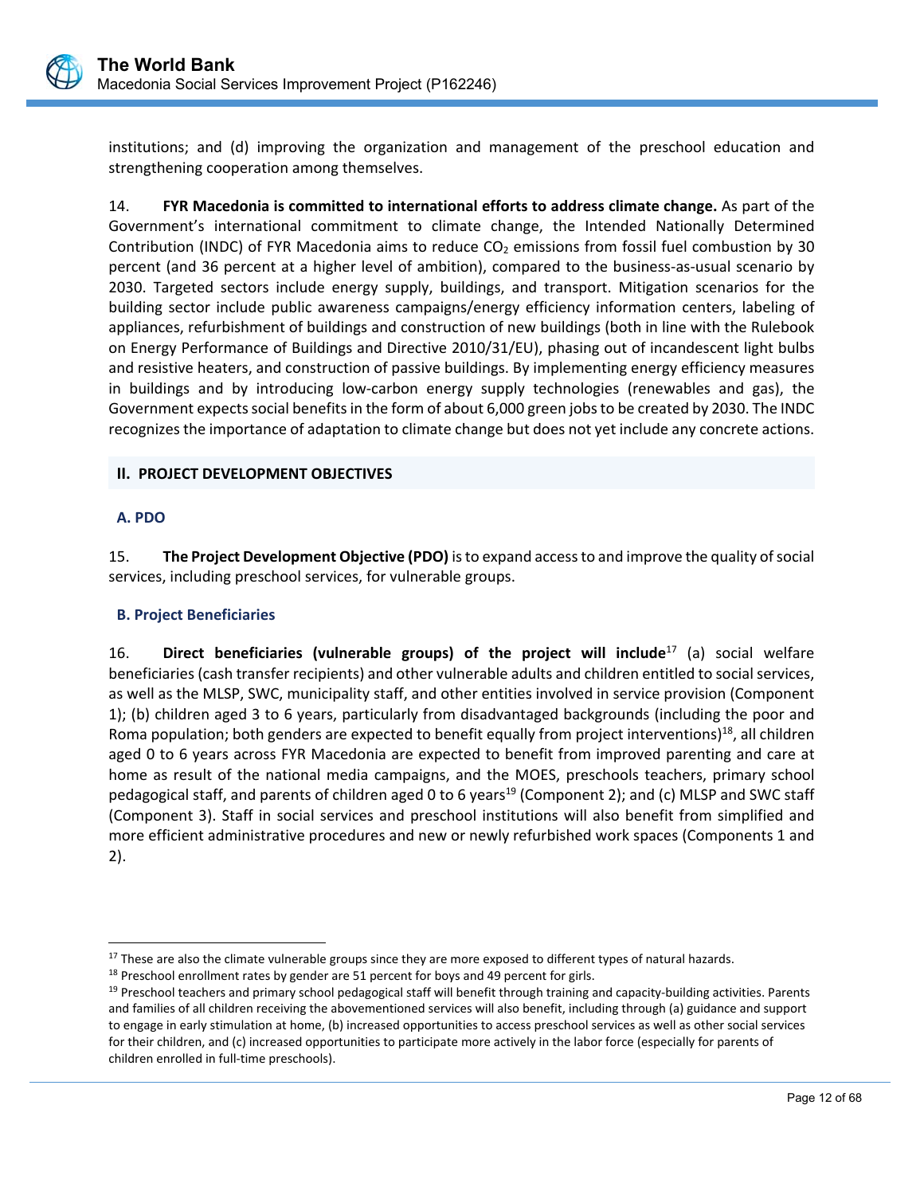institutions; and (d) improving the organization and management of the preschool education and strengthening cooperation among themselves.

14. **FYR Macedonia is committed to international efforts to address climate change.** As part of the Government's international commitment to climate change, the Intended Nationally Determined Contribution (INDC) of FYR Macedonia aims to reduce $CO_2$ emissions from fossil fuel combustion by 30 percent (and 36 percent at a higher level of ambition), compared to the business-as-usual scenario by 2030. Targeted sectors include energy supply, buildings, and transport. Mitigation scenarios for the building sector include public awareness campaigns/energy efficiency information centers, labeling of appliances, refurbishment of buildings and construction of new buildings (both in line with the Rulebook on Energy Performance of Buildings and Directive 2010/31/EU), phasing out of incandescent light bulbs and resistive heaters, and construction of passive buildings. By implementing energy efficiency measures in buildings and by introducing low-carbon energy supply technologies (renewables and gas), the Government expects social benefits in the form of about 6,000 green jobs to be created by 2030. The INDC recognizes the importance of adaptation to climate change but does not yet include any concrete actions.

## II. PROJECT DEVELOPMENT OBJECTIVES

### A. PDO

15. **The Project Development Objective (PDO)** is to expand access to and improve the quality of social services, including preschool services, for vulnerable groups.

### B. Project Beneficiaries

16. **Direct beneficiaries (vulnerable groups) of the project will include**[17] (a) social welfare beneficiaries (cash transfer recipients) and other vulnerable adults and children entitled to social services, as well as the MLSP, SWC, municipality staff, and other entities involved in service provision (Component 1); (b) children aged 3 to 6 years, particularly from disadvantaged backgrounds (including the poor and Roma population; both genders are expected to benefit equally from project interventions)[18], all children aged 0 to 6 years across FYR Macedonia are expected to benefit from improved parenting and care at home as result of the national media campaigns, and the MOES, preschools teachers, primary school pedagogical staff, and parents of children aged 0 to 6 years[19] (Component 2); and (c) MLSP and SWC staff (Component 3). Staff in social services and preschool institutions will also benefit from simplified and more efficient administrative procedures and new or newly refurbished work spaces (Components 1 and 2).

---

[17] These are also the climate vulnerable groups since they are more exposed to different types of natural hazards.

[18] Preschool enrollment rates by gender are 51 percent for boys and 49 percent for girls.

[19] Preschool teachers and primary school pedagogical staff will benefit through training and capacity-building activities. Parents and families of all children receiving the abovementioned services will also benefit, including through (a) guidance and support to engage in early stimulation at home, (b) increased opportunities to access preschool services as well as other social services for their children, and (c) increased opportunities to participate more actively in the labor force (especially for parents of children enrolled in full-time preschools).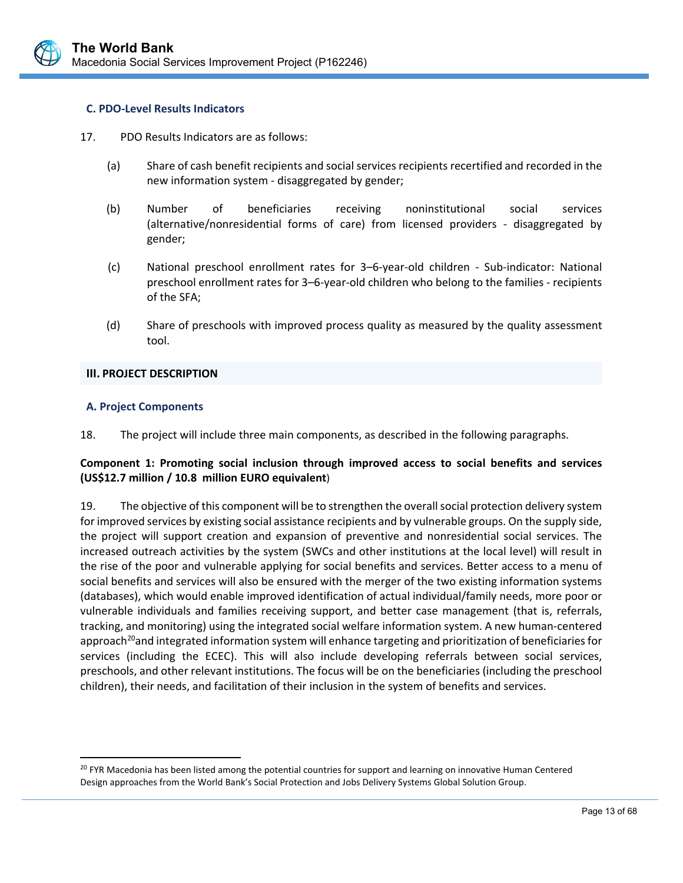### C. PDO-Level Results Indicators

17. PDO Results Indicators are as follows:

(a) Share of cash benefit recipients and social services recipients recertified and recorded in the new information system - disaggregated by gender;

(b) Number of beneficiaries receiving noninstitutional social services (alternative/nonresidential forms of care) from licensed providers - disaggregated by gender;

(c) National preschool enrollment rates for 3–6-year-old children - Sub-indicator: National preschool enrollment rates for 3–6-year-old children who belong to the families - recipients of the SFA;

(d) Share of preschools with improved process quality as measured by the quality assessment tool.

## III. PROJECT DESCRIPTION

### A. Project Components

18. The project will include three main components, as described in the following paragraphs.

**Component 1: Promoting social inclusion through improved access to social benefits and services (US$12.7 million / 10.8 million EURO equivalent**)

19. The objective of this component will be to strengthen the overall social protection delivery system for improved services by existing social assistance recipients and by vulnerable groups. On the supply side, the project will support creation and expansion of preventive and nonresidential social services. The increased outreach activities by the system (SWCs and other institutions at the local level) will result in the rise of the poor and vulnerable applying for social benefits and services. Better access to a menu of social benefits and services will also be ensured with the merger of the two existing information systems (databases), which would enable improved identification of actual individual/family needs, more poor or vulnerable individuals and families receiving support, and better case management (that is, referrals, tracking, and monitoring) using the integrated social welfare information system. A new human-centered approach[20]and integrated information system will enhance targeting and prioritization of beneficiaries for services (including the ECEC). This will also include developing referrals between social services, preschools, and other relevant institutions. The focus will be on the beneficiaries (including the preschool children), their needs, and facilitation of their inclusion in the system of benefits and services.

[20] FYR Macedonia has been listed among the potential countries for support and learning on innovative Human Centered Design approaches from the World Bank's Social Protection and Jobs Delivery Systems Global Solution Group.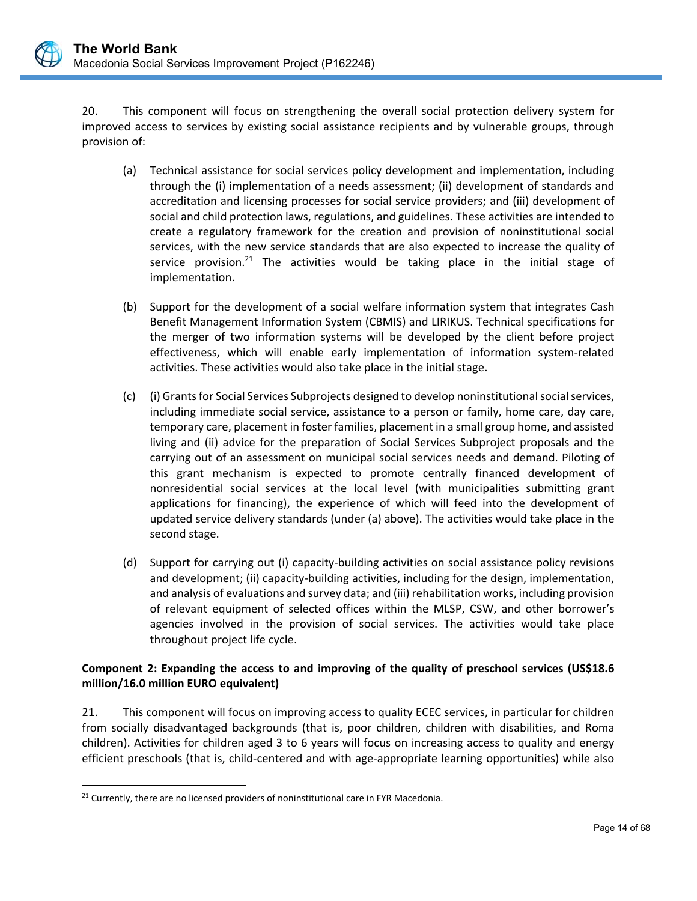20. This component will focus on strengthening the overall social protection delivery system for improved access to services by existing social assistance recipients and by vulnerable groups, through provision of:

(a) Technical assistance for social services policy development and implementation, including through the (i) implementation of a needs assessment; (ii) development of standards and accreditation and licensing processes for social service providers; and (iii) development of social and child protection laws, regulations, and guidelines. These activities are intended to create a regulatory framework for the creation and provision of noninstitutional social services, with the new service standards that are also expected to increase the quality of service provision.[21] The activities would be taking place in the initial stage of implementation.

(b) Support for the development of a social welfare information system that integrates Cash Benefit Management Information System (CBMIS) and LIRIKUS. Technical specifications for the merger of two information systems will be developed by the client before project effectiveness, which will enable early implementation of information system-related activities. These activities would also take place in the initial stage.

(c) (i) Grants for Social Services Subprojects designed to develop noninstitutional social services, including immediate social service, assistance to a person or family, home care, day care, temporary care, placement in foster families, placement in a small group home, and assisted living and (ii) advice for the preparation of Social Services Subproject proposals and the carrying out of an assessment on municipal social services needs and demand. Piloting of this grant mechanism is expected to promote centrally financed development of nonresidential social services at the local level (with municipalities submitting grant applications for financing), the experience of which will feed into the development of updated service delivery standards (under (a) above). The activities would take place in the second stage.

(d) Support for carrying out (i) capacity-building activities on social assistance policy revisions and development; (ii) capacity-building activities, including for the design, implementation, and analysis of evaluations and survey data; and (iii) rehabilitation works, including provision of relevant equipment of selected offices within the MLSP, CSW, and other borrower's agencies involved in the provision of social services. The activities would take place throughout project life cycle.

**Component 2: Expanding the access to and improving of the quality of preschool services (US$18.6 million/16.0 million EURO equivalent)**

21. This component will focus on improving access to quality ECEC services, in particular for children from socially disadvantaged backgrounds (that is, poor children, children with disabilities, and Roma children). Activities for children aged 3 to 6 years will focus on increasing access to quality and energy efficient preschools (that is, child-centered and with age-appropriate learning opportunities) while also

[21] Currently, there are no licensed providers of noninstitutional care in FYR Macedonia.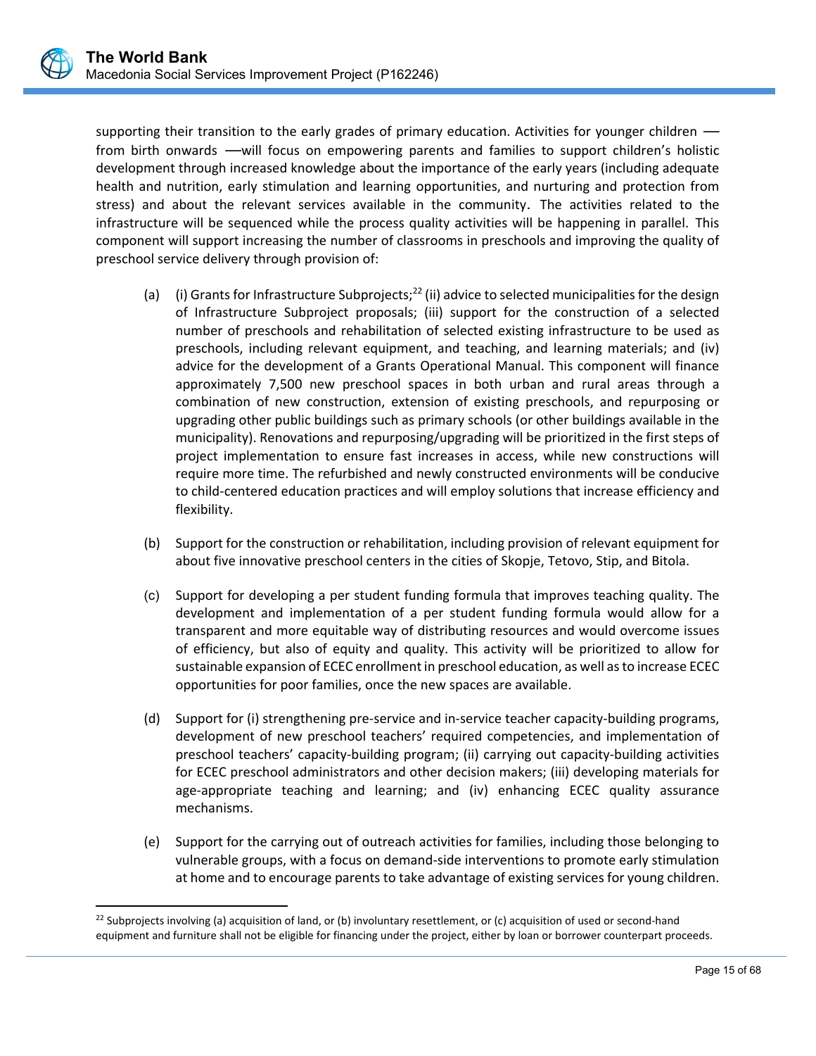supporting their transition to the early grades of primary education. Activities for younger children ––from birth onwards ––will focus on empowering parents and families to support children's holistic development through increased knowledge about the importance of the early years (including adequate health and nutrition, early stimulation and learning opportunities, and nurturing and protection from stress) and about the relevant services available in the community. The activities related to the infrastructure will be sequenced while the process quality activities will be happening in parallel. This component will support increasing the number of classrooms in preschools and improving the quality of preschool service delivery through provision of:

(a) (i) Grants for Infrastructure Subprojects;[22] (ii) advice to selected municipalities for the design of Infrastructure Subproject proposals; (iii) support for the construction of a selected number of preschools and rehabilitation of selected existing infrastructure to be used as preschools, including relevant equipment, and teaching, and learning materials; and (iv) advice for the development of a Grants Operational Manual. This component will finance approximately 7,500 new preschool spaces in both urban and rural areas through a combination of new construction, extension of existing preschools, and repurposing or upgrading other public buildings such as primary schools (or other buildings available in the municipality). Renovations and repurposing/upgrading will be prioritized in the first steps of project implementation to ensure fast increases in access, while new constructions will require more time. The refurbished and newly constructed environments will be conducive to child-centered education practices and will employ solutions that increase efficiency and flexibility.

(b) Support for the construction or rehabilitation, including provision of relevant equipment for about five innovative preschool centers in the cities of Skopje, Tetovo, Stip, and Bitola.

(c) Support for developing a per student funding formula that improves teaching quality. The development and implementation of a per student funding formula would allow for a transparent and more equitable way of distributing resources and would overcome issues of efficiency, but also of equity and quality. This activity will be prioritized to allow for sustainable expansion of ECEC enrollment in preschool education, as well as to increase ECEC opportunities for poor families, once the new spaces are available.

(d) Support for (i) strengthening pre-service and in-service teacher capacity-building programs, development of new preschool teachers' required competencies, and implementation of preschool teachers' capacity-building program; (ii) carrying out capacity-building activities for ECEC preschool administrators and other decision makers; (iii) developing materials for age-appropriate teaching and learning; and (iv) enhancing ECEC quality assurance mechanisms.

(e) Support for the carrying out of outreach activities for families, including those belonging to vulnerable groups, with a focus on demand-side interventions to promote early stimulation at home and to encourage parents to take advantage of existing services for young children.

[22] Subprojects involving (a) acquisition of land, or (b) involuntary resettlement, or (c) acquisition of used or second-hand equipment and furniture shall not be eligible for financing under the project, either by loan or borrower counterpart proceeds.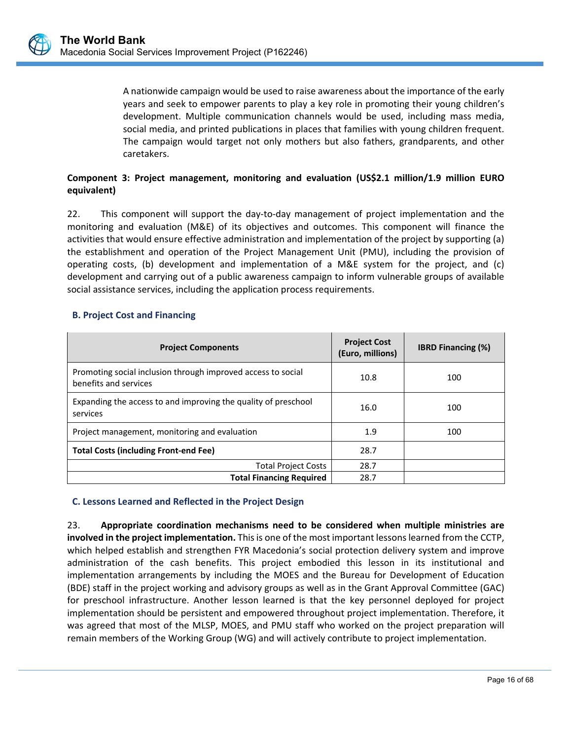A nationwide campaign would be used to raise awareness about the importance of the early years and seek to empower parents to play a key role in promoting their young children's development. Multiple communication channels would be used, including mass media, social media, and printed publications in places that families with young children frequent. The campaign would target not only mothers but also fathers, grandparents, and other caretakers.

**Component 3: Project management, monitoring and evaluation (US$2.1 million/1.9 million EURO equivalent)**

22. This component will support the day-to-day management of project implementation and the monitoring and evaluation (M&E) of its objectives and outcomes. This component will finance the activities that would ensure effective administration and implementation of the project by supporting (a) the establishment and operation of the Project Management Unit (PMU), including the provision of operating costs, (b) development and implementation of a M&E system for the project, and (c) development and carrying out of a public awareness campaign to inform vulnerable groups of available social assistance services, including the application process requirements.

### B. Project Cost and Financing

| Project Components | Project Cost (Euro, millions) | IBRD Financing (%) |
|---|---|---|
| Promoting social inclusion through improved access to social benefits and services | 10.8 | 100 |
| Expanding the access to and improving the quality of preschool services | 16.0 | 100 |
| Project management, monitoring and evaluation | 1.9 | 100 |
| **Total Costs (including Front-end Fee)** | 28.7 | |
| Total Project Costs | 28.7 | |
| **Total Financing Required** | 28.7 | |

### C. Lessons Learned and Reflected in the Project Design

23. **Appropriate coordination mechanisms need to be considered when multiple ministries are involved in the project implementation.** This is one of the most important lessons learned from the CCTP, which helped establish and strengthen FYR Macedonia's social protection delivery system and improve administration of the cash benefits. This project embodied this lesson in its institutional and implementation arrangements by including the MOES and the Bureau for Development of Education (BDE) staff in the project working and advisory groups as well as in the Grant Approval Committee (GAC) for preschool infrastructure. Another lesson learned is that the key personnel deployed for project implementation should be persistent and empowered throughout project implementation. Therefore, it was agreed that most of the MLSP, MOES, and PMU staff who worked on the project preparation will remain members of the Working Group (WG) and will actively contribute to project implementation.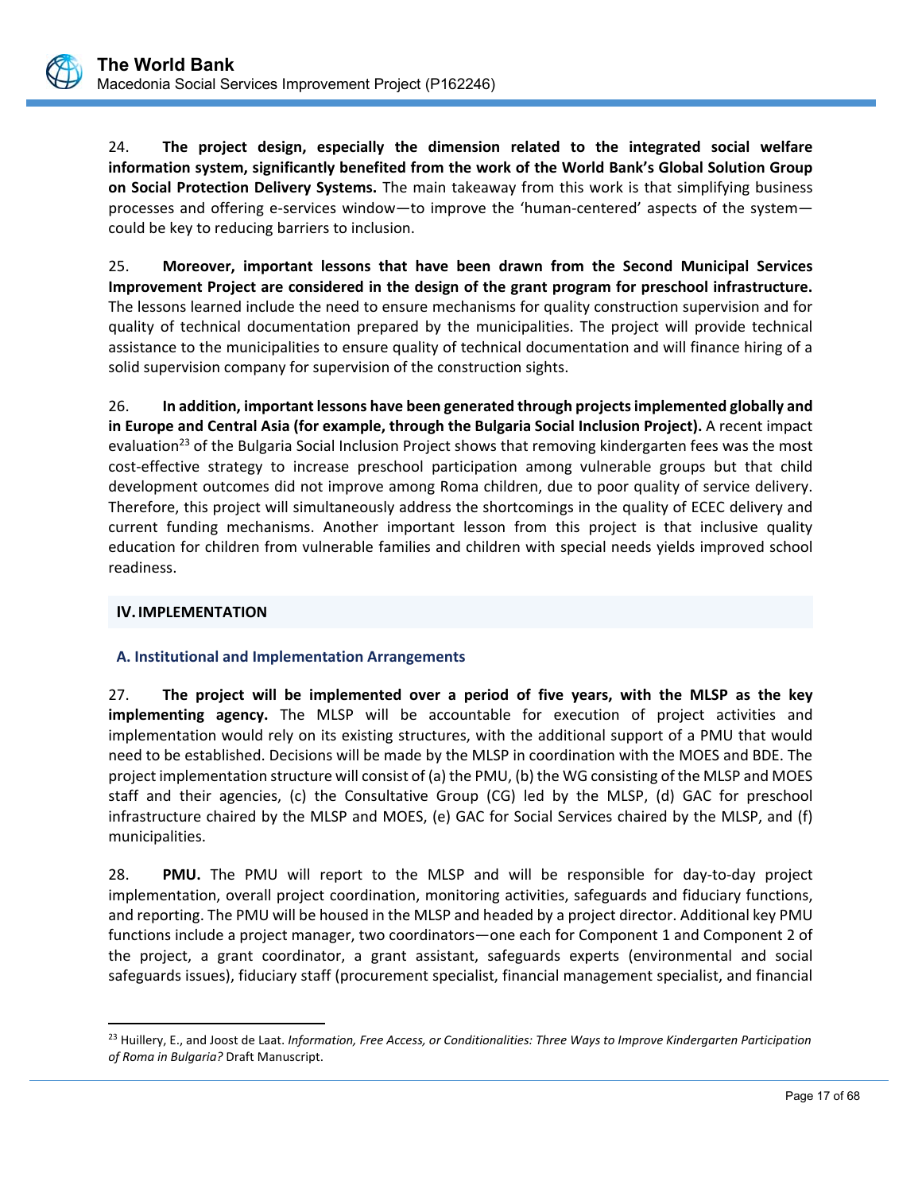24. **The project design, especially the dimension related to the integrated social welfare information system, significantly benefited from the work of the World Bank's Global Solution Group on Social Protection Delivery Systems.** The main takeaway from this work is that simplifying business processes and offering e-services window—to improve the 'human-centered' aspects of the system—could be key to reducing barriers to inclusion.

25. **Moreover, important lessons that have been drawn from the Second Municipal Services Improvement Project are considered in the design of the grant program for preschool infrastructure.** The lessons learned include the need to ensure mechanisms for quality construction supervision and for quality of technical documentation prepared by the municipalities. The project will provide technical assistance to the municipalities to ensure quality of technical documentation and will finance hiring of a solid supervision company for supervision of the construction sights.

26. **In addition, important lessons have been generated through projects implemented globally and in Europe and Central Asia (for example, through the Bulgaria Social Inclusion Project).** A recent impact evaluation[23] of the Bulgaria Social Inclusion Project shows that removing kindergarten fees was the most cost-effective strategy to increase preschool participation among vulnerable groups but that child development outcomes did not improve among Roma children, due to poor quality of service delivery. Therefore, this project will simultaneously address the shortcomings in the quality of ECEC delivery and current funding mechanisms. Another important lesson from this project is that inclusive quality education for children from vulnerable families and children with special needs yields improved school readiness.

## IV. IMPLEMENTATION

### A. Institutional and Implementation Arrangements

27. **The project will be implemented over a period of five years, with the MLSP as the key implementing agency.** The MLSP will be accountable for execution of project activities and implementation would rely on its existing structures, with the additional support of a PMU that would need to be established. Decisions will be made by the MLSP in coordination with the MOES and BDE. The project implementation structure will consist of (a) the PMU, (b) the WG consisting of the MLSP and MOES staff and their agencies, (c) the Consultative Group (CG) led by the MLSP, (d) GAC for preschool infrastructure chaired by the MLSP and MOES, (e) GAC for Social Services chaired by the MLSP, and (f) municipalities.

28. **PMU.** The PMU will report to the MLSP and will be responsible for day-to-day project implementation, overall project coordination, monitoring activities, safeguards and fiduciary functions, and reporting. The PMU will be housed in the MLSP and headed by a project director. Additional key PMU functions include a project manager, two coordinators—one each for Component 1 and Component 2 of the project, a grant coordinator, a grant assistant, safeguards experts (environmental and social safeguards issues), fiduciary staff (procurement specialist, financial management specialist, and financial

---

[23] Huillery, E., and Joost de Laat. *Information, Free Access, or Conditionalities: Three Ways to Improve Kindergarten Participation of Roma in Bulgaria?* Draft Manuscript.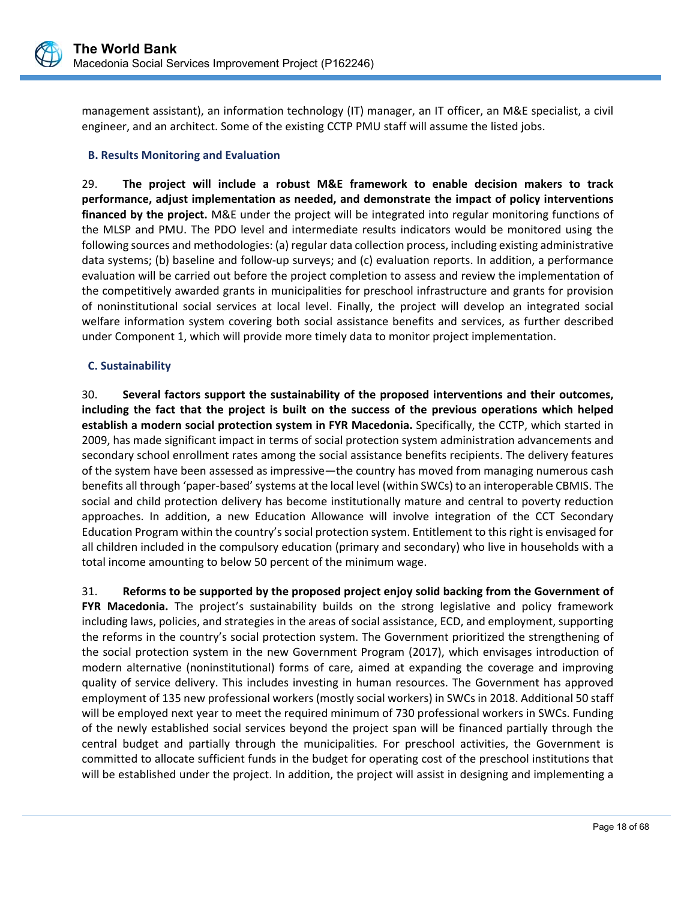management assistant), an information technology (IT) manager, an IT officer, an M&E specialist, a civil engineer, and an architect. Some of the existing CCTP PMU staff will assume the listed jobs.

### B. Results Monitoring and Evaluation

29. **The project will include a robust M&E framework to enable decision makers to track performance, adjust implementation as needed, and demonstrate the impact of policy interventions financed by the project.** M&E under the project will be integrated into regular monitoring functions of the MLSP and PMU. The PDO level and intermediate results indicators would be monitored using the following sources and methodologies: (a) regular data collection process, including existing administrative data systems; (b) baseline and follow-up surveys; and (c) evaluation reports. In addition, a performance evaluation will be carried out before the project completion to assess and review the implementation of the competitively awarded grants in municipalities for preschool infrastructure and grants for provision of noninstitutional social services at local level. Finally, the project will develop an integrated social welfare information system covering both social assistance benefits and services, as further described under Component 1, which will provide more timely data to monitor project implementation.

### C. Sustainability

30. **Several factors support the sustainability of the proposed interventions and their outcomes, including the fact that the project is built on the success of the previous operations which helped establish a modern social protection system in FYR Macedonia.** Specifically, the CCTP, which started in 2009, has made significant impact in terms of social protection system administration advancements and secondary school enrollment rates among the social assistance benefits recipients. The delivery features of the system have been assessed as impressive—the country has moved from managing numerous cash benefits all through 'paper-based' systems at the local level (within SWCs) to an interoperable CBMIS. The social and child protection delivery has become institutionally mature and central to poverty reduction approaches. In addition, a new Education Allowance will involve integration of the CCT Secondary Education Program within the country's social protection system. Entitlement to this right is envisaged for all children included in the compulsory education (primary and secondary) who live in households with a total income amounting to below 50 percent of the minimum wage.

31. **Reforms to be supported by the proposed project enjoy solid backing from the Government of FYR Macedonia.** The project's sustainability builds on the strong legislative and policy framework including laws, policies, and strategies in the areas of social assistance, ECD, and employment, supporting the reforms in the country's social protection system. The Government prioritized the strengthening of the social protection system in the new Government Program (2017), which envisages introduction of modern alternative (noninstitutional) forms of care, aimed at expanding the coverage and improving quality of service delivery. This includes investing in human resources. The Government has approved employment of 135 new professional workers (mostly social workers) in SWCs in 2018. Additional 50 staff will be employed next year to meet the required minimum of 730 professional workers in SWCs. Funding of the newly established social services beyond the project span will be financed partially through the central budget and partially through the municipalities. For preschool activities, the Government is committed to allocate sufficient funds in the budget for operating cost of the preschool institutions that will be established under the project. In addition, the project will assist in designing and implementing a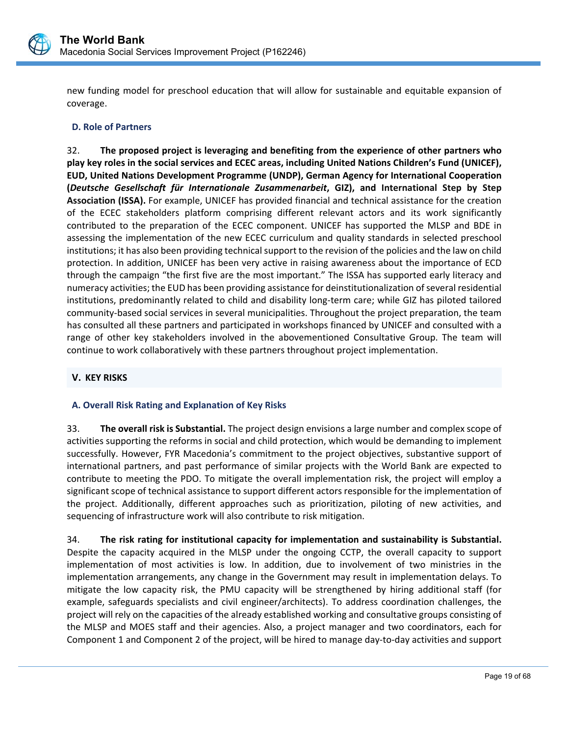new funding model for preschool education that will allow for sustainable and equitable expansion of coverage.

### D. Role of Partners

32. **The proposed project is leveraging and benefiting from the experience of other partners who play key roles in the social services and ECEC areas, including United Nations Children's Fund (UNICEF), EUD, United Nations Development Programme (UNDP), German Agency for International Cooperation (*Deutsche Gesellschaft für Internationale Zusammenarbeit*, GIZ), and International Step by Step Association (ISSA).** For example, UNICEF has provided financial and technical assistance for the creation of the ECEC stakeholders platform comprising different relevant actors and its work significantly contributed to the preparation of the ECEC component. UNICEF has supported the MLSP and BDE in assessing the implementation of the new ECEC curriculum and quality standards in selected preschool institutions; it has also been providing technical support to the revision of the policies and the law on child protection. In addition, UNICEF has been very active in raising awareness about the importance of ECD through the campaign "the first five are the most important." The ISSA has supported early literacy and numeracy activities; the EUD has been providing assistance for deinstitutionalization of several residential institutions, predominantly related to child and disability long-term care; while GIZ has piloted tailored community-based social services in several municipalities. Throughout the project preparation, the team has consulted all these partners and participated in workshops financed by UNICEF and consulted with a range of other key stakeholders involved in the abovementioned Consultative Group. The team will continue to work collaboratively with these partners throughout project implementation.

## V. KEY RISKS

### A. Overall Risk Rating and Explanation of Key Risks

33. **The overall risk is Substantial.** The project design envisions a large number and complex scope of activities supporting the reforms in social and child protection, which would be demanding to implement successfully. However, FYR Macedonia's commitment to the project objectives, substantive support of international partners, and past performance of similar projects with the World Bank are expected to contribute to meeting the PDO. To mitigate the overall implementation risk, the project will employ a significant scope of technical assistance to support different actors responsible for the implementation of the project. Additionally, different approaches such as prioritization, piloting of new activities, and sequencing of infrastructure work will also contribute to risk mitigation.

34. **The risk rating for institutional capacity for implementation and sustainability is Substantial.** Despite the capacity acquired in the MLSP under the ongoing CCTP, the overall capacity to support implementation of most activities is low. In addition, due to involvement of two ministries in the implementation arrangements, any change in the Government may result in implementation delays. To mitigate the low capacity risk, the PMU capacity will be strengthened by hiring additional staff (for example, safeguards specialists and civil engineer/architects). To address coordination challenges, the project will rely on the capacities of the already established working and consultative groups consisting of the MLSP and MOES staff and their agencies. Also, a project manager and two coordinators, each for Component 1 and Component 2 of the project, will be hired to manage day-to-day activities and support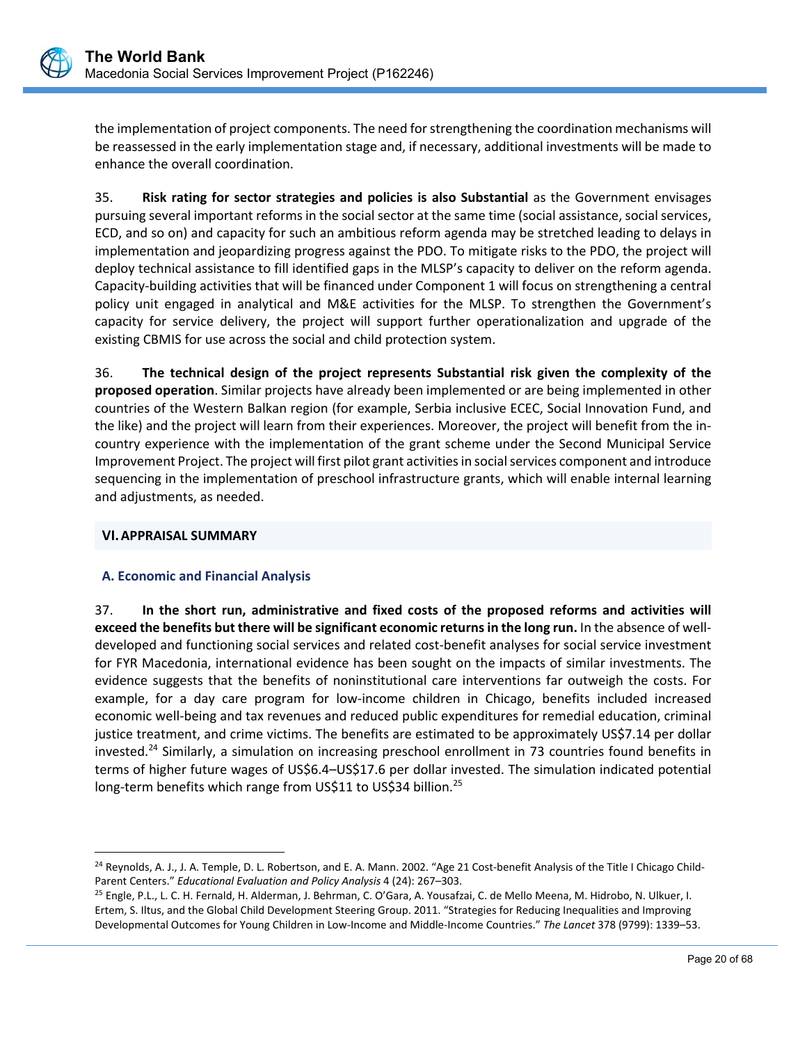the implementation of project components. The need for strengthening the coordination mechanisms will be reassessed in the early implementation stage and, if necessary, additional investments will be made to enhance the overall coordination.

35. **Risk rating for sector strategies and policies is also Substantial** as the Government envisages pursuing several important reforms in the social sector at the same time (social assistance, social services, ECD, and so on) and capacity for such an ambitious reform agenda may be stretched leading to delays in implementation and jeopardizing progress against the PDO. To mitigate risks to the PDO, the project will deploy technical assistance to fill identified gaps in the MLSP's capacity to deliver on the reform agenda. Capacity-building activities that will be financed under Component 1 will focus on strengthening a central policy unit engaged in analytical and M&E activities for the MLSP. To strengthen the Government's capacity for service delivery, the project will support further operationalization and upgrade of the existing CBMIS for use across the social and child protection system.

36. **The technical design of the project represents Substantial risk given the complexity of the proposed operation**. Similar projects have already been implemented or are being implemented in other countries of the Western Balkan region (for example, Serbia inclusive ECEC, Social Innovation Fund, and the like) and the project will learn from their experiences. Moreover, the project will benefit from the in-country experience with the implementation of the grant scheme under the Second Municipal Service Improvement Project. The project will first pilot grant activities in social services component and introduce sequencing in the implementation of preschool infrastructure grants, which will enable internal learning and adjustments, as needed.

## VI. APPRAISAL SUMMARY

### A. Economic and Financial Analysis

37. **In the short run, administrative and fixed costs of the proposed reforms and activities will exceed the benefits but there will be significant economic returns in the long run.** In the absence of well-developed and functioning social services and related cost-benefit analyses for social service investment for FYR Macedonia, international evidence has been sought on the impacts of similar investments. The evidence suggests that the benefits of noninstitutional care interventions far outweigh the costs. For example, for a day care program for low-income children in Chicago, benefits included increased economic well-being and tax revenues and reduced public expenditures for remedial education, criminal justice treatment, and crime victims. The benefits are estimated to be approximately US$7.14 per dollar invested.[24] Similarly, a simulation on increasing preschool enrollment in 73 countries found benefits in terms of higher future wages of US$6.4–US$17.6 per dollar invested. The simulation indicated potential long-term benefits which range from US$11 to US$34 billion.[25]

---

[24] Reynolds, A. J., J. A. Temple, D. L. Robertson, and E. A. Mann. 2002. "Age 21 Cost-benefit Analysis of the Title I Chicago Child-Parent Centers." *Educational Evaluation and Policy Analysis* 4 (24): 267–303.

[25] Engle, P.L., L. C. H. Fernald, H. Alderman, J. Behrman, C. O'Gara, A. Yousafzai, C. de Mello Meena, M. Hidrobo, N. Ulkuer, I. Ertem, S. Iltus, and the Global Child Development Steering Group. 2011. "Strategies for Reducing Inequalities and Improving Developmental Outcomes for Young Children in Low-Income and Middle-Income Countries." *The Lancet* 378 (9799): 1339–53.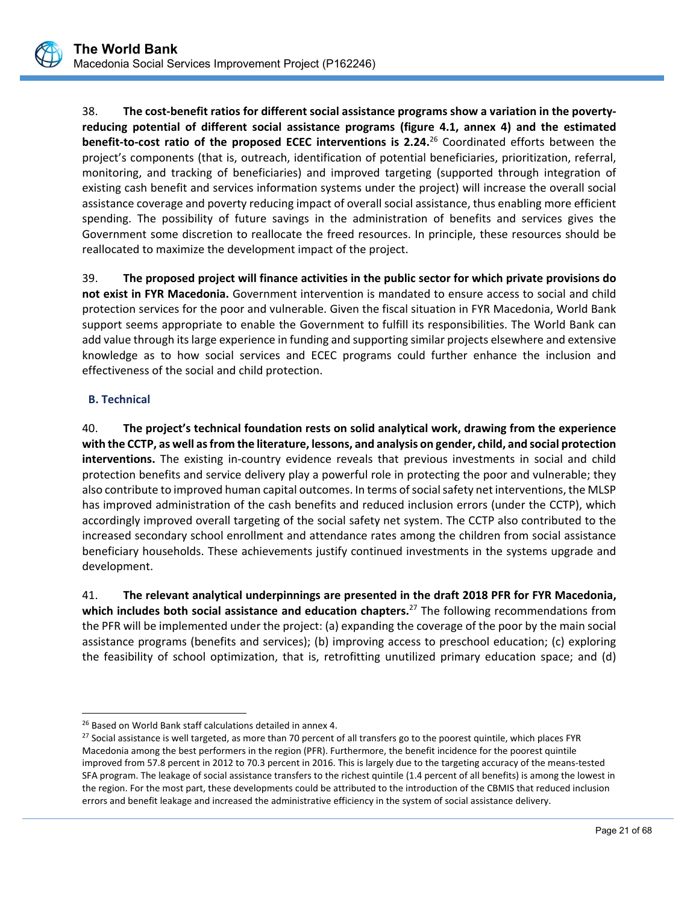38. **The cost-benefit ratios for different social assistance programs show a variation in the poverty-reducing potential of different social assistance programs (figure 4.1, annex 4) and the estimated benefit-to-cost ratio of the proposed ECEC interventions is 2.24.**[26] Coordinated efforts between the project's components (that is, outreach, identification of potential beneficiaries, prioritization, referral, monitoring, and tracking of beneficiaries) and improved targeting (supported through integration of existing cash benefit and services information systems under the project) will increase the overall social assistance coverage and poverty reducing impact of overall social assistance, thus enabling more efficient spending. The possibility of future savings in the administration of benefits and services gives the Government some discretion to reallocate the freed resources. In principle, these resources should be reallocated to maximize the development impact of the project.

39. **The proposed project will finance activities in the public sector for which private provisions do not exist in FYR Macedonia.** Government intervention is mandated to ensure access to social and child protection services for the poor and vulnerable. Given the fiscal situation in FYR Macedonia, World Bank support seems appropriate to enable the Government to fulfill its responsibilities. The World Bank can add value through its large experience in funding and supporting similar projects elsewhere and extensive knowledge as to how social services and ECEC programs could further enhance the inclusion and effectiveness of the social and child protection.

## B. Technical

40. **The project's technical foundation rests on solid analytical work, drawing from the experience with the CCTP, as well as from the literature, lessons, and analysis on gender, child, and social protection interventions.** The existing in-country evidence reveals that previous investments in social and child protection benefits and service delivery play a powerful role in protecting the poor and vulnerable; they also contribute to improved human capital outcomes. In terms of social safety net interventions, the MLSP has improved administration of the cash benefits and reduced inclusion errors (under the CCTP), which accordingly improved overall targeting of the social safety net system. The CCTP also contributed to the increased secondary school enrollment and attendance rates among the children from social assistance beneficiary households. These achievements justify continued investments in the systems upgrade and development.

41. **The relevant analytical underpinnings are presented in the draft 2018 PFR for FYR Macedonia, which includes both social assistance and education chapters.**[27] The following recommendations from the PFR will be implemented under the project: (a) expanding the coverage of the poor by the main social assistance programs (benefits and services); (b) improving access to preschool education; (c) exploring the feasibility of school optimization, that is, retrofitting unutilized primary education space; and (d)

---

[26] Based on World Bank staff calculations detailed in annex 4.

[27] Social assistance is well targeted, as more than 70 percent of all transfers go to the poorest quintile, which places FYR Macedonia among the best performers in the region (PFR). Furthermore, the benefit incidence for the poorest quintile improved from 57.8 percent in 2012 to 70.3 percent in 2016. This is largely due to the targeting accuracy of the means-tested SFA program. The leakage of social assistance transfers to the richest quintile (1.4 percent of all benefits) is among the lowest in the region. For the most part, these developments could be attributed to the introduction of the CBMIS that reduced inclusion errors and benefit leakage and increased the administrative efficiency in the system of social assistance delivery.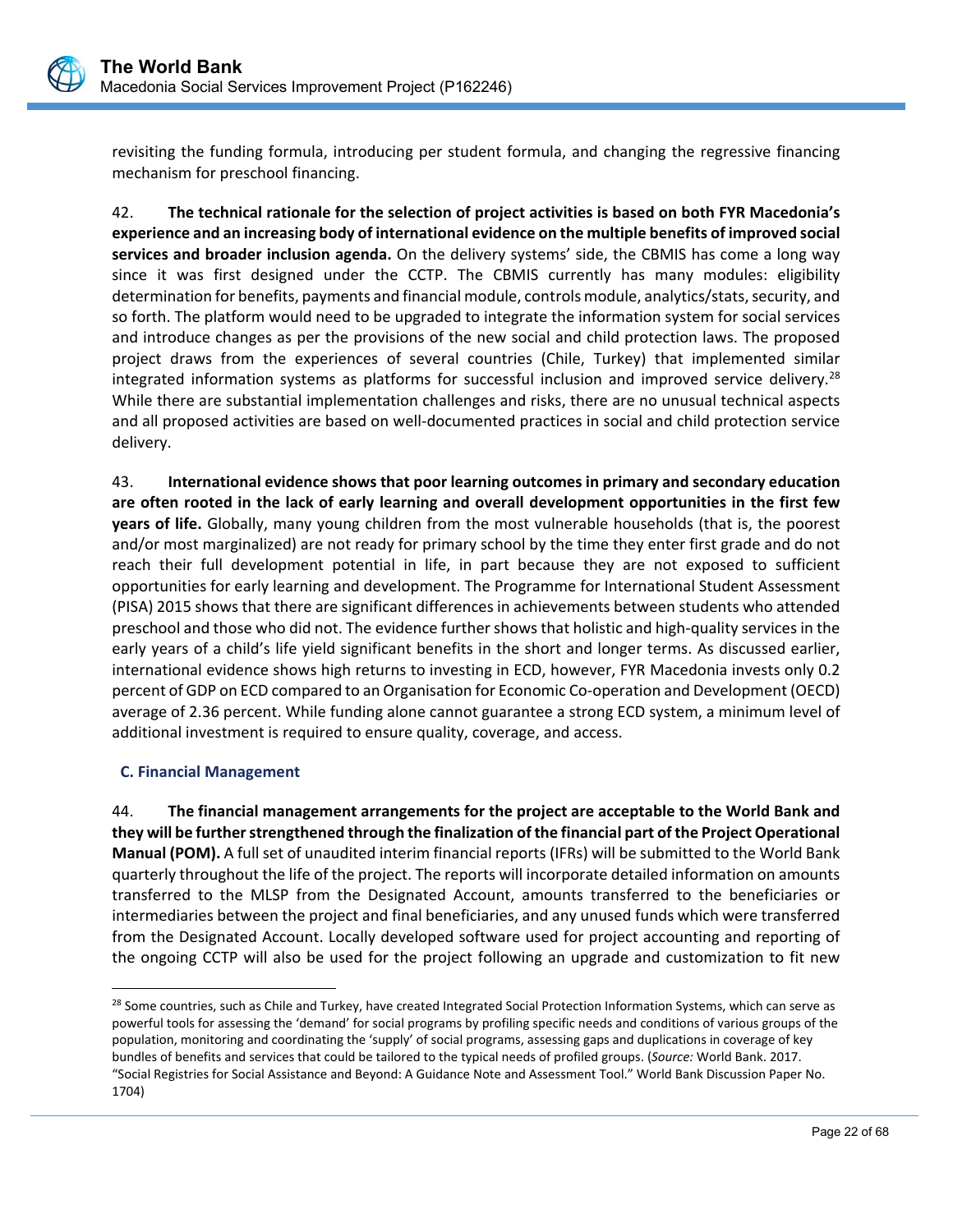revisiting the funding formula, introducing per student formula, and changing the regressive financing mechanism for preschool financing.

42. **The technical rationale for the selection of project activities is based on both FYR Macedonia's experience and an increasing body of international evidence on the multiple benefits of improved social services and broader inclusion agenda.** On the delivery systems' side, the CBMIS has come a long way since it was first designed under the CCTP. The CBMIS currently has many modules: eligibility determination for benefits, payments and financial module, controls module, analytics/stats, security, and so forth. The platform would need to be upgraded to integrate the information system for social services and introduce changes as per the provisions of the new social and child protection laws. The proposed project draws from the experiences of several countries (Chile, Turkey) that implemented similar integrated information systems as platforms for successful inclusion and improved service delivery.[28] While there are substantial implementation challenges and risks, there are no unusual technical aspects and all proposed activities are based on well-documented practices in social and child protection service delivery.

43. **International evidence shows that poor learning outcomes in primary and secondary education are often rooted in the lack of early learning and overall development opportunities in the first few years of life.** Globally, many young children from the most vulnerable households (that is, the poorest and/or most marginalized) are not ready for primary school by the time they enter first grade and do not reach their full development potential in life, in part because they are not exposed to sufficient opportunities for early learning and development. The Programme for International Student Assessment (PISA) 2015 shows that there are significant differences in achievements between students who attended preschool and those who did not. The evidence further shows that holistic and high-quality services in the early years of a child's life yield significant benefits in the short and longer terms. As discussed earlier, international evidence shows high returns to investing in ECD, however, FYR Macedonia invests only 0.2 percent of GDP on ECD compared to an Organisation for Economic Co-operation and Development (OECD) average of 2.36 percent. While funding alone cannot guarantee a strong ECD system, a minimum level of additional investment is required to ensure quality, coverage, and access.

### C. Financial Management

44. **The financial management arrangements for the project are acceptable to the World Bank and they will be further strengthened through the finalization of the financial part of the Project Operational Manual (POM).** A full set of unaudited interim financial reports (IFRs) will be submitted to the World Bank quarterly throughout the life of the project. The reports will incorporate detailed information on amounts transferred to the MLSP from the Designated Account, amounts transferred to the beneficiaries or intermediaries between the project and final beneficiaries, and any unused funds which were transferred from the Designated Account. Locally developed software used for project accounting and reporting of the ongoing CCTP will also be used for the project following an upgrade and customization to fit new

[28] Some countries, such as Chile and Turkey, have created Integrated Social Protection Information Systems, which can serve as powerful tools for assessing the 'demand' for social programs by profiling specific needs and conditions of various groups of the population, monitoring and coordinating the 'supply' of social programs, assessing gaps and duplications in coverage of key bundles of benefits and services that could be tailored to the typical needs of profiled groups. (*Source:* World Bank. 2017. "Social Registries for Social Assistance and Beyond: A Guidance Note and Assessment Tool." World Bank Discussion Paper No. 1704)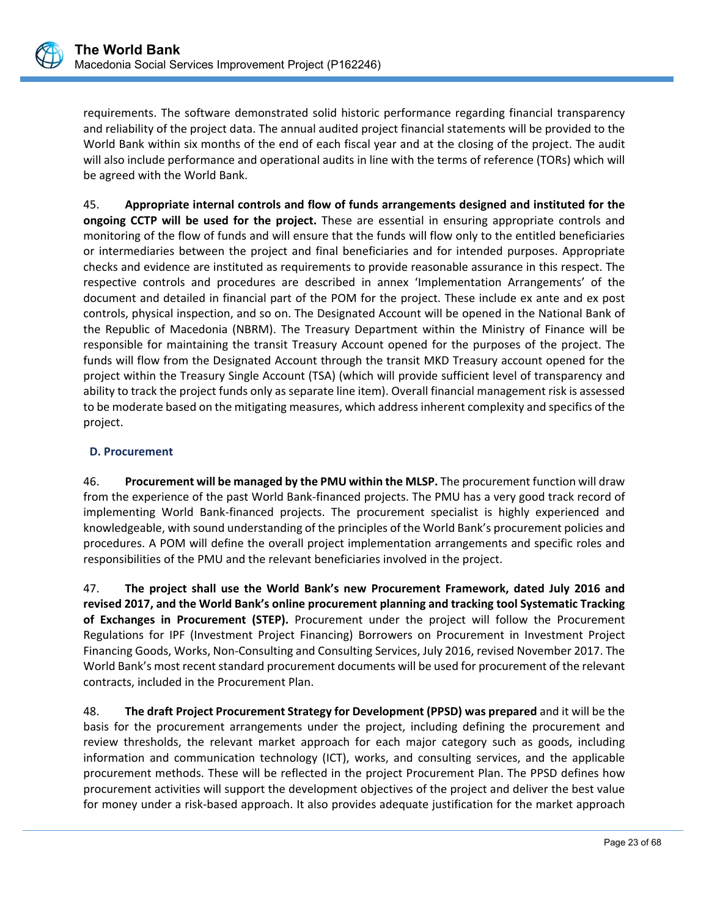requirements. The software demonstrated solid historic performance regarding financial transparency and reliability of the project data. The annual audited project financial statements will be provided to the World Bank within six months of the end of each fiscal year and at the closing of the project. The audit will also include performance and operational audits in line with the terms of reference (TORs) which will be agreed with the World Bank.

45. **Appropriate internal controls and flow of funds arrangements designed and instituted for the ongoing CCTP will be used for the project.** These are essential in ensuring appropriate controls and monitoring of the flow of funds and will ensure that the funds will flow only to the entitled beneficiaries or intermediaries between the project and final beneficiaries and for intended purposes. Appropriate checks and evidence are instituted as requirements to provide reasonable assurance in this respect. The respective controls and procedures are described in annex 'Implementation Arrangements' of the document and detailed in financial part of the POM for the project. These include ex ante and ex post controls, physical inspection, and so on. The Designated Account will be opened in the National Bank of the Republic of Macedonia (NBRM). The Treasury Department within the Ministry of Finance will be responsible for maintaining the transit Treasury Account opened for the purposes of the project. The funds will flow from the Designated Account through the transit MKD Treasury account opened for the project within the Treasury Single Account (TSA) (which will provide sufficient level of transparency and ability to track the project funds only as separate line item). Overall financial management risk is assessed to be moderate based on the mitigating measures, which address inherent complexity and specifics of the project.

### D. Procurement

46. **Procurement will be managed by the PMU within the MLSP.** The procurement function will draw from the experience of the past World Bank-financed projects. The PMU has a very good track record of implementing World Bank-financed projects. The procurement specialist is highly experienced and knowledgeable, with sound understanding of the principles of the World Bank's procurement policies and procedures. A POM will define the overall project implementation arrangements and specific roles and responsibilities of the PMU and the relevant beneficiaries involved in the project.

47. **The project shall use the World Bank's new Procurement Framework, dated July 2016 and revised 2017, and the World Bank's online procurement planning and tracking tool Systematic Tracking of Exchanges in Procurement (STEP).** Procurement under the project will follow the Procurement Regulations for IPF (Investment Project Financing) Borrowers on Procurement in Investment Project Financing Goods, Works, Non-Consulting and Consulting Services, July 2016, revised November 2017. The World Bank's most recent standard procurement documents will be used for procurement of the relevant contracts, included in the Procurement Plan.

48. **The draft Project Procurement Strategy for Development (PPSD) was prepared** and it will be the basis for the procurement arrangements under the project, including defining the procurement and review thresholds, the relevant market approach for each major category such as goods, including information and communication technology (ICT), works, and consulting services, and the applicable procurement methods. These will be reflected in the project Procurement Plan. The PPSD defines how procurement activities will support the development objectives of the project and deliver the best value for money under a risk-based approach. It also provides adequate justification for the market approach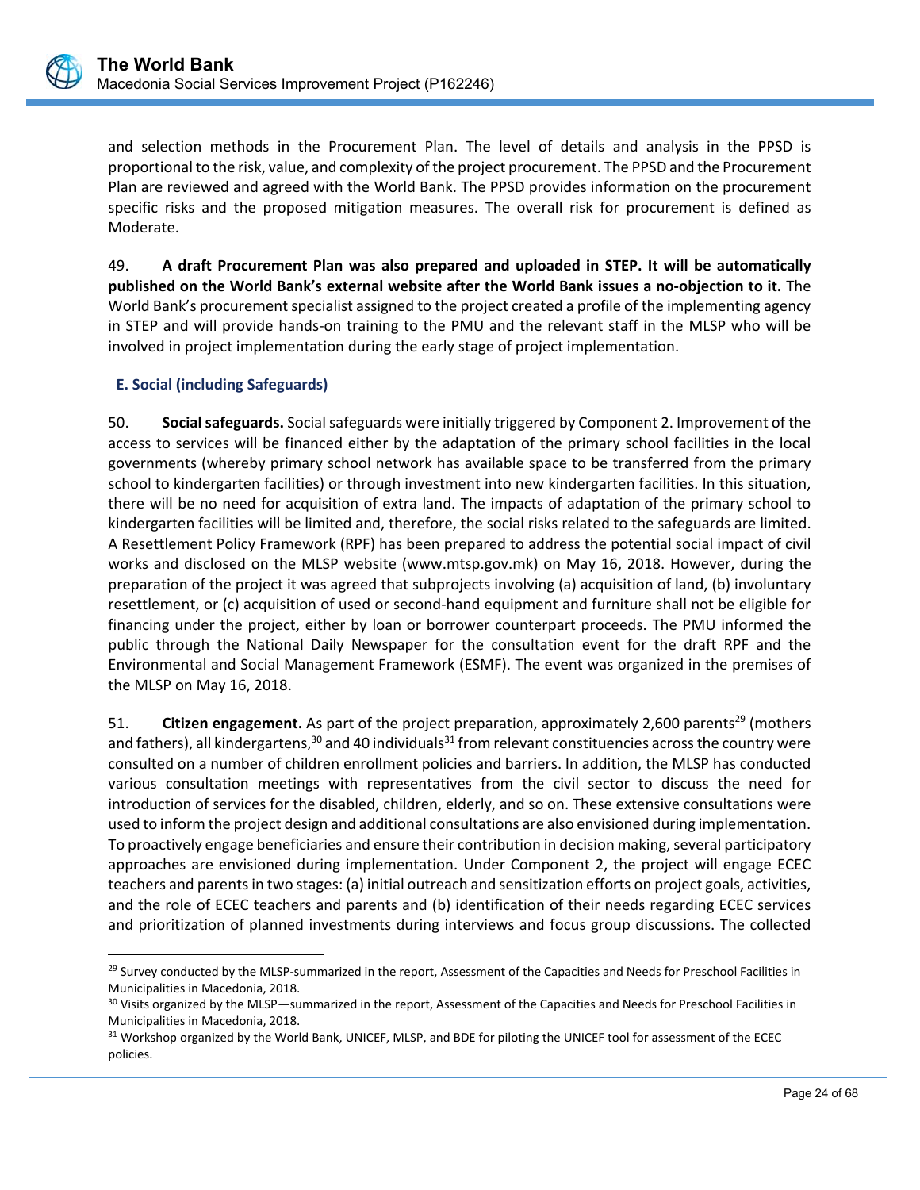and selection methods in the Procurement Plan. The level of details and analysis in the PPSD is proportional to the risk, value, and complexity of the project procurement. The PPSD and the Procurement Plan are reviewed and agreed with the World Bank. The PPSD provides information on the procurement specific risks and the proposed mitigation measures. The overall risk for procurement is defined as Moderate.

49. **A draft Procurement Plan was also prepared and uploaded in STEP. It will be automatically published on the World Bank's external website after the World Bank issues a no-objection to it.** The World Bank's procurement specialist assigned to the project created a profile of the implementing agency in STEP and will provide hands-on training to the PMU and the relevant staff in the MLSP who will be involved in project implementation during the early stage of project implementation.

### E. Social (including Safeguards)

50. **Social safeguards.** Social safeguards were initially triggered by Component 2. Improvement of the access to services will be financed either by the adaptation of the primary school facilities in the local governments (whereby primary school network has available space to be transferred from the primary school to kindergarten facilities) or through investment into new kindergarten facilities. In this situation, there will be no need for acquisition of extra land. The impacts of adaptation of the primary school to kindergarten facilities will be limited and, therefore, the social risks related to the safeguards are limited. A Resettlement Policy Framework (RPF) has been prepared to address the potential social impact of civil works and disclosed on the MLSP website (www.mtsp.gov.mk) on May 16, 2018. However, during the preparation of the project it was agreed that subprojects involving (a) acquisition of land, (b) involuntary resettlement, or (c) acquisition of used or second-hand equipment and furniture shall not be eligible for financing under the project, either by loan or borrower counterpart proceeds. The PMU informed the public through the National Daily Newspaper for the consultation event for the draft RPF and the Environmental and Social Management Framework (ESMF). The event was organized in the premises of the MLSP on May 16, 2018.

51. **Citizen engagement.** As part of the project preparation, approximately 2,600 parents[29] (mothers and fathers), all kindergartens,[30] and 40 individuals[31] from relevant constituencies across the country were consulted on a number of children enrollment policies and barriers. In addition, the MLSP has conducted various consultation meetings with representatives from the civil sector to discuss the need for introduction of services for the disabled, children, elderly, and so on. These extensive consultations were used to inform the project design and additional consultations are also envisioned during implementation. To proactively engage beneficiaries and ensure their contribution in decision making, several participatory approaches are envisioned during implementation. Under Component 2, the project will engage ECEC teachers and parents in two stages: (a) initial outreach and sensitization efforts on project goals, activities, and the role of ECEC teachers and parents and (b) identification of their needs regarding ECEC services and prioritization of planned investments during interviews and focus group discussions. The collected

[29] Survey conducted by the MLSP-summarized in the report, Assessment of the Capacities and Needs for Preschool Facilities in Municipalities in Macedonia, 2018.

[30] Visits organized by the MLSP—summarized in the report, Assessment of the Capacities and Needs for Preschool Facilities in Municipalities in Macedonia, 2018.

[31] Workshop organized by the World Bank, UNICEF, MLSP, and BDE for piloting the UNICEF tool for assessment of the ECEC policies.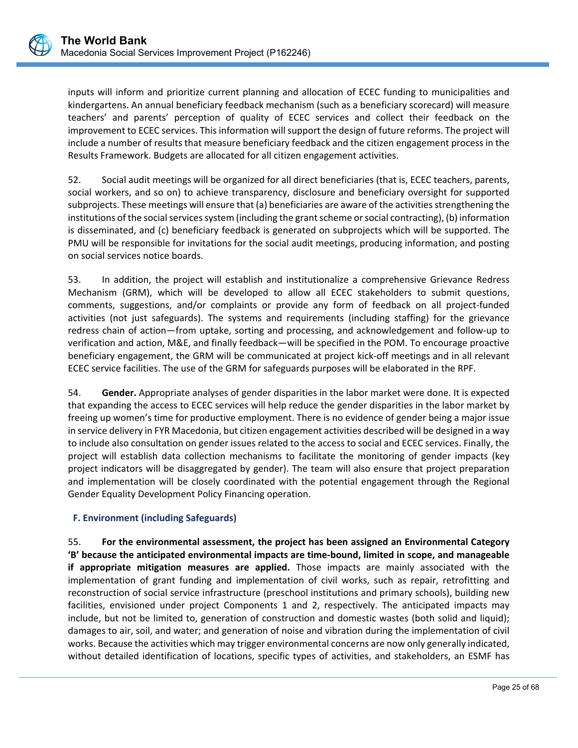inputs will inform and prioritize current planning and allocation of ECEC funding to municipalities and kindergartens. An annual beneficiary feedback mechanism (such as a beneficiary scorecard) will measure teachers' and parents' perception of quality of ECEC services and collect their feedback on the improvement to ECEC services. This information will support the design of future reforms. The project will include a number of results that measure beneficiary feedback and the citizen engagement process in the Results Framework. Budgets are allocated for all citizen engagement activities.

52. Social audit meetings will be organized for all direct beneficiaries (that is, ECEC teachers, parents, social workers, and so on) to achieve transparency, disclosure and beneficiary oversight for supported subprojects. These meetings will ensure that (a) beneficiaries are aware of the activities strengthening the institutions of the social services system (including the grant scheme or social contracting), (b) information is disseminated, and (c) beneficiary feedback is generated on subprojects which will be supported. The PMU will be responsible for invitations for the social audit meetings, producing information, and posting on social services notice boards.

53. In addition, the project will establish and institutionalize a comprehensive Grievance Redress Mechanism (GRM), which will be developed to allow all ECEC stakeholders to submit questions, comments, suggestions, and/or complaints or provide any form of feedback on all project-funded activities (not just safeguards). The systems and requirements (including staffing) for the grievance redress chain of action—from uptake, sorting and processing, and acknowledgement and follow-up to verification and action, M&E, and finally feedback—will be specified in the POM. To encourage proactive beneficiary engagement, the GRM will be communicated at project kick-off meetings and in all relevant ECEC service facilities. The use of the GRM for safeguards purposes will be elaborated in the RPF.

54. **Gender.** Appropriate analyses of gender disparities in the labor market were done. It is expected that expanding the access to ECEC services will help reduce the gender disparities in the labor market by freeing up women's time for productive employment. There is no evidence of gender being a major issue in service delivery in FYR Macedonia, but citizen engagement activities described will be designed in a way to include also consultation on gender issues related to the access to social and ECEC services. Finally, the project will establish data collection mechanisms to facilitate the monitoring of gender impacts (key project indicators will be disaggregated by gender). The team will also ensure that project preparation and implementation will be closely coordinated with the potential engagement through the Regional Gender Equality Development Policy Financing operation.

### F. Environment (including Safeguards)

55. **For the environmental assessment, the project has been assigned an Environmental Category 'B' because the anticipated environmental impacts are time-bound, limited in scope, and manageable if appropriate mitigation measures are applied.** Those impacts are mainly associated with the implementation of grant funding and implementation of civil works, such as repair, retrofitting and reconstruction of social service infrastructure (preschool institutions and primary schools), building new facilities, envisioned under project Components 1 and 2, respectively. The anticipated impacts may include, but not be limited to, generation of construction and domestic wastes (both solid and liquid); damages to air, soil, and water; and generation of noise and vibration during the implementation of civil works. Because the activities which may trigger environmental concerns are now only generally indicated, without detailed identification of locations, specific types of activities, and stakeholders, an ESMF has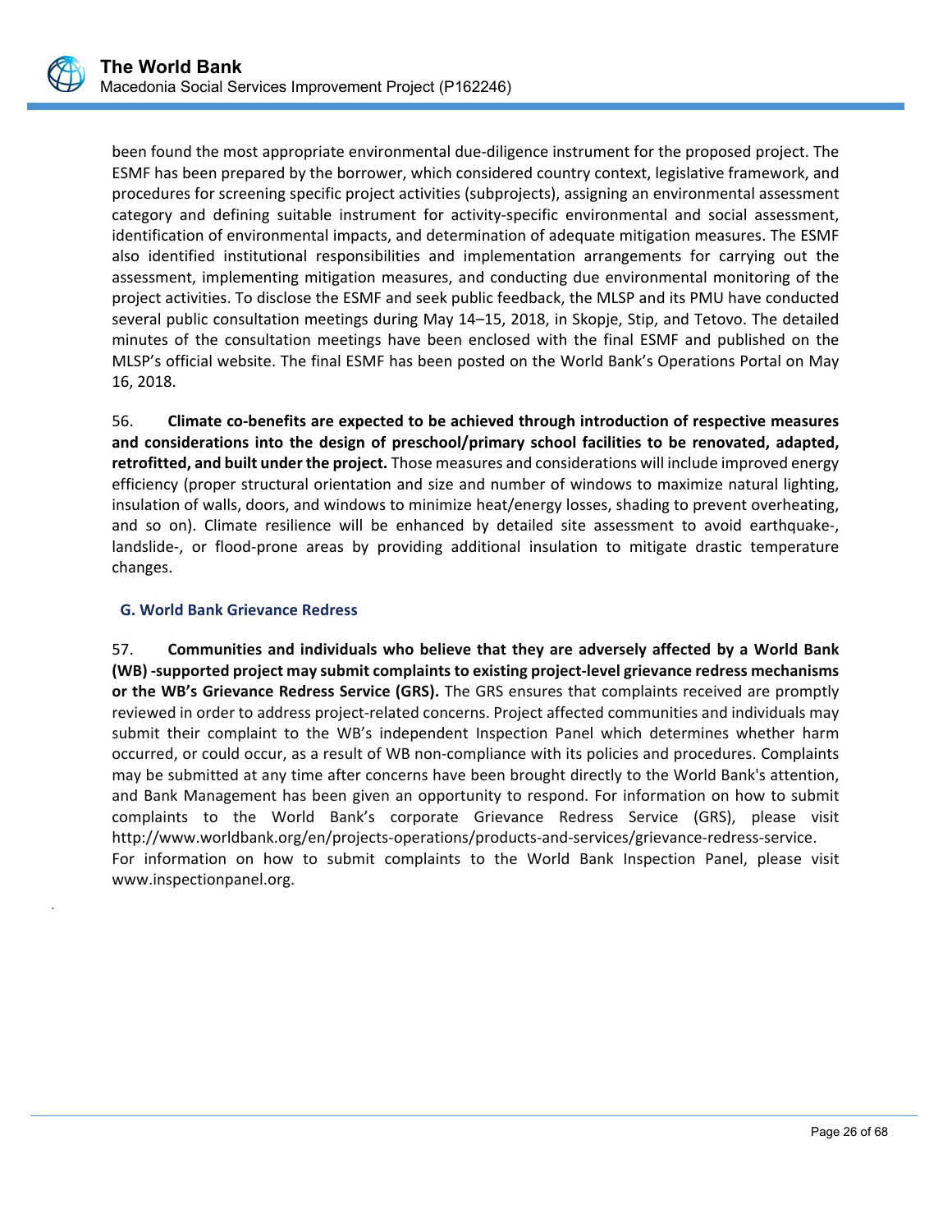been found the most appropriate environmental due-diligence instrument for the proposed project. The ESMF has been prepared by the borrower, which considered country context, legislative framework, and procedures for screening specific project activities (subprojects), assigning an environmental assessment category and defining suitable instrument for activity-specific environmental and social assessment, identification of environmental impacts, and determination of adequate mitigation measures. The ESMF also identified institutional responsibilities and implementation arrangements for carrying out the assessment, implementing mitigation measures, and conducting due environmental monitoring of the project activities. To disclose the ESMF and seek public feedback, the MLSP and its PMU have conducted several public consultation meetings during May 14–15, 2018, in Skopje, Stip, and Tetovo. The detailed minutes of the consultation meetings have been enclosed with the final ESMF and published on the MLSP's official website. The final ESMF has been posted on the World Bank's Operations Portal on May 16, 2018.

56. **Climate co-benefits are expected to be achieved through introduction of respective measures and considerations into the design of preschool/primary school facilities to be renovated, adapted, retrofitted, and built under the project.** Those measures and considerations will include improved energy efficiency (proper structural orientation and size and number of windows to maximize natural lighting, insulation of walls, doors, and windows to minimize heat/energy losses, shading to prevent overheating, and so on). Climate resilience will be enhanced by detailed site assessment to avoid earthquake-, landslide-, or flood-prone areas by providing additional insulation to mitigate drastic temperature changes.

## G. World Bank Grievance Redress

57. **Communities and individuals who believe that they are adversely affected by a World Bank (WB) -supported project may submit complaints to existing project-level grievance redress mechanisms or the WB's Grievance Redress Service (GRS).** The GRS ensures that complaints received are promptly reviewed in order to address project-related concerns. Project affected communities and individuals may submit their complaint to the WB's independent Inspection Panel which determines whether harm occurred, or could occur, as a result of WB non-compliance with its policies and procedures. Complaints may be submitted at any time after concerns have been brought directly to the World Bank's attention, and Bank Management has been given an opportunity to respond. For information on how to submit complaints to the World Bank's corporate Grievance Redress Service (GRS), please visit http://www.worldbank.org/en/projects-operations/products-and-services/grievance-redress-service. For information on how to submit complaints to the World Bank Inspection Panel, please visit www.inspectionpanel.org.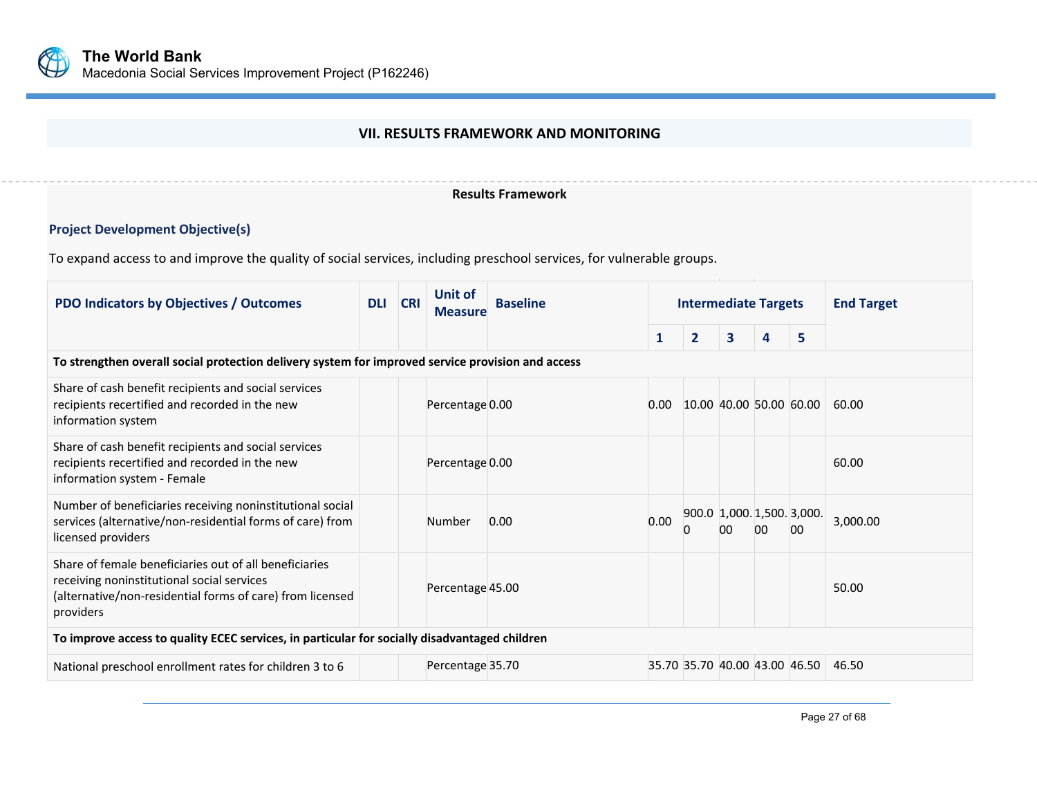## VII. RESULTS FRAMEWORK AND MONITORING

### Results Framework

**Project Development Objective(s)**

To expand access to and improve the quality of social services, including preschool services, for vulnerable groups.

| PDO Indicators by Objectives / Outcomes | DLI | CRI | Unit of Measure | Baseline | Intermediate Targets | | | | | End Target |
|---|---|---|---|---|---|---|---|---|---|---|
| | | | | | 1 | 2 | 3 | 4 | 5 | |
| **To strengthen overall social protection delivery system for improved service provision and access** | | | | | | | | | | |
| Share of cash benefit recipients and social services recipients recertified and recorded in the new information system | | | Percentage | 0.00 | 0.00 | 10.00 | 40.00 | 50.00 | 60.00 | 60.00 |
| Share of cash benefit recipients and social services recipients recertified and recorded in the new information system - Female | | | Percentage | 0.00 | | | | | | 60.00 |
| Number of beneficiaries receiving noninstitutional social services (alternative/non-residential forms of care) from licensed providers | | | Number | 0.00 | 0.00 | 900.00 | 1,000.00 | 1,500.00 | 3,000.00 | 3,000.00 |
| Share of female beneficiaries out of all beneficiaries receiving noninstitutional social services (alternative/non-residential forms of care) from licensed providers | | | Percentage | 45.00 | | | | | | 50.00 |
| **To improve access to quality ECEC services, in particular for socially disadvantaged children** | | | | | | | | | | |
| National preschool enrollment rates for children 3 to 6 | | | Percentage | 35.70 | 35.70 | 35.70 | 40.00 | 43.00 | 46.50 | 46.50 |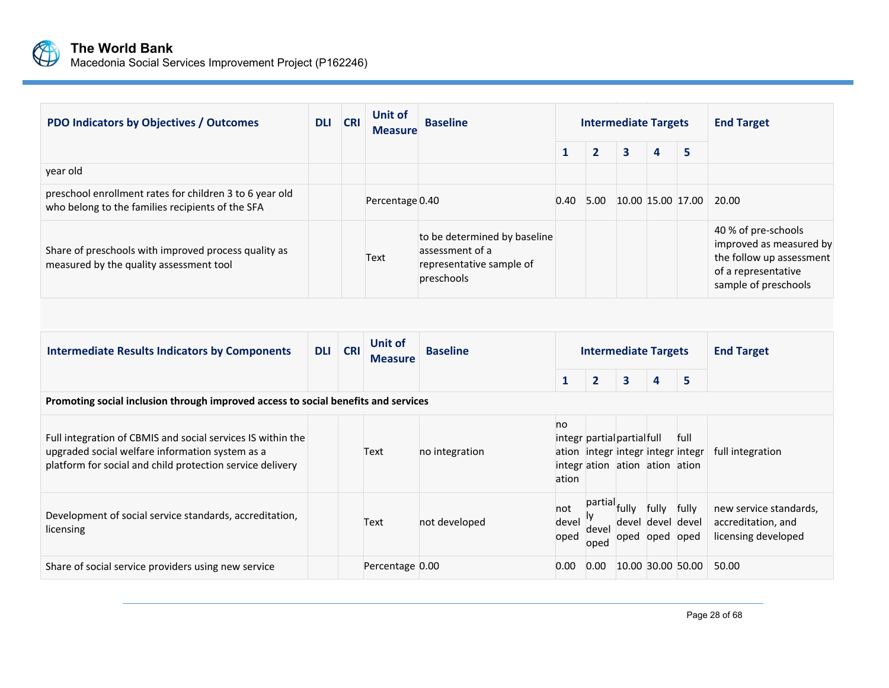| PDO Indicators by Objectives / Outcomes | DLI | CRI | Unit of Measure | Baseline | Intermediate Targets | | | | | End Target |
|---|---|---|---|---|---|---|---|---|---|---|
| | | | | | 1 | 2 | 3 | 4 | 5 | |
| year old | | | | | | | | | | |
| preschool enrollment rates for children 3 to 6 year old who belong to the families recipients of the SFA | | | Percentage | 0.40 | 0.40 | 5.00 | 10.00 | 15.00 | 17.00 | 20.00 |
| Share of preschools with improved process quality as measured by the quality assessment tool | | | Text | to be determined by baseline assessment of a representative sample of preschools | | | | | | 40 % of pre-schools improved as measured by the follow up assessment of a representative sample of preschools |

| Intermediate Results Indicators by Components | DLI | CRI | Unit of Measure | Baseline | Intermediate Targets | | | | | End Target |
|---|---|---|---|---|---|---|---|---|---|---|
| | | | | | 1 | 2 | 3 | 4 | 5 | |
| **Promoting social inclusion through improved access to social benefits and services** | | | | | | | | | | |
| Full integration of CBMIS and social services IS within the upgraded social welfare information system as a platform for social and child protection service delivery | | | Text | no integration | no integration integration | partial integration | partial integration | full integration | full integration | full integration |
| Development of social service standards, accreditation, licensing | | | Text | not developed | not developed | partially developed | fully developed | fully developed | fully developed | new service standards, accreditation, and licensing developed |
| Share of social service providers using new service | | | Percentage | 0.00 | 0.00 | 0.00 | 10.00 | 30.00 | 50.00 | 50.00 |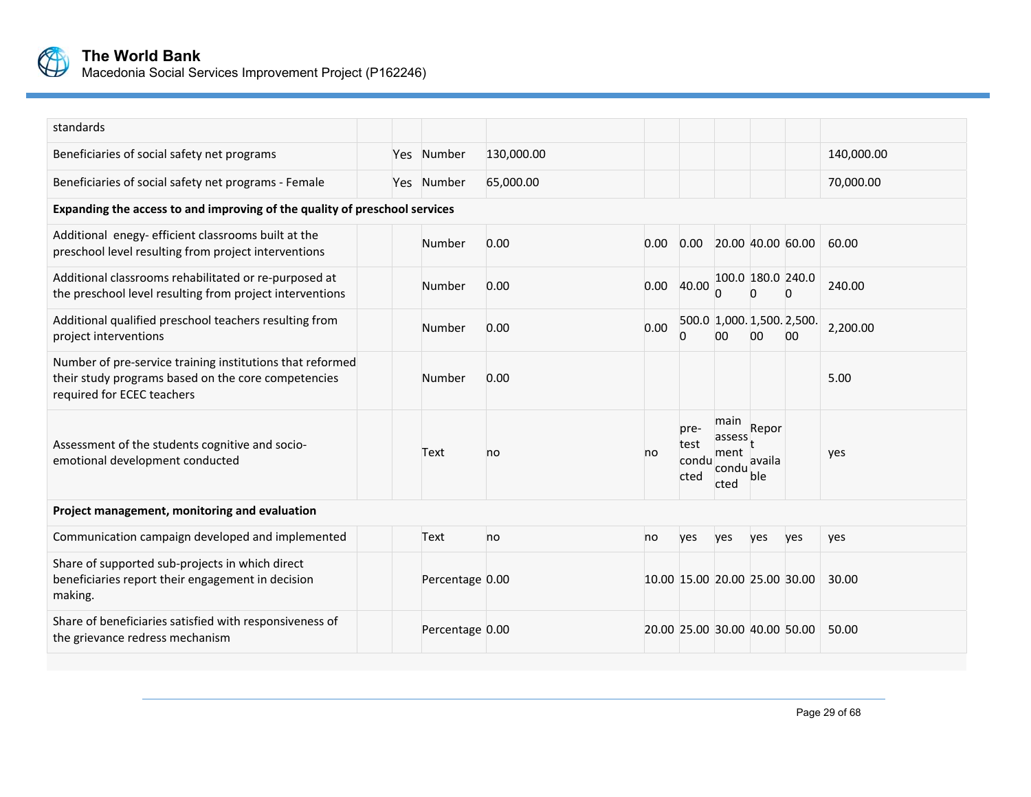| | | | | | | | | | | |
|---|---|---|---|---|---|---|---|---|---|---|
| standards | | | | | | | | | | |
| Beneficiaries of social safety net programs | | Yes | Number | 130,000.00 | | | | | | 140,000.00 |
| Beneficiaries of social safety net programs - Female | | Yes | Number | 65,000.00 | | | | | | 70,000.00 |
| **Expanding the access to and improving of the quality of preschool services** | | | | | | | | | | |
| Additional enegy- efficient classrooms built at the preschool level resulting from project interventions | | | Number | 0.00 | 0.00 | 0.00 | 20.00 | 40.00 | 60.00 | 60.00 |
| Additional classrooms rehabilitated or re-purposed at the preschool level resulting from project interventions | | | Number | 0.00 | 0.00 | 40.00 | 100.00 | 180.00 | 240.00 | 240.00 |
| Additional qualified preschool teachers resulting from project interventions | | | Number | 0.00 | 0.00 | 500.00 | 1,000.00 | 1,500.00 | 2,500.00 | 2,200.00 |
| Number of pre-service training institutions that reformed their study programs based on the core competencies required for ECEC teachers | | | Number | 0.00 | | | | | | 5.00 |
| Assessment of the students cognitive and socio-emotional development conducted | | | Text | no | no | pre-test conducted | main assessment conducted | Report available | | yes |
| **Project management, monitoring and evaluation** | | | | | | | | | | |
| Communication campaign developed and implemented | | | Text | no | no | yes | yes | yes | yes | yes |
| Share of supported sub-projects in which direct beneficiaries report their engagement in decision making. | | | Percentage | 0.00 | 10.00 | 15.00 | 20.00 | 25.00 | 30.00 | 30.00 |
| Share of beneficiaries satisfied with responsiveness of the grievance redress mechanism | | | Percentage | 0.00 | 20.00 | 25.00 | 30.00 | 40.00 | 50.00 | 50.00 |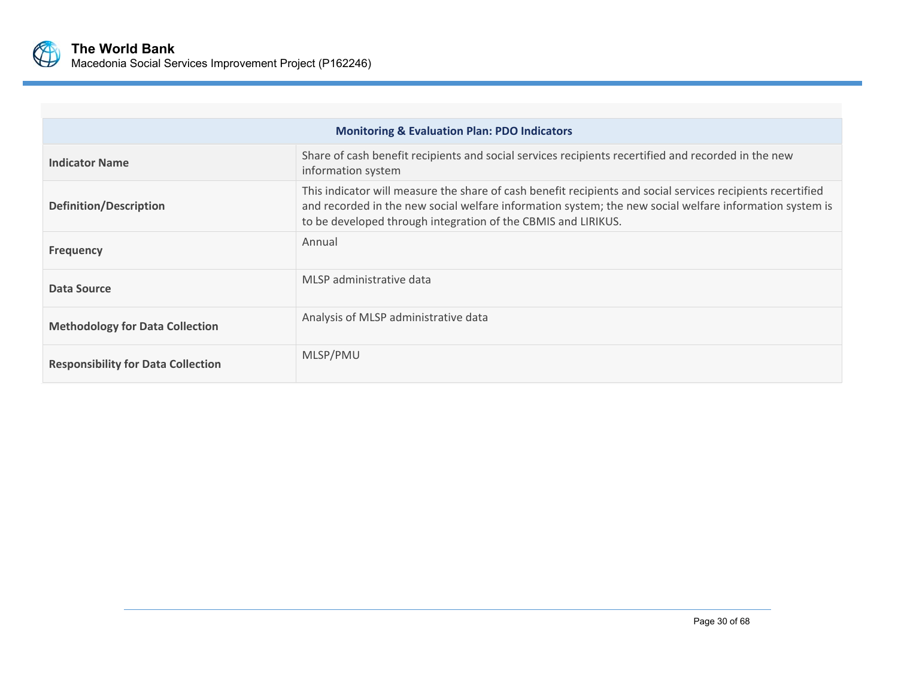| Monitoring & Evaluation Plan: PDO Indicators | |
|---|---|
| **Indicator Name** | Share of cash benefit recipients and social services recipients recertified and recorded in the new information system |
| **Definition/Description** | This indicator will measure the share of cash benefit recipients and social services recipients recertified and recorded in the new social welfare information system; the new social welfare information system is to be developed through integration of the CBMIS and LIRIKUS. |
| **Frequency** | Annual |
| **Data Source** | MLSP administrative data |
| **Methodology for Data Collection** | Analysis of MLSP administrative data |
| **Responsibility for Data Collection** | MLSP/PMU |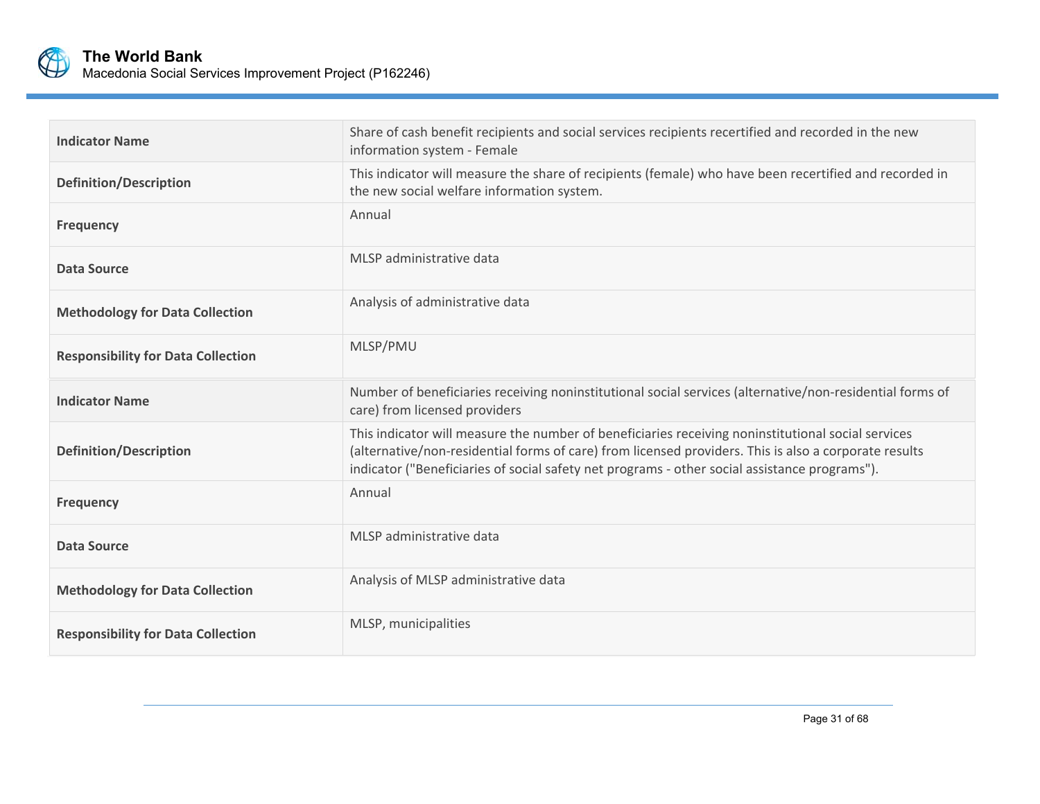| Indicator Name | Share of cash benefit recipients and social services recipients recertified and recorded in the new information system - Female |
| --- | --- |
| Definition/Description | This indicator will measure the share of recipients (female) who have been recertified and recorded in the new social welfare information system. |
| Frequency | Annual |
| Data Source | MLSP administrative data |
| Methodology for Data Collection | Analysis of administrative data |
| Responsibility for Data Collection | MLSP/PMU |

| Indicator Name | Number of beneficiaries receiving noninstitutional social services (alternative/non-residential forms of care) from licensed providers |
| --- | --- |
| Definition/Description | This indicator will measure the number of beneficiaries receiving noninstitutional social services (alternative/non-residential forms of care) from licensed providers. This is also a corporate results indicator ("Beneficiaries of social safety net programs - other social assistance programs"). |
| Frequency | Annual |
| Data Source | MLSP administrative data |
| Methodology for Data Collection | Analysis of MLSP administrative data |
| Responsibility for Data Collection | MLSP, municipalities |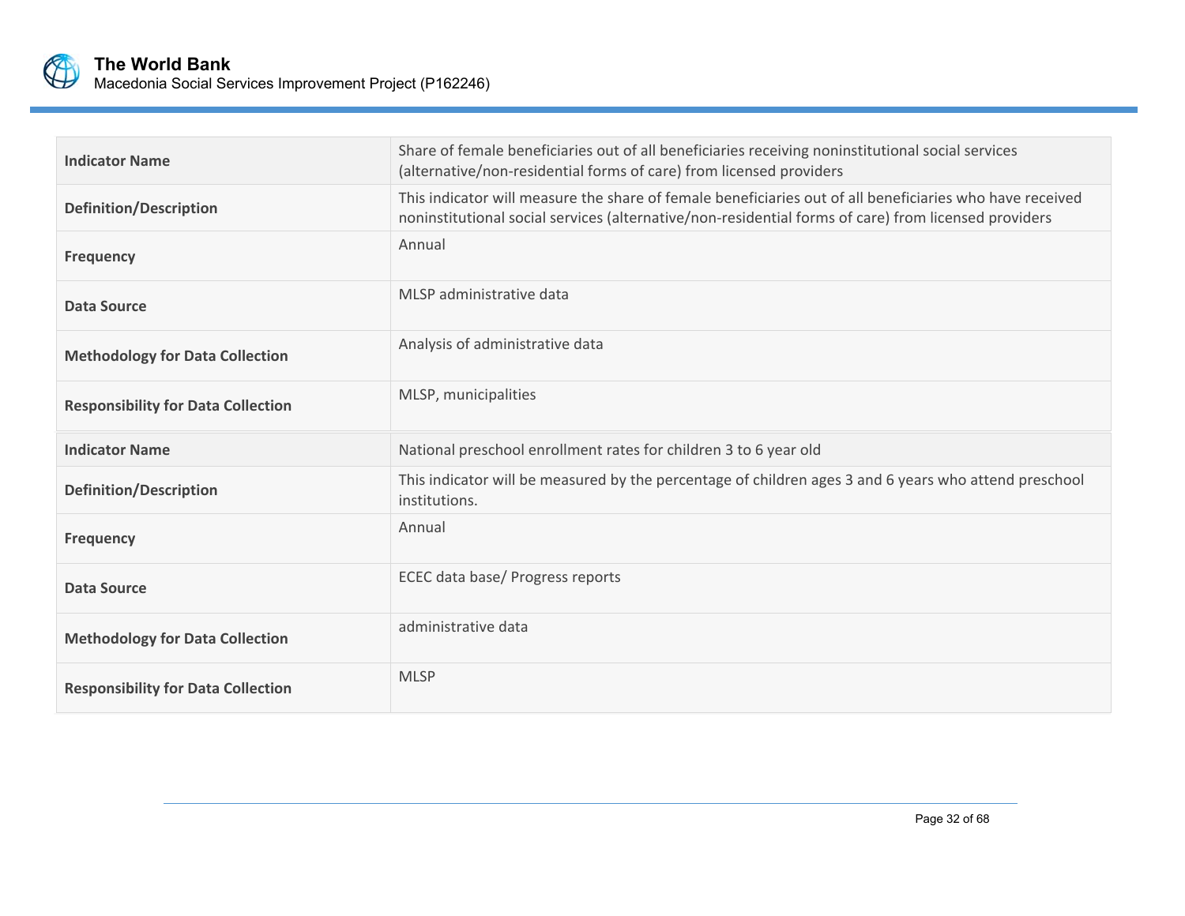| Indicator Name | Share of female beneficiaries out of all beneficiaries receiving noninstitutional social services (alternative/non-residential forms of care) from licensed providers |
|---|---|
| **Definition/Description** | This indicator will measure the share of female beneficiaries out of all beneficiaries who have received noninstitutional social services (alternative/non-residential forms of care) from licensed providers |
| **Frequency** | Annual |
| **Data Source** | MLSP administrative data |
| **Methodology for Data Collection** | Analysis of administrative data |
| **Responsibility for Data Collection** | MLSP, municipalities |

| Indicator Name | National preschool enrollment rates for children 3 to 6 year old |
|---|---|
| **Definition/Description** | This indicator will be measured by the percentage of children ages 3 and 6 years who attend preschool institutions. |
| **Frequency** | Annual |
| **Data Source** | ECEC data base/ Progress reports |
| **Methodology for Data Collection** | administrative data |
| **Responsibility for Data Collection** | MLSP |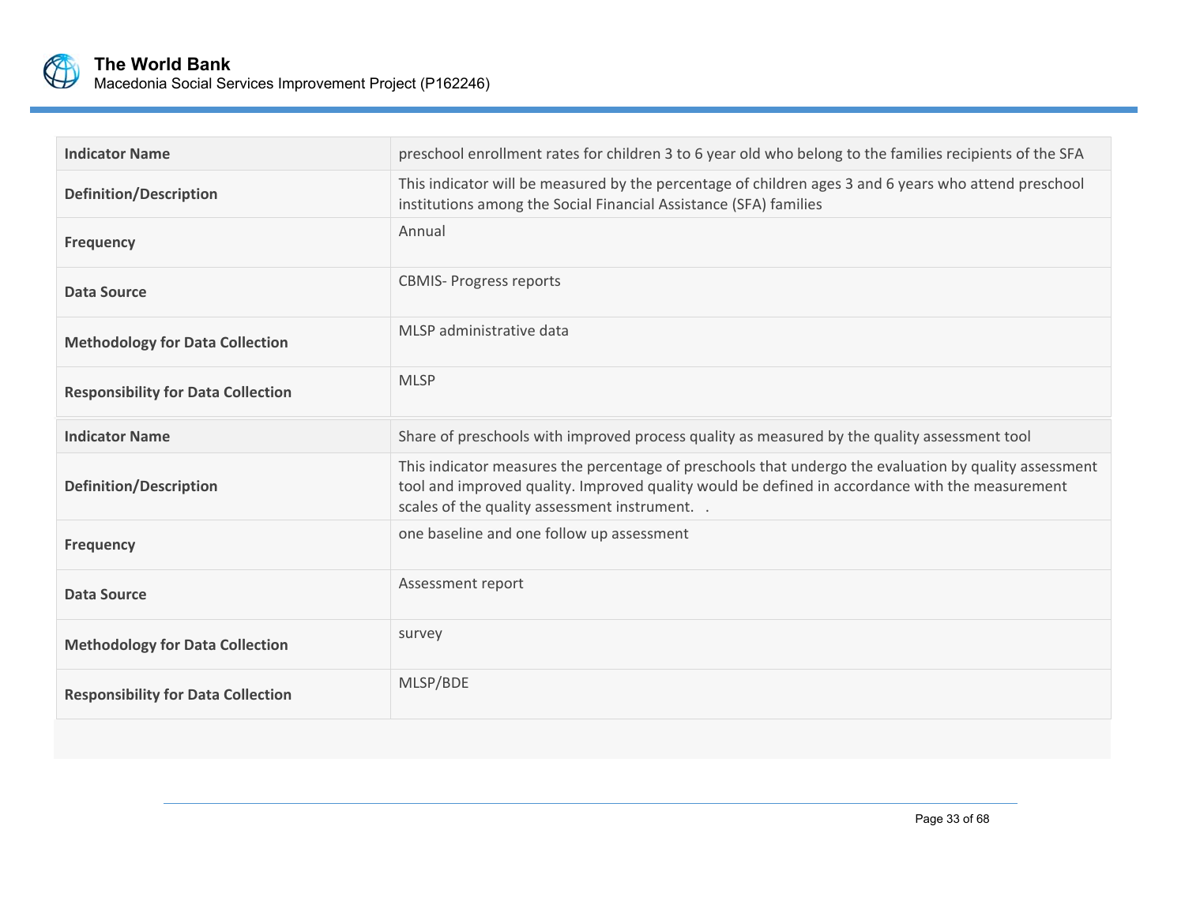| Indicator Name | preschool enrollment rates for children 3 to 6 year old who belong to the families recipients of the SFA |
|---|---|
| Definition/Description | This indicator will be measured by the percentage of children ages 3 and 6 years who attend preschool institutions among the Social Financial Assistance (SFA) families |
| Frequency | Annual |
| Data Source | CBMIS- Progress reports |
| Methodology for Data Collection | MLSP administrative data |
| Responsibility for Data Collection | MLSP |

| Indicator Name | Share of preschools with improved process quality as measured by the quality assessment tool |
|---|---|
| Definition/Description | This indicator measures the percentage of preschools that undergo the evaluation by quality assessment tool and improved quality. Improved quality would be defined in accordance with the measurement scales of the quality assessment instrument. . |
| Frequency | one baseline and one follow up assessment |
| Data Source | Assessment report |
| Methodology for Data Collection | survey |
| Responsibility for Data Collection | MLSP/BDE |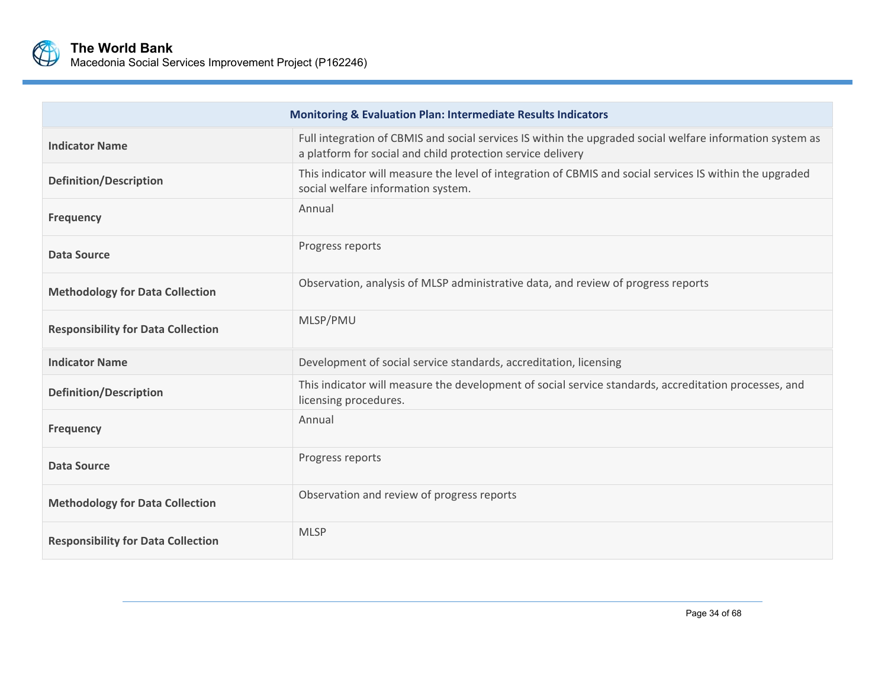| Monitoring & Evaluation Plan: Intermediate Results Indicators | |
|---|---|
| **Indicator Name** | Full integration of CBMIS and social services IS within the upgraded social welfare information system as a platform for social and child protection service delivery |
| **Definition/Description** | This indicator will measure the level of integration of CBMIS and social services IS within the upgraded social welfare information system. |
| **Frequency** | Annual |
| **Data Source** | Progress reports |
| **Methodology for Data Collection** | Observation, analysis of MLSP administrative data, and review of progress reports |
| **Responsibility for Data Collection** | MLSP/PMU |
| **Indicator Name** | Development of social service standards, accreditation, licensing |
| **Definition/Description** | This indicator will measure the development of social service standards, accreditation processes, and licensing procedures. |
| **Frequency** | Annual |
| **Data Source** | Progress reports |
| **Methodology for Data Collection** | Observation and review of progress reports |
| **Responsibility for Data Collection** | MLSP |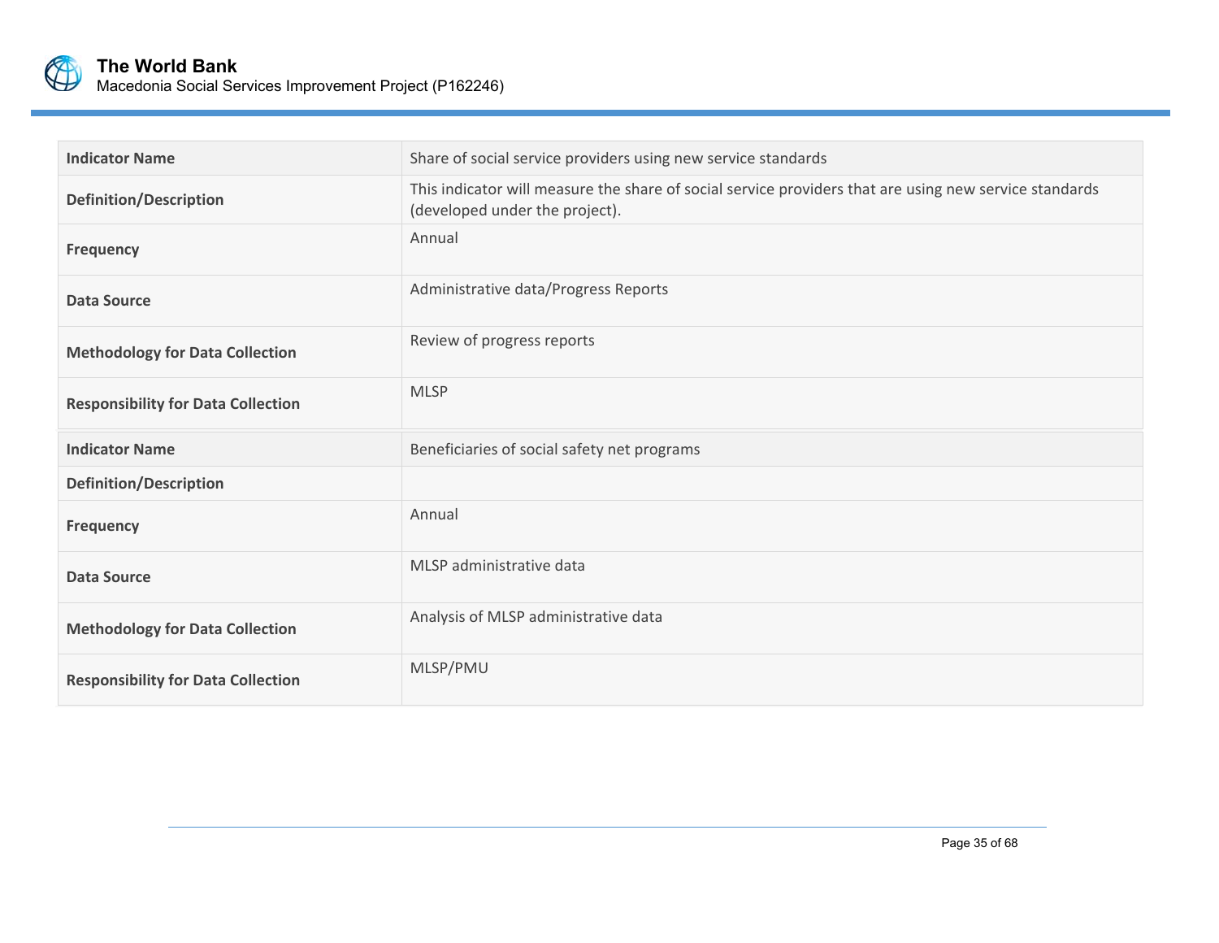| Indicator Name | Share of social service providers using new service standards |
|---|---|
| Definition/Description | This indicator will measure the share of social service providers that are using new service standards (developed under the project). |
| Frequency | Annual |
| Data Source | Administrative data/Progress Reports |
| Methodology for Data Collection | Review of progress reports |
| Responsibility for Data Collection | MLSP |

| Indicator Name | Beneficiaries of social safety net programs |
|---|---|
| Definition/Description | |
| Frequency | Annual |
| Data Source | MLSP administrative data |
| Methodology for Data Collection | Analysis of MLSP administrative data |
| Responsibility for Data Collection | MLSP/PMU |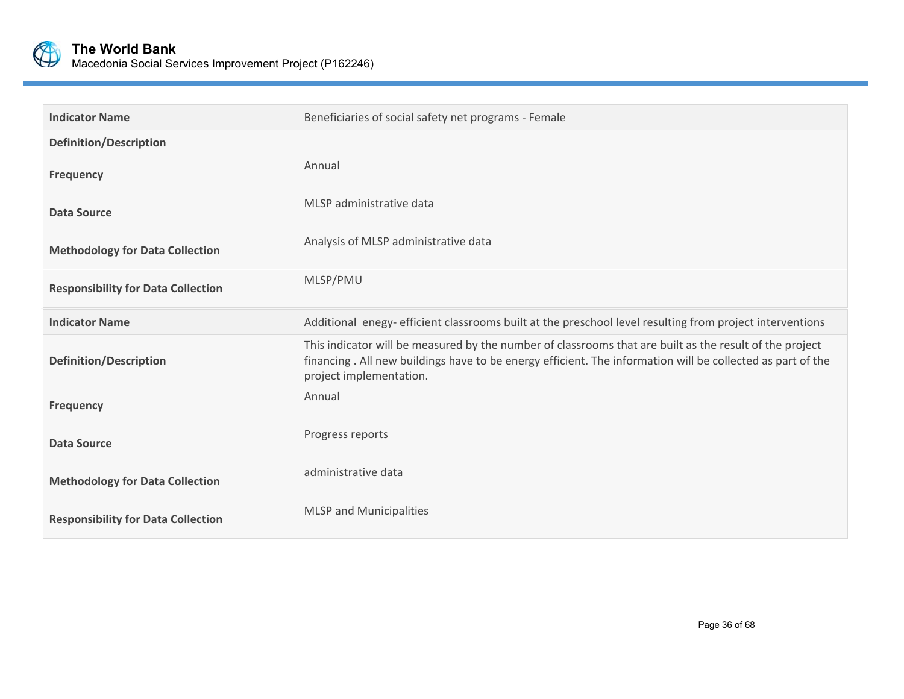| Indicator Name | Beneficiaries of social safety net programs - Female |
|---|---|
| Definition/Description | |
| Frequency | Annual |
| Data Source | MLSP administrative data |
| Methodology for Data Collection | Analysis of MLSP administrative data |
| Responsibility for Data Collection | MLSP/PMU |

| Indicator Name | Additional enegy- efficient classrooms built at the preschool level resulting from project interventions |
|---|---|
| Definition/Description | This indicator will be measured by the number of classrooms that are built as the result of the project financing . All new buildings have to be energy efficient. The information will be collected as part of the project implementation. |
| Frequency | Annual |
| Data Source | Progress reports |
| Methodology for Data Collection | administrative data |
| Responsibility for Data Collection | MLSP and Municipalities |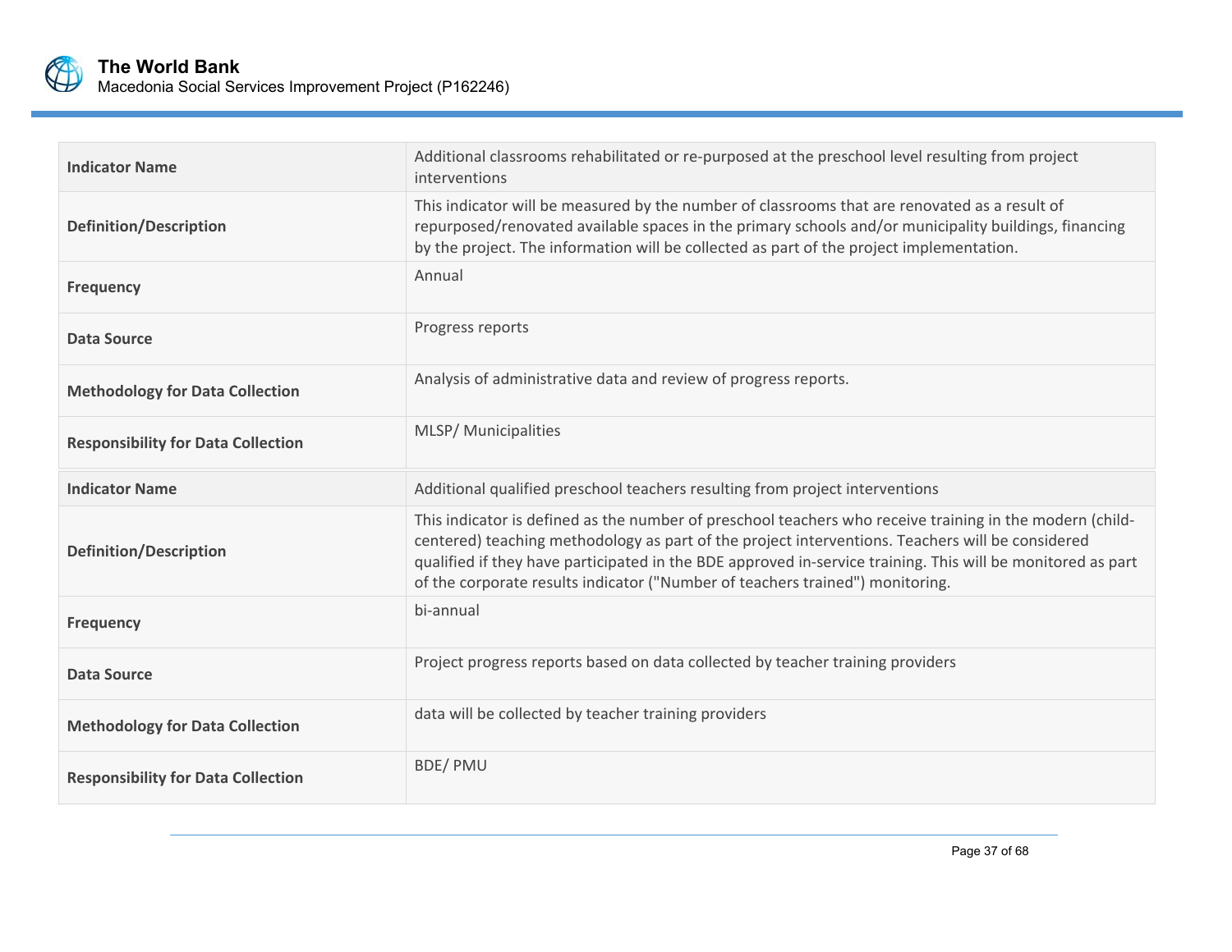| Indicator Name | Additional classrooms rehabilitated or re-purposed at the preschool level resulting from project interventions |
|---|---|
| Definition/Description | This indicator will be measured by the number of classrooms that are renovated as a result of repurposed/renovated available spaces in the primary schools and/or municipality buildings, financing by the project. The information will be collected as part of the project implementation. |
| Frequency | Annual |
| Data Source | Progress reports |
| Methodology for Data Collection | Analysis of administrative data and review of progress reports. |
| Responsibility for Data Collection | MLSP/ Municipalities |

| Indicator Name | Additional qualified preschool teachers resulting from project interventions |
|---|---|
| Definition/Description | This indicator is defined as the number of preschool teachers who receive training in the modern (child-centered) teaching methodology as part of the project interventions. Teachers will be considered qualified if they have participated in the BDE approved in-service training. This will be monitored as part of the corporate results indicator ("Number of teachers trained") monitoring. |
| Frequency | bi-annual |
| Data Source | Project progress reports based on data collected by teacher training providers |
| Methodology for Data Collection | data will be collected by teacher training providers |
| Responsibility for Data Collection | BDE/ PMU |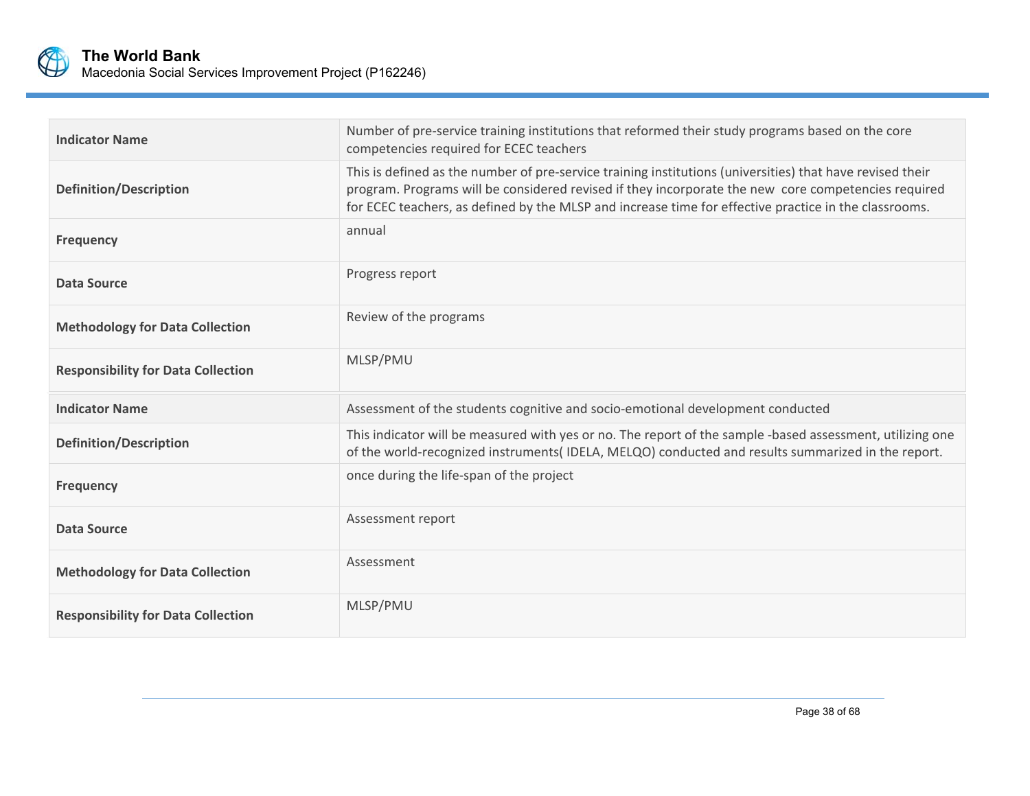| Indicator Name | Number of pre-service training institutions that reformed their study programs based on the core competencies required for ECEC teachers |
| --- | --- |
| Definition/Description | This is defined as the number of pre-service training institutions (universities) that have revised their program. Programs will be considered revised if they incorporate the new core competencies required for ECEC teachers, as defined by the MLSP and increase time for effective practice in the classrooms. |
| Frequency | annual |
| Data Source | Progress report |
| Methodology for Data Collection | Review of the programs |
| Responsibility for Data Collection | MLSP/PMU |

| Indicator Name | Assessment of the students cognitive and socio-emotional development conducted |
| --- | --- |
| Definition/Description | This indicator will be measured with yes or no. The report of the sample -based assessment, utilizing one of the world-recognized instruments( IDELA, MELQO) conducted and results summarized in the report. |
| Frequency | once during the life-span of the project |
| Data Source | Assessment report |
| Methodology for Data Collection | Assessment |
| Responsibility for Data Collection | MLSP/PMU |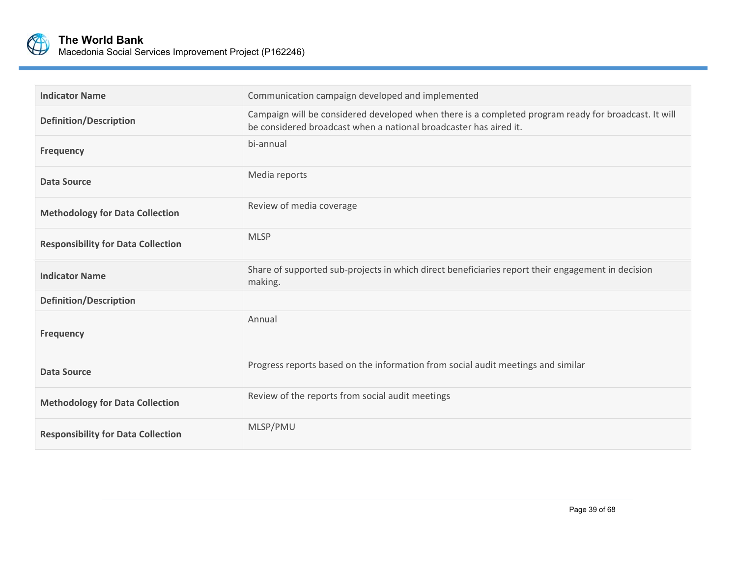| Indicator Name | Communication campaign developed and implemented |
|---|---|
| Definition/Description | Campaign will be considered developed when there is a completed program ready for broadcast. It will be considered broadcast when a national broadcaster has aired it. |
| Frequency | bi-annual |
| Data Source | Media reports |
| Methodology for Data Collection | Review of media coverage |
| Responsibility for Data Collection | MLSP |

| Indicator Name | Share of supported sub-projects in which direct beneficiaries report their engagement in decision making. |
|---|---|
| Definition/Description | |
| Frequency | Annual |
| Data Source | Progress reports based on the information from social audit meetings and similar |
| Methodology for Data Collection | Review of the reports from social audit meetings |
| Responsibility for Data Collection | MLSP/PMU |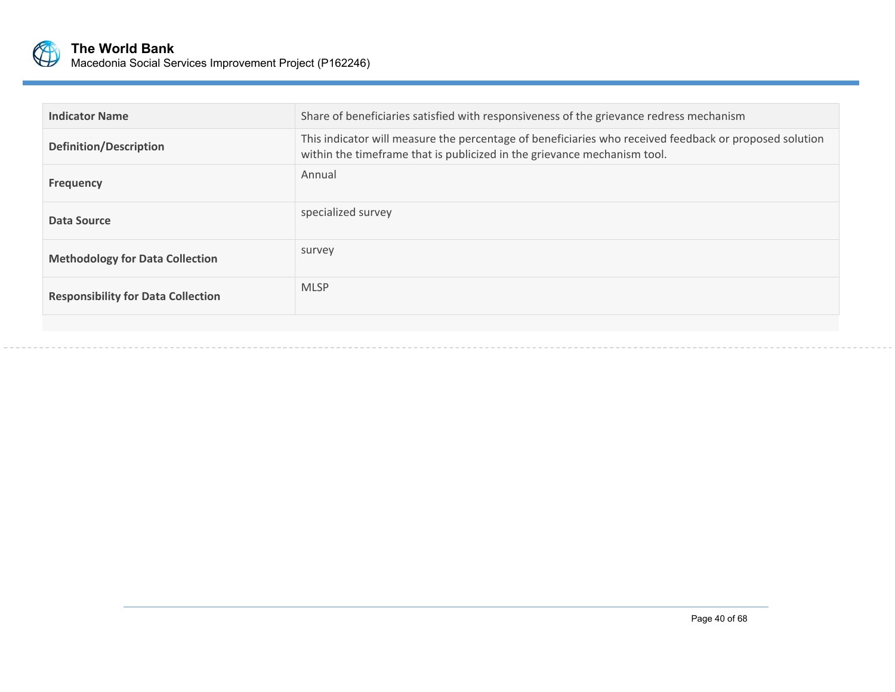| Indicator Name | Share of beneficiaries satisfied with responsiveness of the grievance redress mechanism |
| --- | --- |
| Definition/Description | This indicator will measure the percentage of beneficiaries who received feedback or proposed solution within the timeframe that is publicized in the grievance mechanism tool. |
| Frequency | Annual |
| Data Source | specialized survey |
| Methodology for Data Collection | survey |
| Responsibility for Data Collection | MLSP |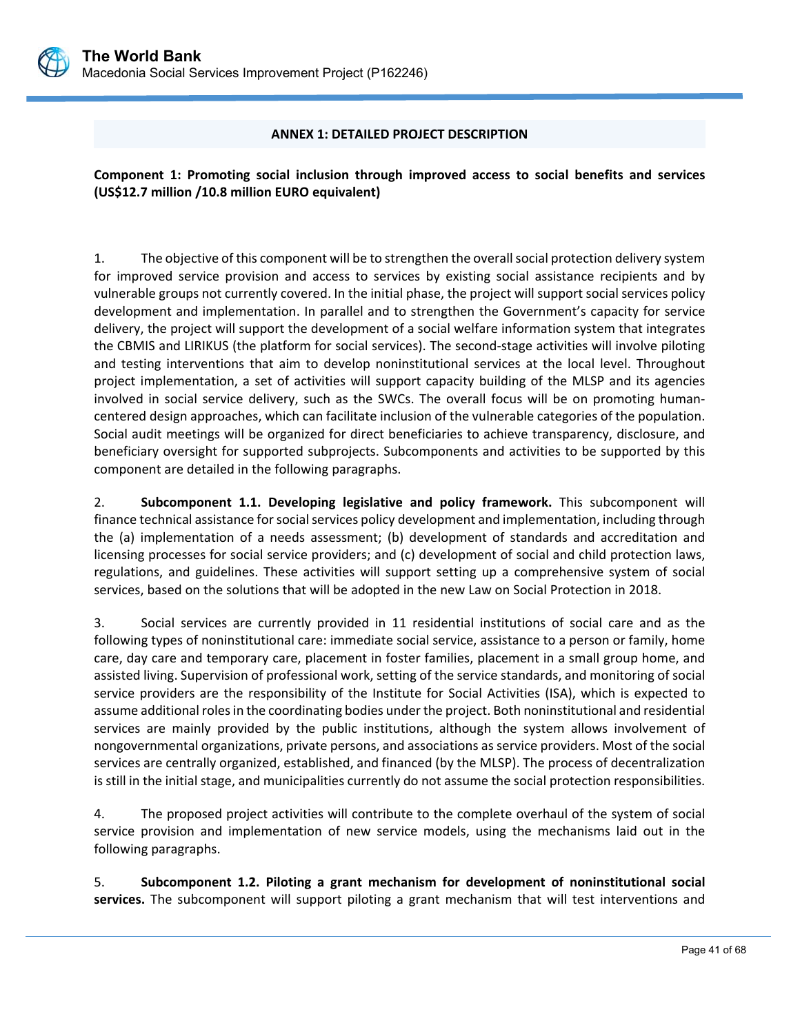## ANNEX 1: DETAILED PROJECT DESCRIPTION

**Component 1: Promoting social inclusion through improved access to social benefits and services (US$12.7 million /10.8 million EURO equivalent)**

1. The objective of this component will be to strengthen the overall social protection delivery system for improved service provision and access to services by existing social assistance recipients and by vulnerable groups not currently covered. In the initial phase, the project will support social services policy development and implementation. In parallel and to strengthen the Government's capacity for service delivery, the project will support the development of a social welfare information system that integrates the CBMIS and LIRIKUS (the platform for social services). The second-stage activities will involve piloting and testing interventions that aim to develop noninstitutional services at the local level. Throughout project implementation, a set of activities will support capacity building of the MLSP and its agencies involved in social service delivery, such as the SWCs. The overall focus will be on promoting human-centered design approaches, which can facilitate inclusion of the vulnerable categories of the population. Social audit meetings will be organized for direct beneficiaries to achieve transparency, disclosure, and beneficiary oversight for supported subprojects. Subcomponents and activities to be supported by this component are detailed in the following paragraphs.

2. **Subcomponent 1.1. Developing legislative and policy framework.** This subcomponent will finance technical assistance for social services policy development and implementation, including through the (a) implementation of a needs assessment; (b) development of standards and accreditation and licensing processes for social service providers; and (c) development of social and child protection laws, regulations, and guidelines. These activities will support setting up a comprehensive system of social services, based on the solutions that will be adopted in the new Law on Social Protection in 2018.

3. Social services are currently provided in 11 residential institutions of social care and as the following types of noninstitutional care: immediate social service, assistance to a person or family, home care, day care and temporary care, placement in foster families, placement in a small group home, and assisted living. Supervision of professional work, setting of the service standards, and monitoring of social service providers are the responsibility of the Institute for Social Activities (ISA), which is expected to assume additional roles in the coordinating bodies under the project. Both noninstitutional and residential services are mainly provided by the public institutions, although the system allows involvement of nongovernmental organizations, private persons, and associations as service providers. Most of the social services are centrally organized, established, and financed (by the MLSP). The process of decentralization is still in the initial stage, and municipalities currently do not assume the social protection responsibilities.

4. The proposed project activities will contribute to the complete overhaul of the system of social service provision and implementation of new service models, using the mechanisms laid out in the following paragraphs.

5. **Subcomponent 1.2. Piloting a grant mechanism for development of noninstitutional social services.** The subcomponent will support piloting a grant mechanism that will test interventions and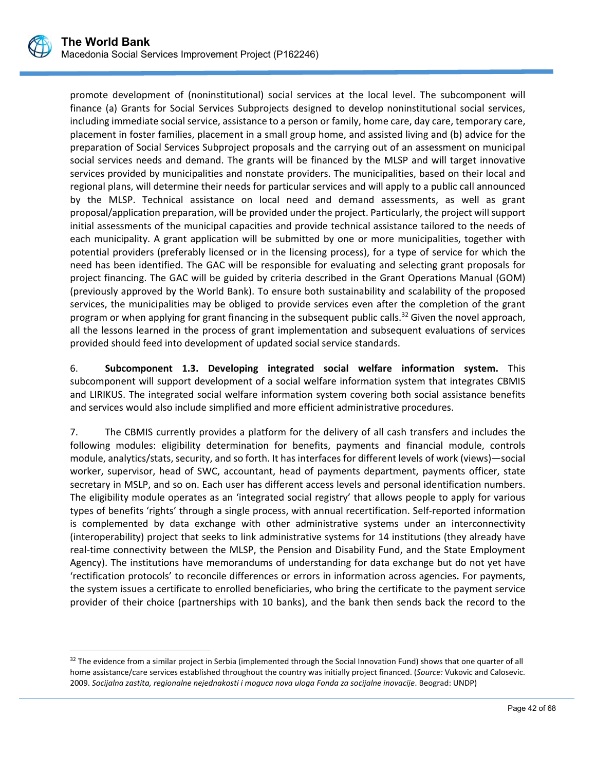promote development of (noninstitutional) social services at the local level. The subcomponent will finance (a) Grants for Social Services Subprojects designed to develop noninstitutional social services, including immediate social service, assistance to a person or family, home care, day care, temporary care, placement in foster families, placement in a small group home, and assisted living and (b) advice for the preparation of Social Services Subproject proposals and the carrying out of an assessment on municipal social services needs and demand. The grants will be financed by the MLSP and will target innovative services provided by municipalities and nonstate providers. The municipalities, based on their local and regional plans, will determine their needs for particular services and will apply to a public call announced by the MLSP. Technical assistance on local need and demand assessments, as well as grant proposal/application preparation, will be provided under the project. Particularly, the project will support initial assessments of the municipal capacities and provide technical assistance tailored to the needs of each municipality. A grant application will be submitted by one or more municipalities, together with potential providers (preferably licensed or in the licensing process), for a type of service for which the need has been identified. The GAC will be responsible for evaluating and selecting grant proposals for project financing. The GAC will be guided by criteria described in the Grant Operations Manual (GOM) (previously approved by the World Bank). To ensure both sustainability and scalability of the proposed services, the municipalities may be obliged to provide services even after the completion of the grant program or when applying for grant financing in the subsequent public calls.[32] Given the novel approach, all the lessons learned in the process of grant implementation and subsequent evaluations of services provided should feed into development of updated social service standards.

6. **Subcomponent 1.3. Developing integrated social welfare information system.** This subcomponent will support development of a social welfare information system that integrates CBMIS and LIRIKUS. The integrated social welfare information system covering both social assistance benefits and services would also include simplified and more efficient administrative procedures.

7. The CBMIS currently provides a platform for the delivery of all cash transfers and includes the following modules: eligibility determination for benefits, payments and financial module, controls module, analytics/stats, security, and so forth. It has interfaces for different levels of work (views)—social worker, supervisor, head of SWC, accountant, head of payments department, payments officer, state secretary in MSLP, and so on. Each user has different access levels and personal identification numbers. The eligibility module operates as an 'integrated social registry' that allows people to apply for various types of benefits 'rights' through a single process, with annual recertification. Self-reported information is complemented by data exchange with other administrative systems under an interconnectivity (interoperability) project that seeks to link administrative systems for 14 institutions (they already have real-time connectivity between the MLSP, the Pension and Disability Fund, and the State Employment Agency). The institutions have memorandums of understanding for data exchange but do not yet have 'rectification protocols' to reconcile differences or errors in information across agencies*.* For payments, the system issues a certificate to enrolled beneficiaries, who bring the certificate to the payment service provider of their choice (partnerships with 10 banks), and the bank then sends back the record to the

---

[32] The evidence from a similar project in Serbia (implemented through the Social Innovation Fund) shows that one quarter of all home assistance/care services established throughout the country was initially project financed. (*Source:* Vukovic and Calosevic. 2009. *Socijalna zastita, regionalne nejednakosti i moguca nova uloga Fonda za socijalne inovacije*. Beograd: UNDP)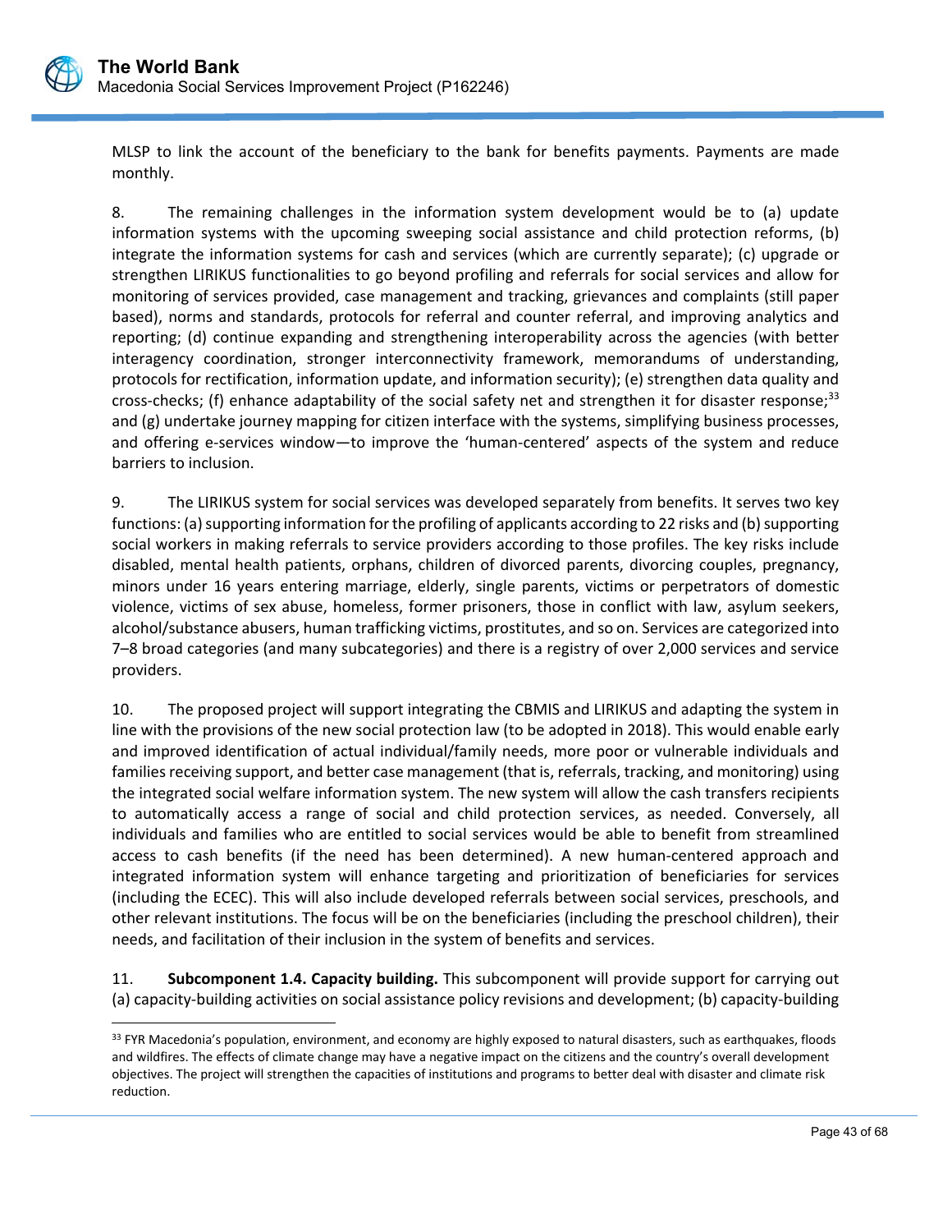MLSP to link the account of the beneficiary to the bank for benefits payments. Payments are made monthly.

8. The remaining challenges in the information system development would be to (a) update information systems with the upcoming sweeping social assistance and child protection reforms, (b) integrate the information systems for cash and services (which are currently separate); (c) upgrade or strengthen LIRIKUS functionalities to go beyond profiling and referrals for social services and allow for monitoring of services provided, case management and tracking, grievances and complaints (still paper based), norms and standards, protocols for referral and counter referral, and improving analytics and reporting; (d) continue expanding and strengthening interoperability across the agencies (with better interagency coordination, stronger interconnectivity framework, memorandums of understanding, protocols for rectification, information update, and information security); (e) strengthen data quality and cross-checks; (f) enhance adaptability of the social safety net and strengthen it for disaster response;[33] and (g) undertake journey mapping for citizen interface with the systems, simplifying business processes, and offering e-services window—to improve the 'human-centered' aspects of the system and reduce barriers to inclusion.

9. The LIRIKUS system for social services was developed separately from benefits. It serves two key functions: (a) supporting information for the profiling of applicants according to 22 risks and (b) supporting social workers in making referrals to service providers according to those profiles. The key risks include disabled, mental health patients, orphans, children of divorced parents, divorcing couples, pregnancy, minors under 16 years entering marriage, elderly, single parents, victims or perpetrators of domestic violence, victims of sex abuse, homeless, former prisoners, those in conflict with law, asylum seekers, alcohol/substance abusers, human trafficking victims, prostitutes, and so on. Services are categorized into 7–8 broad categories (and many subcategories) and there is a registry of over 2,000 services and service providers.

10. The proposed project will support integrating the CBMIS and LIRIKUS and adapting the system in line with the provisions of the new social protection law (to be adopted in 2018). This would enable early and improved identification of actual individual/family needs, more poor or vulnerable individuals and families receiving support, and better case management (that is, referrals, tracking, and monitoring) using the integrated social welfare information system. The new system will allow the cash transfers recipients to automatically access a range of social and child protection services, as needed. Conversely, all individuals and families who are entitled to social services would be able to benefit from streamlined access to cash benefits (if the need has been determined). A new human-centered approach and integrated information system will enhance targeting and prioritization of beneficiaries for services (including the ECEC). This will also include developed referrals between social services, preschools, and other relevant institutions. The focus will be on the beneficiaries (including the preschool children), their needs, and facilitation of their inclusion in the system of benefits and services.

11. **Subcomponent 1.4. Capacity building.** This subcomponent will provide support for carrying out (a) capacity-building activities on social assistance policy revisions and development; (b) capacity-building

[33] FYR Macedonia's population, environment, and economy are highly exposed to natural disasters, such as earthquakes, floods and wildfires. The effects of climate change may have a negative impact on the citizens and the country's overall development objectives. The project will strengthen the capacities of institutions and programs to better deal with disaster and climate risk reduction.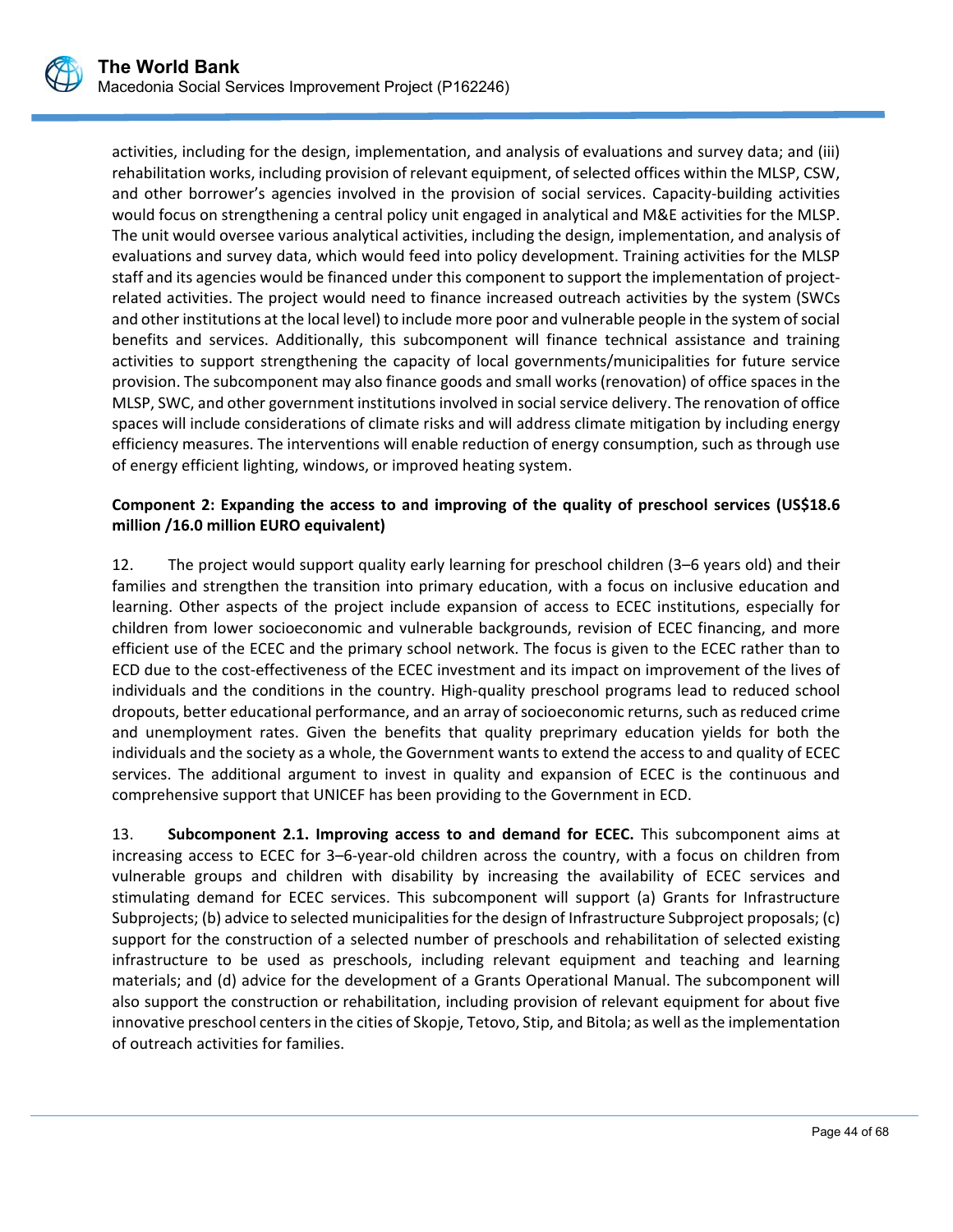activities, including for the design, implementation, and analysis of evaluations and survey data; and (iii) rehabilitation works, including provision of relevant equipment, of selected offices within the MLSP, CSW, and other borrower's agencies involved in the provision of social services. Capacity-building activities would focus on strengthening a central policy unit engaged in analytical and M&E activities for the MLSP. The unit would oversee various analytical activities, including the design, implementation, and analysis of evaluations and survey data, which would feed into policy development. Training activities for the MLSP staff and its agencies would be financed under this component to support the implementation of project-related activities. The project would need to finance increased outreach activities by the system (SWCs and other institutions at the local level) to include more poor and vulnerable people in the system of social benefits and services. Additionally, this subcomponent will finance technical assistance and training activities to support strengthening the capacity of local governments/municipalities for future service provision. The subcomponent may also finance goods and small works (renovation) of office spaces in the MLSP, SWC, and other government institutions involved in social service delivery. The renovation of office spaces will include considerations of climate risks and will address climate mitigation by including energy efficiency measures. The interventions will enable reduction of energy consumption, such as through use of energy efficient lighting, windows, or improved heating system.

**Component 2: Expanding the access to and improving of the quality of preschool services (US$18.6 million /16.0 million EURO equivalent)**

12. The project would support quality early learning for preschool children (3–6 years old) and their families and strengthen the transition into primary education, with a focus on inclusive education and learning. Other aspects of the project include expansion of access to ECEC institutions, especially for children from lower socioeconomic and vulnerable backgrounds, revision of ECEC financing, and more efficient use of the ECEC and the primary school network. The focus is given to the ECEC rather than to ECD due to the cost-effectiveness of the ECEC investment and its impact on improvement of the lives of individuals and the conditions in the country. High-quality preschool programs lead to reduced school dropouts, better educational performance, and an array of socioeconomic returns, such as reduced crime and unemployment rates. Given the benefits that quality preprimary education yields for both the individuals and the society as a whole, the Government wants to extend the access to and quality of ECEC services. The additional argument to invest in quality and expansion of ECEC is the continuous and comprehensive support that UNICEF has been providing to the Government in ECD.

13. **Subcomponent 2.1. Improving access to and demand for ECEC.** This subcomponent aims at increasing access to ECEC for 3–6-year-old children across the country, with a focus on children from vulnerable groups and children with disability by increasing the availability of ECEC services and stimulating demand for ECEC services. This subcomponent will support (a) Grants for Infrastructure Subprojects; (b) advice to selected municipalities for the design of Infrastructure Subproject proposals; (c) support for the construction of a selected number of preschools and rehabilitation of selected existing infrastructure to be used as preschools, including relevant equipment and teaching and learning materials; and (d) advice for the development of a Grants Operational Manual. The subcomponent will also support the construction or rehabilitation, including provision of relevant equipment for about five innovative preschool centers in the cities of Skopje, Tetovo, Stip, and Bitola; as well as the implementation of outreach activities for families.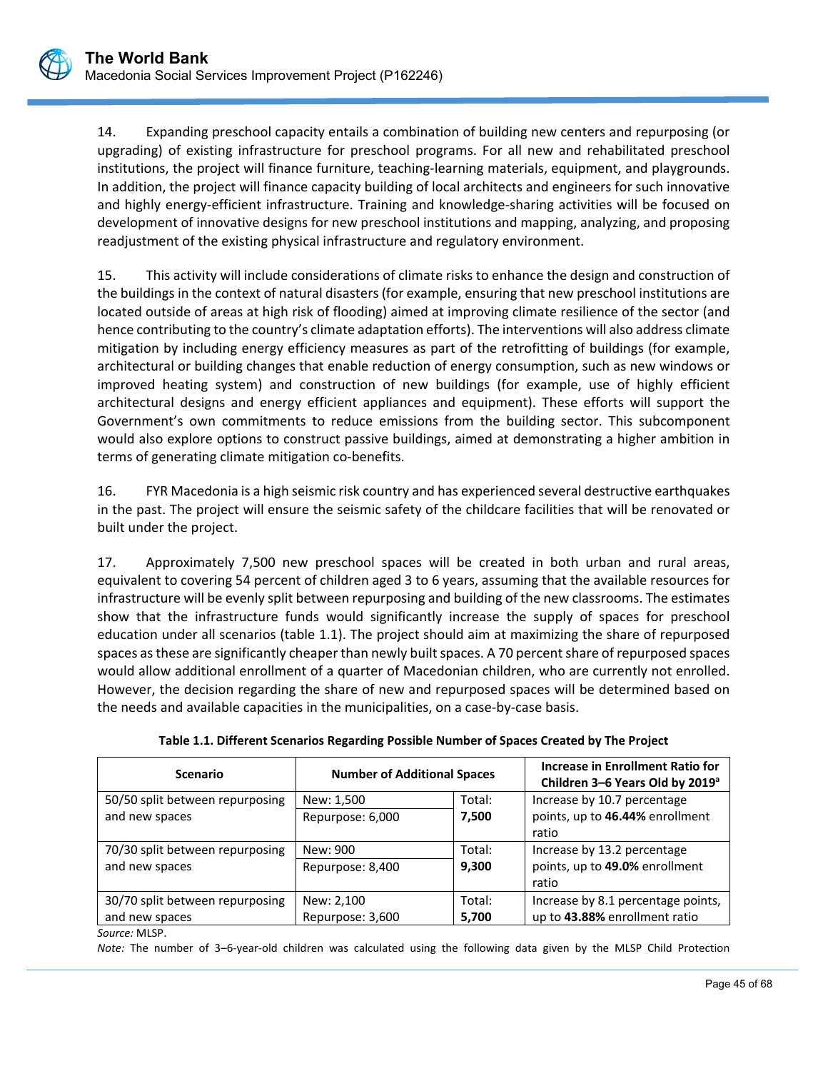14. Expanding preschool capacity entails a combination of building new centers and repurposing (or upgrading) of existing infrastructure for preschool programs. For all new and rehabilitated preschool institutions, the project will finance furniture, teaching-learning materials, equipment, and playgrounds. In addition, the project will finance capacity building of local architects and engineers for such innovative and highly energy-efficient infrastructure. Training and knowledge-sharing activities will be focused on development of innovative designs for new preschool institutions and mapping, analyzing, and proposing readjustment of the existing physical infrastructure and regulatory environment.

15. This activity will include considerations of climate risks to enhance the design and construction of the buildings in the context of natural disasters (for example, ensuring that new preschool institutions are located outside of areas at high risk of flooding) aimed at improving climate resilience of the sector (and hence contributing to the country's climate adaptation efforts). The interventions will also address climate mitigation by including energy efficiency measures as part of the retrofitting of buildings (for example, architectural or building changes that enable reduction of energy consumption, such as new windows or improved heating system) and construction of new buildings (for example, use of highly efficient architectural designs and energy efficient appliances and equipment). These efforts will support the Government's own commitments to reduce emissions from the building sector. This subcomponent would also explore options to construct passive buildings, aimed at demonstrating a higher ambition in terms of generating climate mitigation co-benefits.

16. FYR Macedonia is a high seismic risk country and has experienced several destructive earthquakes in the past. The project will ensure the seismic safety of the childcare facilities that will be renovated or built under the project.

17. Approximately 7,500 new preschool spaces will be created in both urban and rural areas, equivalent to covering 54 percent of children aged 3 to 6 years, assuming that the available resources for infrastructure will be evenly split between repurposing and building of the new classrooms. The estimates show that the infrastructure funds would significantly increase the supply of spaces for preschool education under all scenarios (table 1.1). The project should aim at maximizing the share of repurposed spaces as these are significantly cheaper than newly built spaces. A 70 percent share of repurposed spaces would allow additional enrollment of a quarter of Macedonian children, who are currently not enrolled. However, the decision regarding the share of new and repurposed spaces will be determined based on the needs and available capacities in the municipalities, on a case-by-case basis.

**Table 1.1. Different Scenarios Regarding Possible Number of Spaces Created by The Project**

| Scenario | Number of Additional Spaces | | Increase in Enrollment Ratio for Children 3–6 Years Old by 2019[a] |
|---|---|---|---|
| 50/50 split between repurposing and new spaces | New: 1,500<br>Repurpose: 6,000 | Total: **7,500** | Increase by 10.7 percentage points, up to **46.44%** enrollment ratio |
| 70/30 split between repurposing and new spaces | New: 900<br>Repurpose: 8,400 | Total: **9,300** | Increase by 13.2 percentage points, up to **49.0%** enrollment ratio |
| 30/70 split between repurposing and new spaces | New: 2,100<br>Repurpose: 3,600 | Total: **5,700** | Increase by 8.1 percentage points, up to **43.88%** enrollment ratio |

*Source:* MLSP.

*Note:* The number of 3–6-year-old children was calculated using the following data given by the MLSP Child Protection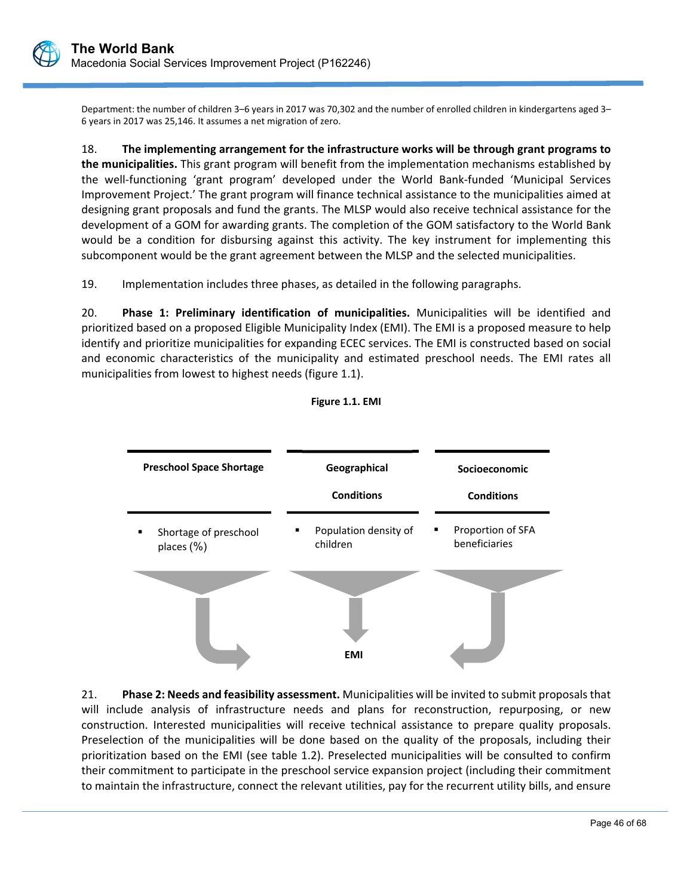Department: the number of children 3–6 years in 2017 was 70,302 and the number of enrolled children in kindergartens aged 3–6 years in 2017 was 25,146. It assumes a net migration of zero.

18. **The implementing arrangement for the infrastructure works will be through grant programs to the municipalities.** This grant program will benefit from the implementation mechanisms established by the well-functioning 'grant program' developed under the World Bank-funded 'Municipal Services Improvement Project.' The grant program will finance technical assistance to the municipalities aimed at designing grant proposals and fund the grants. The MLSP would also receive technical assistance for the development of a GOM for awarding grants. The completion of the GOM satisfactory to the World Bank would be a condition for disbursing against this activity. The key instrument for implementing this subcomponent would be the grant agreement between the MLSP and the selected municipalities.

19. Implementation includes three phases, as detailed in the following paragraphs.

20. **Phase 1: Preliminary identification of municipalities.** Municipalities will be identified and prioritized based on a proposed Eligible Municipality Index (EMI). The EMI is a proposed measure to help identify and prioritize municipalities for expanding ECEC services. The EMI is constructed based on social and economic characteristics of the municipality and estimated preschool needs. The EMI rates all municipalities from lowest to highest needs (figure 1.1).

**Figure 1.1. EMI**

| Preschool Space Shortage | Geographical Conditions | Socioeconomic Conditions |
|---|---|---|
| ▪ Shortage of preschool places (%) | ▪ Population density of children | ▪ Proportion of SFA beneficiaries |

EMI

21. **Phase 2: Needs and feasibility assessment.** Municipalities will be invited to submit proposals that will include analysis of infrastructure needs and plans for reconstruction, repurposing, or new construction. Interested municipalities will receive technical assistance to prepare quality proposals. Preselection of the municipalities will be done based on the quality of the proposals, including their prioritization based on the EMI (see table 1.2). Preselected municipalities will be consulted to confirm their commitment to participate in the preschool service expansion project (including their commitment to maintain the infrastructure, connect the relevant utilities, pay for the recurrent utility bills, and ensure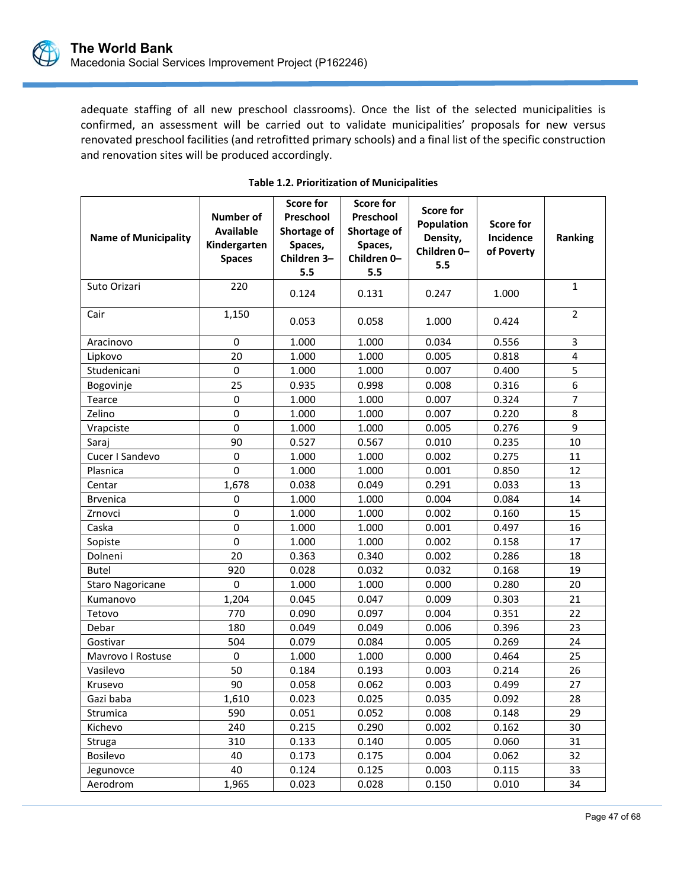adequate staffing of all new preschool classrooms). Once the list of the selected municipalities is confirmed, an assessment will be carried out to validate municipalities' proposals for new versus renovated preschool facilities (and retrofitted primary schools) and a final list of the specific construction and renovation sites will be produced accordingly.

**Table 1.2. Prioritization of Municipalities**

| Name of Municipality | Number of Available Kindergarten Spaces | Score for Preschool Shortage of Spaces, Children 3–5.5 | Score for Preschool Shortage of Spaces, Children 0–5.5 | Score for Population Density, Children 0–5.5 | Score for Incidence of Poverty | Ranking |
|---|---|---|---|---|---|---|
| Suto Orizari | 220 | 0.124 | 0.131 | 0.247 | 1.000 | 1 |
| Cair | 1,150 | 0.053 | 0.058 | 1.000 | 0.424 | 2 |
| Aracinovo | 0 | 1.000 | 1.000 | 0.034 | 0.556 | 3 |
| Lipkovo | 20 | 1.000 | 1.000 | 0.005 | 0.818 | 4 |
| Studenicani | 0 | 1.000 | 1.000 | 0.007 | 0.400 | 5 |
| Bogovinje | 25 | 0.935 | 0.998 | 0.008 | 0.316 | 6 |
| Tearce | 0 | 1.000 | 1.000 | 0.007 | 0.324 | 7 |
| Zelino | 0 | 1.000 | 1.000 | 0.007 | 0.220 | 8 |
| Vrapciste | 0 | 1.000 | 1.000 | 0.005 | 0.276 | 9 |
| Saraj | 90 | 0.527 | 0.567 | 0.010 | 0.235 | 10 |
| Cucer I Sandevo | 0 | 1.000 | 1.000 | 0.002 | 0.275 | 11 |
| Plasnica | 0 | 1.000 | 1.000 | 0.001 | 0.850 | 12 |
| Centar | 1,678 | 0.038 | 0.049 | 0.291 | 0.033 | 13 |
| Brvenica | 0 | 1.000 | 1.000 | 0.004 | 0.084 | 14 |
| Zrnovci | 0 | 1.000 | 1.000 | 0.002 | 0.160 | 15 |
| Caska | 0 | 1.000 | 1.000 | 0.001 | 0.497 | 16 |
| Sopiste | 0 | 1.000 | 1.000 | 0.002 | 0.158 | 17 |
| Dolneni | 20 | 0.363 | 0.340 | 0.002 | 0.286 | 18 |
| Butel | 920 | 0.028 | 0.032 | 0.032 | 0.168 | 19 |
| Staro Nagoricane | 0 | 1.000 | 1.000 | 0.000 | 0.280 | 20 |
| Kumanovo | 1,204 | 0.045 | 0.047 | 0.009 | 0.303 | 21 |
| Tetovo | 770 | 0.090 | 0.097 | 0.004 | 0.351 | 22 |
| Debar | 180 | 0.049 | 0.049 | 0.006 | 0.396 | 23 |
| Gostivar | 504 | 0.079 | 0.084 | 0.005 | 0.269 | 24 |
| Mavrovo I Rostuse | 0 | 1.000 | 1.000 | 0.000 | 0.464 | 25 |
| Vasilevo | 50 | 0.184 | 0.193 | 0.003 | 0.214 | 26 |
| Krusevo | 90 | 0.058 | 0.062 | 0.003 | 0.499 | 27 |
| Gazi baba | 1,610 | 0.023 | 0.025 | 0.035 | 0.092 | 28 |
| Strumica | 590 | 0.051 | 0.052 | 0.008 | 0.148 | 29 |
| Kichevo | 240 | 0.215 | 0.290 | 0.002 | 0.162 | 30 |
| Struga | 310 | 0.133 | 0.140 | 0.005 | 0.060 | 31 |
| Bosilevo | 40 | 0.173 | 0.175 | 0.004 | 0.062 | 32 |
| Jegunovce | 40 | 0.124 | 0.125 | 0.003 | 0.115 | 33 |
| Aerodrom | 1,965 | 0.023 | 0.028 | 0.150 | 0.010 | 34 |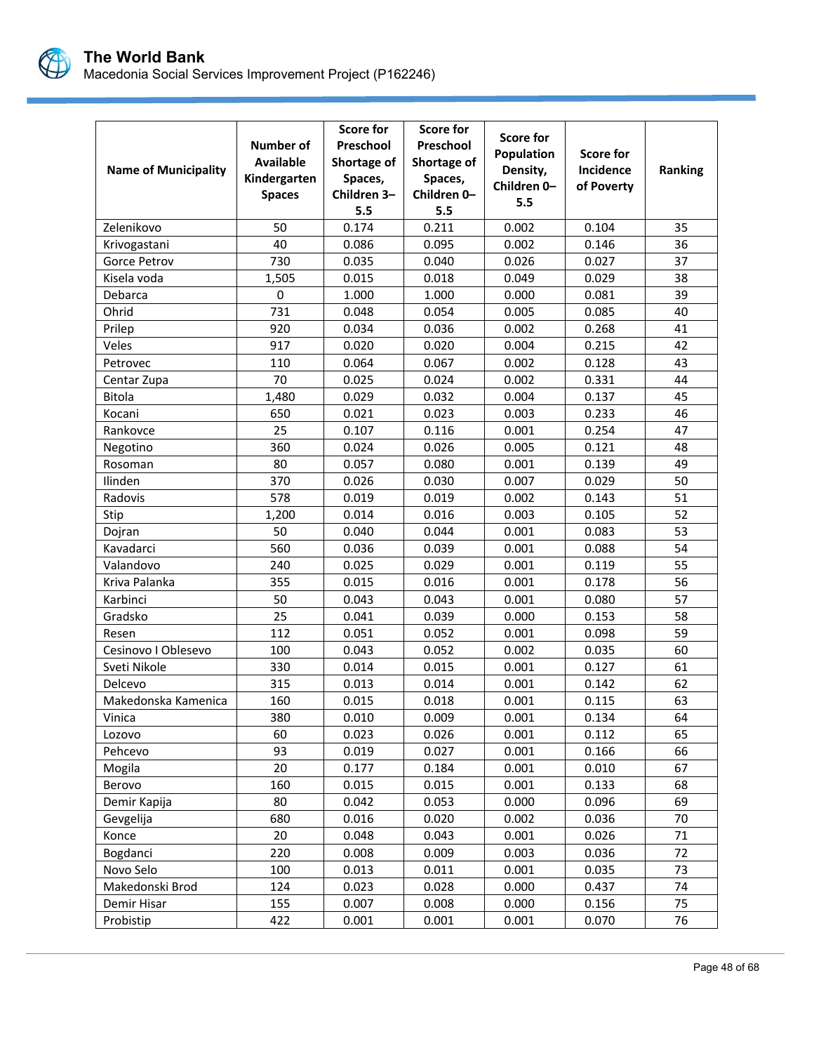| Name of Municipality | Number of Available Kindergarten Spaces | Score for Preschool Shortage of Spaces, Children 3–5.5 | Score for Preschool Shortage of Spaces, Children 0–5.5 | Score for Population Density, Children 0–5.5 | Score for Incidence of Poverty | Ranking |
|---|---|---|---|---|---|---|
| Zelenikovo | 50 | 0.174 | 0.211 | 0.002 | 0.104 | 35 |
| Krivogastani | 40 | 0.086 | 0.095 | 0.002 | 0.146 | 36 |
| Gorce Petrov | 730 | 0.035 | 0.040 | 0.026 | 0.027 | 37 |
| Kisela voda | 1,505 | 0.015 | 0.018 | 0.049 | 0.029 | 38 |
| Debarca | 0 | 1.000 | 1.000 | 0.000 | 0.081 | 39 |
| Ohrid | 731 | 0.048 | 0.054 | 0.005 | 0.085 | 40 |
| Prilep | 920 | 0.034 | 0.036 | 0.002 | 0.268 | 41 |
| Veles | 917 | 0.020 | 0.020 | 0.004 | 0.215 | 42 |
| Petrovec | 110 | 0.064 | 0.067 | 0.002 | 0.128 | 43 |
| Centar Zupa | 70 | 0.025 | 0.024 | 0.002 | 0.331 | 44 |
| Bitola | 1,480 | 0.029 | 0.032 | 0.004 | 0.137 | 45 |
| Kocani | 650 | 0.021 | 0.023 | 0.003 | 0.233 | 46 |
| Rankovce | 25 | 0.107 | 0.116 | 0.001 | 0.254 | 47 |
| Negotino | 360 | 0.024 | 0.026 | 0.005 | 0.121 | 48 |
| Rosoman | 80 | 0.057 | 0.080 | 0.001 | 0.139 | 49 |
| Ilinden | 370 | 0.026 | 0.030 | 0.007 | 0.029 | 50 |
| Radovis | 578 | 0.019 | 0.019 | 0.002 | 0.143 | 51 |
| Stip | 1,200 | 0.014 | 0.016 | 0.003 | 0.105 | 52 |
| Dojran | 50 | 0.040 | 0.044 | 0.001 | 0.083 | 53 |
| Kavadarci | 560 | 0.036 | 0.039 | 0.001 | 0.088 | 54 |
| Valandovo | 240 | 0.025 | 0.029 | 0.001 | 0.119 | 55 |
| Kriva Palanka | 355 | 0.015 | 0.016 | 0.001 | 0.178 | 56 |
| Karbinci | 50 | 0.043 | 0.043 | 0.001 | 0.080 | 57 |
| Gradsko | 25 | 0.041 | 0.039 | 0.000 | 0.153 | 58 |
| Resen | 112 | 0.051 | 0.052 | 0.001 | 0.098 | 59 |
| Cesinovo I Oblesevo | 100 | 0.043 | 0.052 | 0.002 | 0.035 | 60 |
| Sveti Nikole | 330 | 0.014 | 0.015 | 0.001 | 0.127 | 61 |
| Delcevo | 315 | 0.013 | 0.014 | 0.001 | 0.142 | 62 |
| Makedonska Kamenica | 160 | 0.015 | 0.018 | 0.001 | 0.115 | 63 |
| Vinica | 380 | 0.010 | 0.009 | 0.001 | 0.134 | 64 |
| Lozovo | 60 | 0.023 | 0.026 | 0.001 | 0.112 | 65 |
| Pehcevo | 93 | 0.019 | 0.027 | 0.001 | 0.166 | 66 |
| Mogila | 20 | 0.177 | 0.184 | 0.001 | 0.010 | 67 |
| Berovo | 160 | 0.015 | 0.015 | 0.001 | 0.133 | 68 |
| Demir Kapija | 80 | 0.042 | 0.053 | 0.000 | 0.096 | 69 |
| Gevgelija | 680 | 0.016 | 0.020 | 0.002 | 0.036 | 70 |
| Konce | 20 | 0.048 | 0.043 | 0.001 | 0.026 | 71 |
| Bogdanci | 220 | 0.008 | 0.009 | 0.003 | 0.036 | 72 |
| Novo Selo | 100 | 0.013 | 0.011 | 0.001 | 0.035 | 73 |
| Makedonski Brod | 124 | 0.023 | 0.028 | 0.000 | 0.437 | 74 |
| Demir Hisar | 155 | 0.007 | 0.008 | 0.000 | 0.156 | 75 |
| Probistip | 422 | 0.001 | 0.001 | 0.001 | 0.070 | 76 |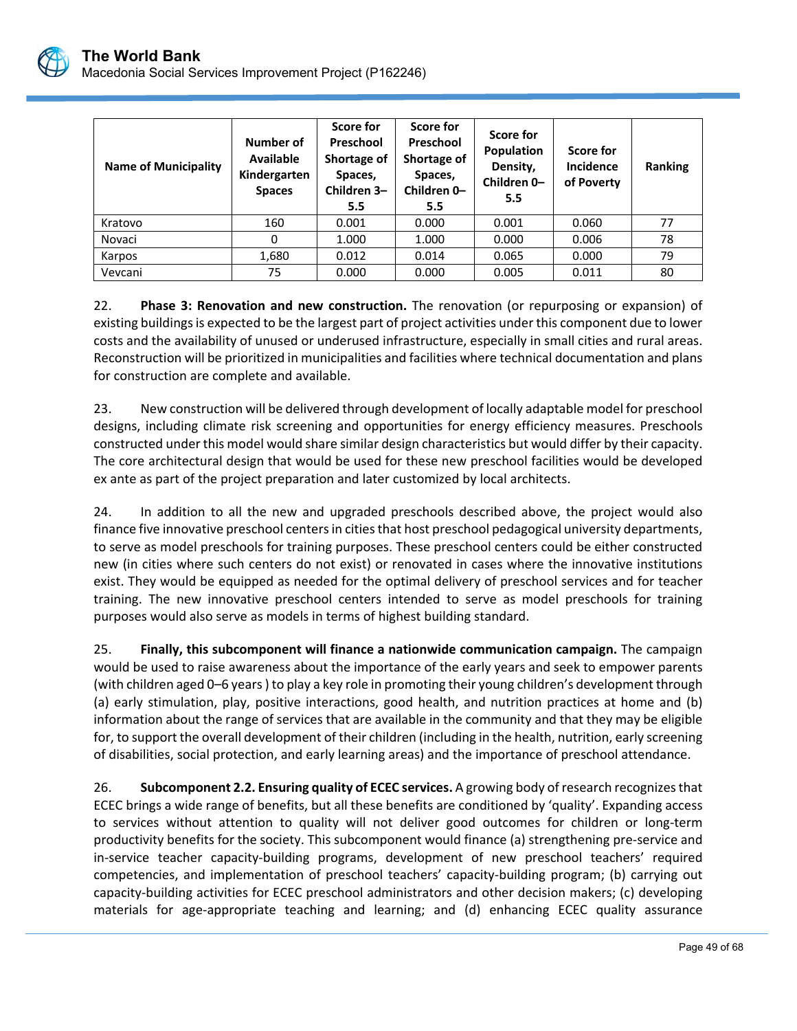| Name of Municipality | Number of Available Kindergarten Spaces | Score for Preschool Shortage of Spaces, Children 3–5.5 | Score for Preschool Shortage of Spaces, Children 0–5.5 | Score for Population Density, Children 0–5.5 | Score for Incidence of Poverty | Ranking |
|---|---|---|---|---|---|---|
| Kratovo | 160 | 0.001 | 0.000 | 0.001 | 0.060 | 77 |
| Novaci | 0 | 1.000 | 1.000 | 0.000 | 0.006 | 78 |
| Karpos | 1,680 | 0.012 | 0.014 | 0.065 | 0.000 | 79 |
| Vevcani | 75 | 0.000 | 0.000 | 0.005 | 0.011 | 80 |

22. **Phase 3: Renovation and new construction.** The renovation (or repurposing or expansion) of existing buildings is expected to be the largest part of project activities under this component due to lower costs and the availability of unused or underused infrastructure, especially in small cities and rural areas. Reconstruction will be prioritized in municipalities and facilities where technical documentation and plans for construction are complete and available.

23. New construction will be delivered through development of locally adaptable model for preschool designs, including climate risk screening and opportunities for energy efficiency measures. Preschools constructed under this model would share similar design characteristics but would differ by their capacity. The core architectural design that would be used for these new preschool facilities would be developed ex ante as part of the project preparation and later customized by local architects.

24. In addition to all the new and upgraded preschools described above, the project would also finance five innovative preschool centers in cities that host preschool pedagogical university departments, to serve as model preschools for training purposes. These preschool centers could be either constructed new (in cities where such centers do not exist) or renovated in cases where the innovative institutions exist. They would be equipped as needed for the optimal delivery of preschool services and for teacher training. The new innovative preschool centers intended to serve as model preschools for training purposes would also serve as models in terms of highest building standard.

25. **Finally, this subcomponent will finance a nationwide communication campaign.** The campaign would be used to raise awareness about the importance of the early years and seek to empower parents (with children aged 0–6 years ) to play a key role in promoting their young children's development through (a) early stimulation, play, positive interactions, good health, and nutrition practices at home and (b) information about the range of services that are available in the community and that they may be eligible for, to support the overall development of their children (including in the health, nutrition, early screening of disabilities, social protection, and early learning areas) and the importance of preschool attendance.

26. **Subcomponent 2.2. Ensuring quality of ECEC services.** A growing body of research recognizes that ECEC brings a wide range of benefits, but all these benefits are conditioned by 'quality'. Expanding access to services without attention to quality will not deliver good outcomes for children or long-term productivity benefits for the society. This subcomponent would finance (a) strengthening pre-service and in-service teacher capacity-building programs, development of new preschool teachers' required competencies, and implementation of preschool teachers' capacity-building program; (b) carrying out capacity-building activities for ECEC preschool administrators and other decision makers; (c) developing materials for age-appropriate teaching and learning; and (d) enhancing ECEC quality assurance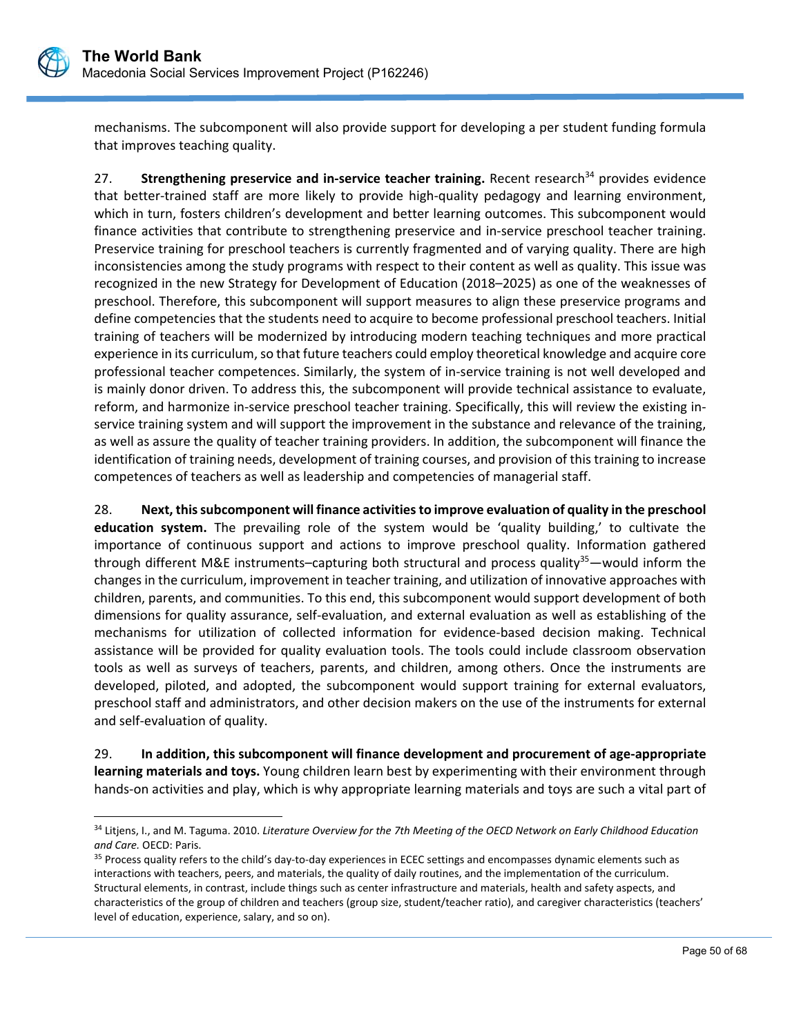mechanisms. The subcomponent will also provide support for developing a per student funding formula that improves teaching quality.

27. **Strengthening preservice and in-service teacher training.** Recent research[34] provides evidence that better-trained staff are more likely to provide high-quality pedagogy and learning environment, which in turn, fosters children's development and better learning outcomes. This subcomponent would finance activities that contribute to strengthening preservice and in-service preschool teacher training. Preservice training for preschool teachers is currently fragmented and of varying quality. There are high inconsistencies among the study programs with respect to their content as well as quality. This issue was recognized in the new Strategy for Development of Education (2018–2025) as one of the weaknesses of preschool. Therefore, this subcomponent will support measures to align these preservice programs and define competencies that the students need to acquire to become professional preschool teachers. Initial training of teachers will be modernized by introducing modern teaching techniques and more practical experience in its curriculum, so that future teachers could employ theoretical knowledge and acquire core professional teacher competences. Similarly, the system of in-service training is not well developed and is mainly donor driven. To address this, the subcomponent will provide technical assistance to evaluate, reform, and harmonize in-service preschool teacher training. Specifically, this will review the existing in-service training system and will support the improvement in the substance and relevance of the training, as well as assure the quality of teacher training providers. In addition, the subcomponent will finance the identification of training needs, development of training courses, and provision of this training to increase competences of teachers as well as leadership and competencies of managerial staff.

28. **Next, this subcomponent will finance activities to improve evaluation of quality in the preschool education system.** The prevailing role of the system would be 'quality building,' to cultivate the importance of continuous support and actions to improve preschool quality. Information gathered through different M&E instruments–capturing both structural and process quality[35]—would inform the changes in the curriculum, improvement in teacher training, and utilization of innovative approaches with children, parents, and communities. To this end, this subcomponent would support development of both dimensions for quality assurance, self-evaluation, and external evaluation as well as establishing of the mechanisms for utilization of collected information for evidence-based decision making. Technical assistance will be provided for quality evaluation tools. The tools could include classroom observation tools as well as surveys of teachers, parents, and children, among others. Once the instruments are developed, piloted, and adopted, the subcomponent would support training for external evaluators, preschool staff and administrators, and other decision makers on the use of the instruments for external and self-evaluation of quality.

29. **In addition, this subcomponent will finance development and procurement of age-appropriate learning materials and toys.** Young children learn best by experimenting with their environment through hands-on activities and play, which is why appropriate learning materials and toys are such a vital part of

---

[34] Litjens, I., and M. Taguma. 2010. *Literature Overview for the 7th Meeting of the OECD Network on Early Childhood Education and Care.* OECD: Paris.

[35] Process quality refers to the child's day-to-day experiences in ECEC settings and encompasses dynamic elements such as interactions with teachers, peers, and materials, the quality of daily routines, and the implementation of the curriculum. Structural elements, in contrast, include things such as center infrastructure and materials, health and safety aspects, and characteristics of the group of children and teachers (group size, student/teacher ratio), and caregiver characteristics (teachers' level of education, experience, salary, and so on).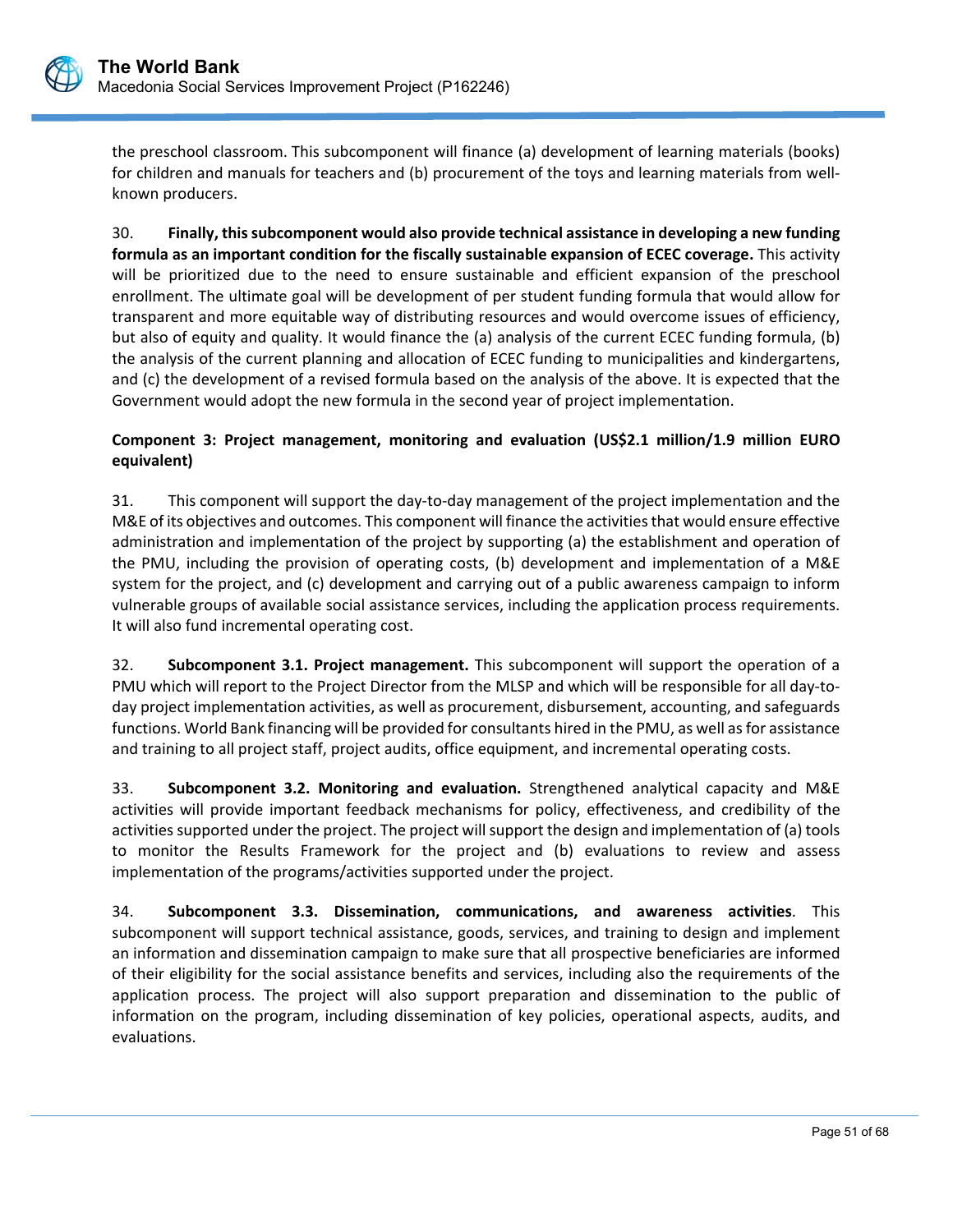the preschool classroom. This subcomponent will finance (a) development of learning materials (books) for children and manuals for teachers and (b) procurement of the toys and learning materials from well-known producers.

30. **Finally, this subcomponent would also provide technical assistance in developing a new funding formula as an important condition for the fiscally sustainable expansion of ECEC coverage.** This activity will be prioritized due to the need to ensure sustainable and efficient expansion of the preschool enrollment. The ultimate goal will be development of per student funding formula that would allow for transparent and more equitable way of distributing resources and would overcome issues of efficiency, but also of equity and quality. It would finance the (a) analysis of the current ECEC funding formula, (b) the analysis of the current planning and allocation of ECEC funding to municipalities and kindergartens, and (c) the development of a revised formula based on the analysis of the above. It is expected that the Government would adopt the new formula in the second year of project implementation.

**Component 3: Project management, monitoring and evaluation (US$2.1 million/1.9 million EURO equivalent)**

31. This component will support the day-to-day management of the project implementation and the M&E of its objectives and outcomes. This component will finance the activities that would ensure effective administration and implementation of the project by supporting (a) the establishment and operation of the PMU, including the provision of operating costs, (b) development and implementation of a M&E system for the project, and (c) development and carrying out of a public awareness campaign to inform vulnerable groups of available social assistance services, including the application process requirements. It will also fund incremental operating cost.

32. **Subcomponent 3.1. Project management.** This subcomponent will support the operation of a PMU which will report to the Project Director from the MLSP and which will be responsible for all day-to-day project implementation activities, as well as procurement, disbursement, accounting, and safeguards functions. World Bank financing will be provided for consultants hired in the PMU, as well as for assistance and training to all project staff, project audits, office equipment, and incremental operating costs.

33. **Subcomponent 3.2. Monitoring and evaluation.** Strengthened analytical capacity and M&E activities will provide important feedback mechanisms for policy, effectiveness, and credibility of the activities supported under the project. The project will support the design and implementation of (a) tools to monitor the Results Framework for the project and (b) evaluations to review and assess implementation of the programs/activities supported under the project.

34. **Subcomponent 3.3. Dissemination, communications, and awareness activities**. This subcomponent will support technical assistance, goods, services, and training to design and implement an information and dissemination campaign to make sure that all prospective beneficiaries are informed of their eligibility for the social assistance benefits and services, including also the requirements of the application process. The project will also support preparation and dissemination to the public of information on the program, including dissemination of key policies, operational aspects, audits, and evaluations.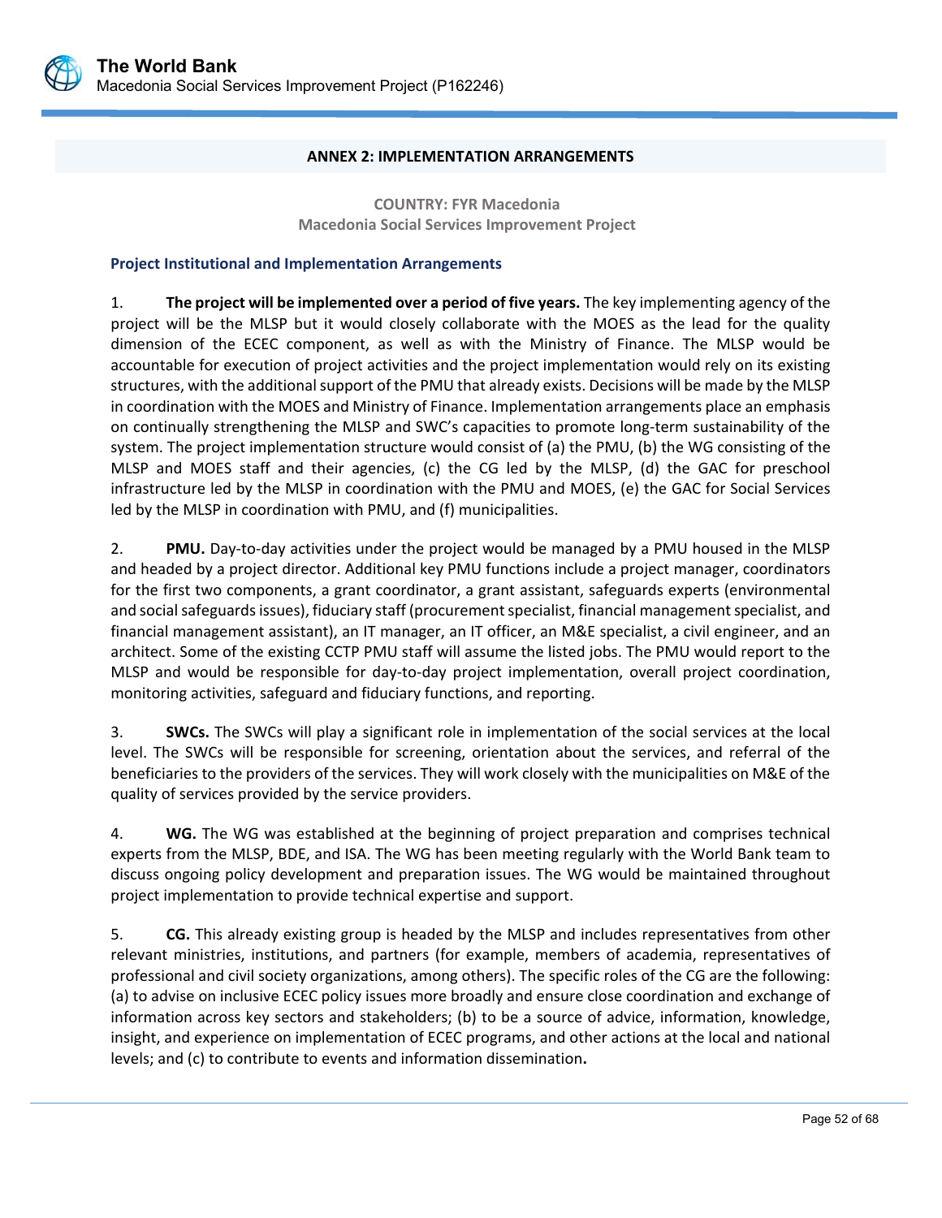## ANNEX 2: IMPLEMENTATION ARRANGEMENTS

**COUNTRY: FYR Macedonia**
**Macedonia Social Services Improvement Project**

### Project Institutional and Implementation Arrangements

1. **The project will be implemented over a period of five years.** The key implementing agency of the project will be the MLSP but it would closely collaborate with the MOES as the lead for the quality dimension of the ECEC component, as well as with the Ministry of Finance. The MLSP would be accountable for execution of project activities and the project implementation would rely on its existing structures, with the additional support of the PMU that already exists. Decisions will be made by the MLSP in coordination with the MOES and Ministry of Finance. Implementation arrangements place an emphasis on continually strengthening the MLSP and SWC's capacities to promote long-term sustainability of the system. The project implementation structure would consist of (a) the PMU, (b) the WG consisting of the MLSP and MOES staff and their agencies, (c) the CG led by the MLSP, (d) the GAC for preschool infrastructure led by the MLSP in coordination with the PMU and MOES, (e) the GAC for Social Services led by the MLSP in coordination with PMU, and (f) municipalities.

2. **PMU.** Day-to-day activities under the project would be managed by a PMU housed in the MLSP and headed by a project director. Additional key PMU functions include a project manager, coordinators for the first two components, a grant coordinator, a grant assistant, safeguards experts (environmental and social safeguards issues), fiduciary staff (procurement specialist, financial management specialist, and financial management assistant), an IT manager, an IT officer, an M&E specialist, a civil engineer, and an architect. Some of the existing CCTP PMU staff will assume the listed jobs. The PMU would report to the MLSP and would be responsible for day-to-day project implementation, overall project coordination, monitoring activities, safeguard and fiduciary functions, and reporting.

3. **SWCs.** The SWCs will play a significant role in implementation of the social services at the local level. The SWCs will be responsible for screening, orientation about the services, and referral of the beneficiaries to the providers of the services. They will work closely with the municipalities on M&E of the quality of services provided by the service providers.

4. **WG.** The WG was established at the beginning of project preparation and comprises technical experts from the MLSP, BDE, and ISA. The WG has been meeting regularly with the World Bank team to discuss ongoing policy development and preparation issues. The WG would be maintained throughout project implementation to provide technical expertise and support.

5. **CG.** This already existing group is headed by the MLSP and includes representatives from other relevant ministries, institutions, and partners (for example, members of academia, representatives of professional and civil society organizations, among others). The specific roles of the CG are the following: (a) to advise on inclusive ECEC policy issues more broadly and ensure close coordination and exchange of information across key sectors and stakeholders; (b) to be a source of advice, information, knowledge, insight, and experience on implementation of ECEC programs, and other actions at the local and national levels; and (c) to contribute to events and information dissemination.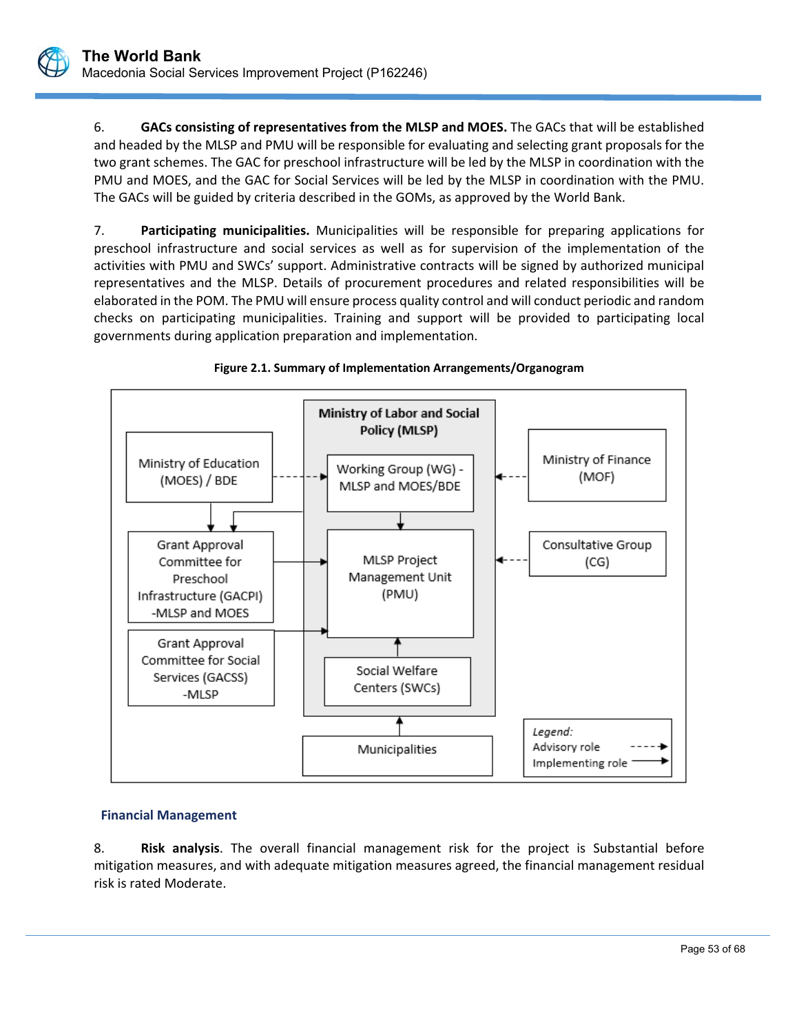6. **GACs consisting of representatives from the MLSP and MOES.** The GACs that will be established and headed by the MLSP and PMU will be responsible for evaluating and selecting grant proposals for the two grant schemes. The GAC for preschool infrastructure will be led by the MLSP in coordination with the PMU and MOES, and the GAC for Social Services will be led by the MLSP in coordination with the PMU. The GACs will be guided by criteria described in the GOMs, as approved by the World Bank.

7. **Participating municipalities.** Municipalities will be responsible for preparing applications for preschool infrastructure and social services as well as for supervision of the implementation of the activities with PMU and SWCs' support. Administrative contracts will be signed by authorized municipal representatives and the MLSP. Details of procurement procedures and related responsibilities will be elaborated in the POM. The PMU will ensure process quality control and will conduct periodic and random checks on participating municipalities. Training and support will be provided to participating local governments during application preparation and implementation.

**Figure 2.1. Summary of Implementation Arrangements/Organogram**

Ministry of Labor and Social Policy (MLSP)

Ministry of Education (MOES) / BDE

Working Group (WG) - MLSP and MOES/BDE

Ministry of Finance (MOF)

Grant Approval Committee for Preschool Infrastructure (GACPI) -MLSP and MOES

MLSP Project Management Unit (PMU)

Consultative Group (CG)

Grant Approval Committee for Social Services (GACSS) -MLSP

Social Welfare Centers (SWCs)

Municipalities

*Legend:*
Advisory role - - - ->
Implementing role ——>

## Financial Management

8. **Risk analysis**. The overall financial management risk for the project is Substantial before mitigation measures, and with adequate mitigation measures agreed, the financial management residual risk is rated Moderate.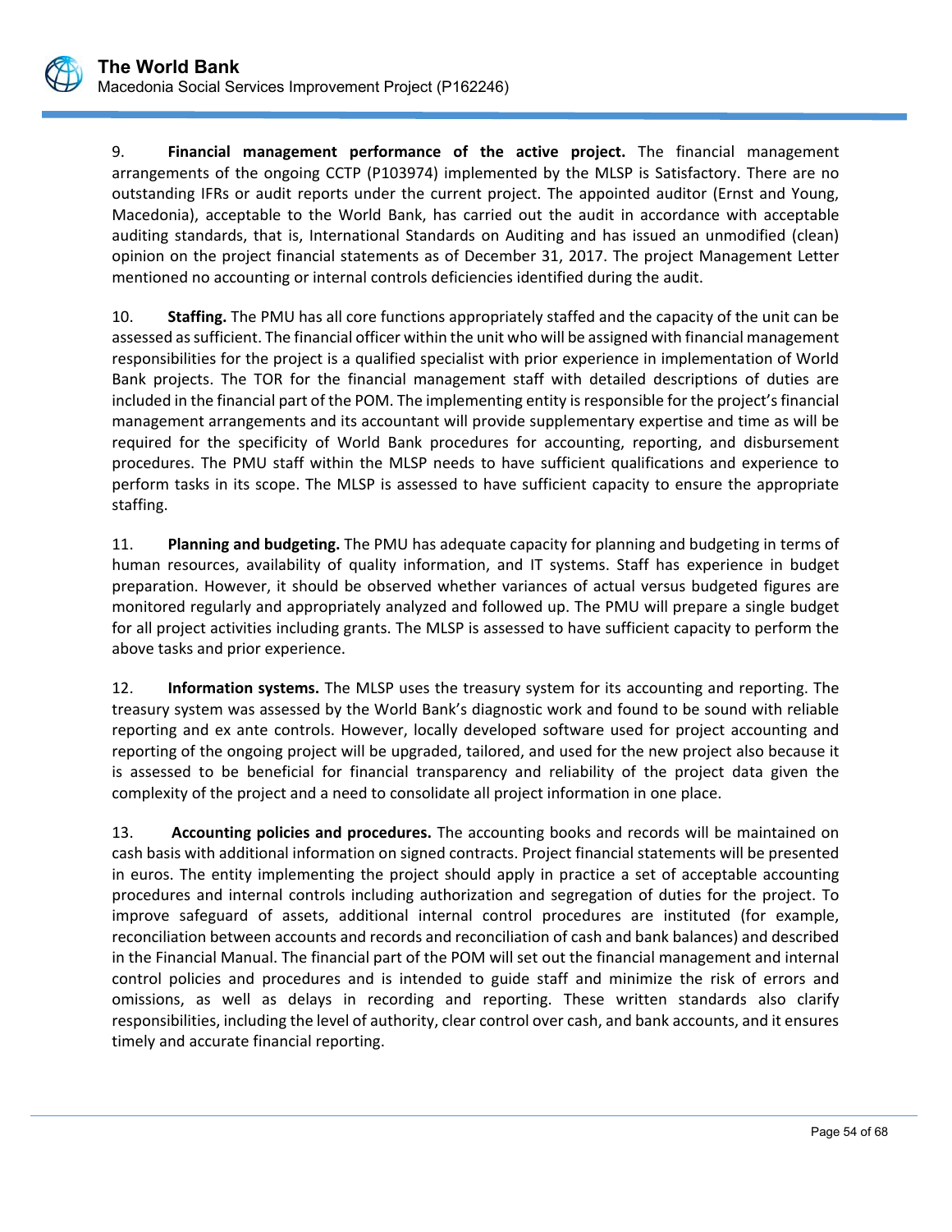9. **Financial management performance of the active project.** The financial management arrangements of the ongoing CCTP (P103974) implemented by the MLSP is Satisfactory. There are no outstanding IFRs or audit reports under the current project. The appointed auditor (Ernst and Young, Macedonia), acceptable to the World Bank, has carried out the audit in accordance with acceptable auditing standards, that is, International Standards on Auditing and has issued an unmodified (clean) opinion on the project financial statements as of December 31, 2017. The project Management Letter mentioned no accounting or internal controls deficiencies identified during the audit.

10. **Staffing.** The PMU has all core functions appropriately staffed and the capacity of the unit can be assessed as sufficient. The financial officer within the unit who will be assigned with financial management responsibilities for the project is a qualified specialist with prior experience in implementation of World Bank projects. The TOR for the financial management staff with detailed descriptions of duties are included in the financial part of the POM. The implementing entity is responsible for the project's financial management arrangements and its accountant will provide supplementary expertise and time as will be required for the specificity of World Bank procedures for accounting, reporting, and disbursement procedures. The PMU staff within the MLSP needs to have sufficient qualifications and experience to perform tasks in its scope. The MLSP is assessed to have sufficient capacity to ensure the appropriate staffing.

11. **Planning and budgeting.** The PMU has adequate capacity for planning and budgeting in terms of human resources, availability of quality information, and IT systems. Staff has experience in budget preparation. However, it should be observed whether variances of actual versus budgeted figures are monitored regularly and appropriately analyzed and followed up. The PMU will prepare a single budget for all project activities including grants. The MLSP is assessed to have sufficient capacity to perform the above tasks and prior experience.

12. **Information systems.** The MLSP uses the treasury system for its accounting and reporting. The treasury system was assessed by the World Bank's diagnostic work and found to be sound with reliable reporting and ex ante controls. However, locally developed software used for project accounting and reporting of the ongoing project will be upgraded, tailored, and used for the new project also because it is assessed to be beneficial for financial transparency and reliability of the project data given the complexity of the project and a need to consolidate all project information in one place.

13. **Accounting policies and procedures.** The accounting books and records will be maintained on cash basis with additional information on signed contracts. Project financial statements will be presented in euros. The entity implementing the project should apply in practice a set of acceptable accounting procedures and internal controls including authorization and segregation of duties for the project. To improve safeguard of assets, additional internal control procedures are instituted (for example, reconciliation between accounts and records and reconciliation of cash and bank balances) and described in the Financial Manual. The financial part of the POM will set out the financial management and internal control policies and procedures and is intended to guide staff and minimize the risk of errors and omissions, as well as delays in recording and reporting. These written standards also clarify responsibilities, including the level of authority, clear control over cash, and bank accounts, and it ensures timely and accurate financial reporting.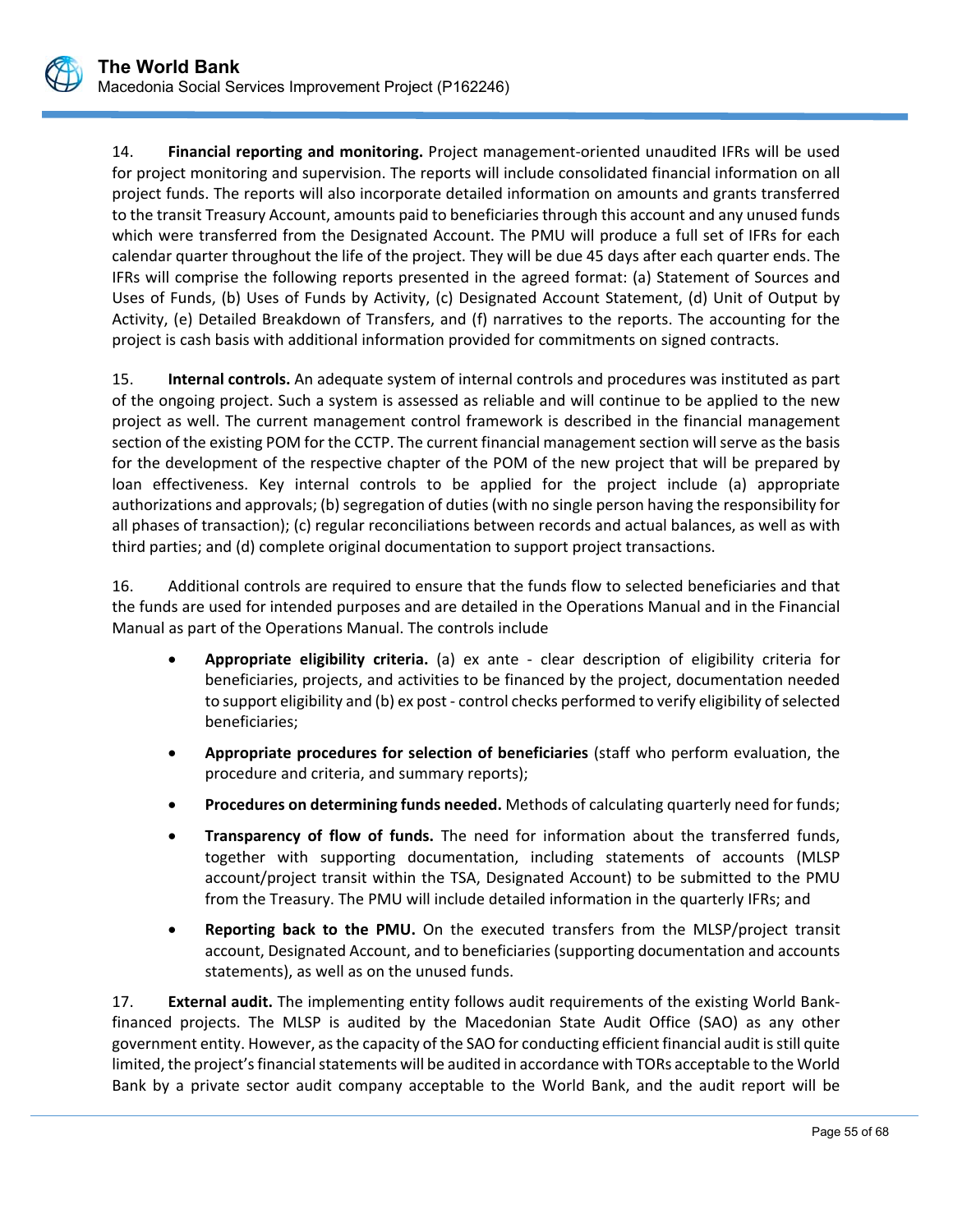14. **Financial reporting and monitoring.** Project management-oriented unaudited IFRs will be used for project monitoring and supervision. The reports will include consolidated financial information on all project funds. The reports will also incorporate detailed information on amounts and grants transferred to the transit Treasury Account, amounts paid to beneficiaries through this account and any unused funds which were transferred from the Designated Account. The PMU will produce a full set of IFRs for each calendar quarter throughout the life of the project. They will be due 45 days after each quarter ends. The IFRs will comprise the following reports presented in the agreed format: (a) Statement of Sources and Uses of Funds, (b) Uses of Funds by Activity, (c) Designated Account Statement, (d) Unit of Output by Activity, (e) Detailed Breakdown of Transfers, and (f) narratives to the reports. The accounting for the project is cash basis with additional information provided for commitments on signed contracts.

15. **Internal controls.** An adequate system of internal controls and procedures was instituted as part of the ongoing project. Such a system is assessed as reliable and will continue to be applied to the new project as well. The current management control framework is described in the financial management section of the existing POM for the CCTP. The current financial management section will serve as the basis for the development of the respective chapter of the POM of the new project that will be prepared by loan effectiveness. Key internal controls to be applied for the project include (a) appropriate authorizations and approvals; (b) segregation of duties (with no single person having the responsibility for all phases of transaction); (c) regular reconciliations between records and actual balances, as well as with third parties; and (d) complete original documentation to support project transactions.

16. Additional controls are required to ensure that the funds flow to selected beneficiaries and that the funds are used for intended purposes and are detailed in the Operations Manual and in the Financial Manual as part of the Operations Manual. The controls include

- **Appropriate eligibility criteria.** (a) ex ante - clear description of eligibility criteria for beneficiaries, projects, and activities to be financed by the project, documentation needed to support eligibility and (b) ex post - control checks performed to verify eligibility of selected beneficiaries;
- **Appropriate procedures for selection of beneficiaries** (staff who perform evaluation, the procedure and criteria, and summary reports);
- **Procedures on determining funds needed.** Methods of calculating quarterly need for funds;
- **Transparency of flow of funds.** The need for information about the transferred funds, together with supporting documentation, including statements of accounts (MLSP account/project transit within the TSA, Designated Account) to be submitted to the PMU from the Treasury. The PMU will include detailed information in the quarterly IFRs; and
- **Reporting back to the PMU.** On the executed transfers from the MLSP/project transit account, Designated Account, and to beneficiaries (supporting documentation and accounts statements), as well as on the unused funds.

17. **External audit.** The implementing entity follows audit requirements of the existing World Bank-financed projects. The MLSP is audited by the Macedonian State Audit Office (SAO) as any other government entity. However, as the capacity of the SAO for conducting efficient financial audit is still quite limited, the project's financial statements will be audited in accordance with TORs acceptable to the World Bank by a private sector audit company acceptable to the World Bank, and the audit report will be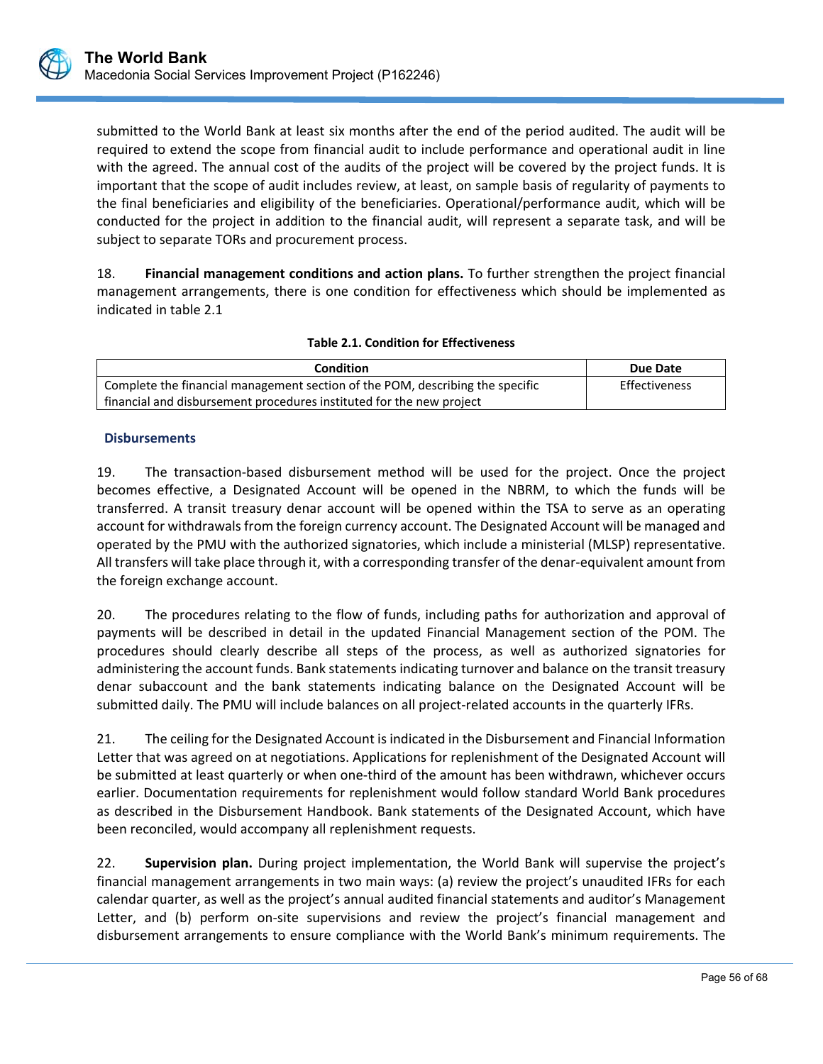submitted to the World Bank at least six months after the end of the period audited. The audit will be required to extend the scope from financial audit to include performance and operational audit in line with the agreed. The annual cost of the audits of the project will be covered by the project funds. It is important that the scope of audit includes review, at least, on sample basis of regularity of payments to the final beneficiaries and eligibility of the beneficiaries. Operational/performance audit, which will be conducted for the project in addition to the financial audit, will represent a separate task, and will be subject to separate TORs and procurement process.

18. **Financial management conditions and action plans.** To further strengthen the project financial management arrangements, there is one condition for effectiveness which should be implemented as indicated in table 2.1

**Table 2.1. Condition for Effectiveness**

| Condition | Due Date |
|---|---|
| Complete the financial management section of the POM, describing the specific financial and disbursement procedures instituted for the new project | Effectiveness |

### Disbursements

19. The transaction-based disbursement method will be used for the project. Once the project becomes effective, a Designated Account will be opened in the NBRM, to which the funds will be transferred. A transit treasury denar account will be opened within the TSA to serve as an operating account for withdrawals from the foreign currency account. The Designated Account will be managed and operated by the PMU with the authorized signatories, which include a ministerial (MLSP) representative. All transfers will take place through it, with a corresponding transfer of the denar-equivalent amount from the foreign exchange account.

20. The procedures relating to the flow of funds, including paths for authorization and approval of payments will be described in detail in the updated Financial Management section of the POM. The procedures should clearly describe all steps of the process, as well as authorized signatories for administering the account funds. Bank statements indicating turnover and balance on the transit treasury denar subaccount and the bank statements indicating balance on the Designated Account will be submitted daily. The PMU will include balances on all project-related accounts in the quarterly IFRs.

21. The ceiling for the Designated Account is indicated in the Disbursement and Financial Information Letter that was agreed on at negotiations. Applications for replenishment of the Designated Account will be submitted at least quarterly or when one-third of the amount has been withdrawn, whichever occurs earlier. Documentation requirements for replenishment would follow standard World Bank procedures as described in the Disbursement Handbook. Bank statements of the Designated Account, which have been reconciled, would accompany all replenishment requests.

22. **Supervision plan.** During project implementation, the World Bank will supervise the project's financial management arrangements in two main ways: (a) review the project's unaudited IFRs for each calendar quarter, as well as the project's annual audited financial statements and auditor's Management Letter, and (b) perform on-site supervisions and review the project's financial management and disbursement arrangements to ensure compliance with the World Bank's minimum requirements. The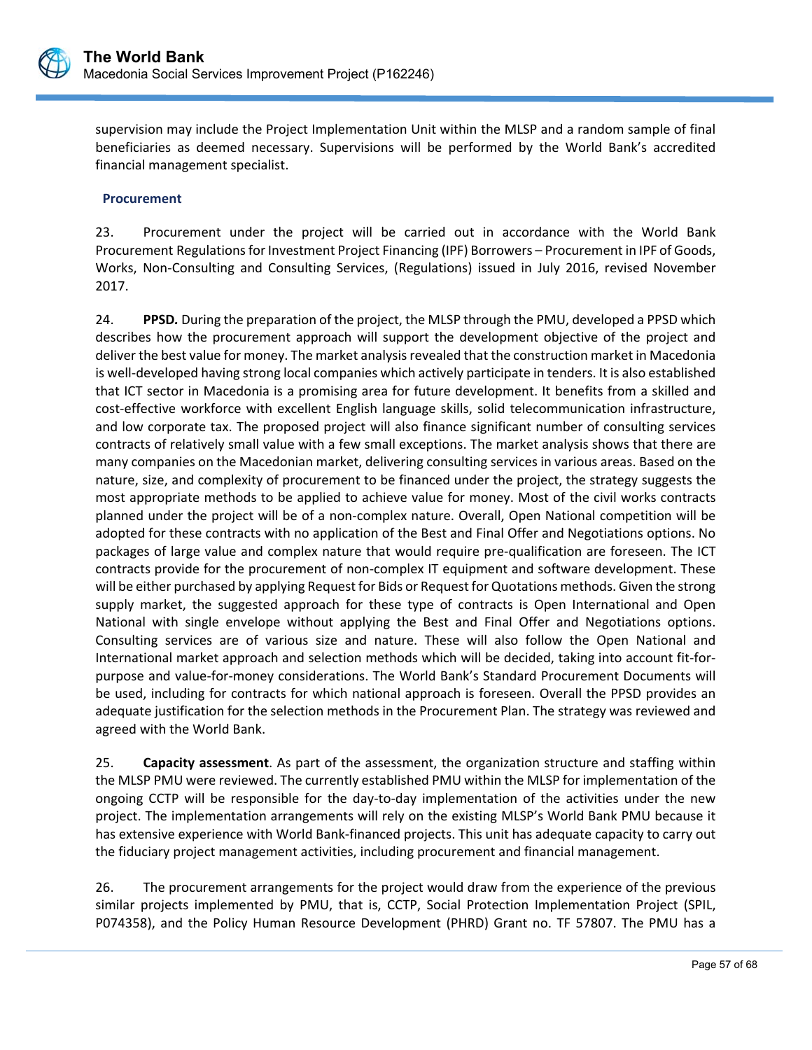supervision may include the Project Implementation Unit within the MLSP and a random sample of final beneficiaries as deemed necessary. Supervisions will be performed by the World Bank's accredited financial management specialist.

### Procurement

23. Procurement under the project will be carried out in accordance with the World Bank Procurement Regulations for Investment Project Financing (IPF) Borrowers – Procurement in IPF of Goods, Works, Non-Consulting and Consulting Services, (Regulations) issued in July 2016, revised November 2017.

24. ***PPSD.*** During the preparation of the project, the MLSP through the PMU, developed a PPSD which describes how the procurement approach will support the development objective of the project and deliver the best value for money. The market analysis revealed that the construction market in Macedonia is well-developed having strong local companies which actively participate in tenders. It is also established that ICT sector in Macedonia is a promising area for future development. It benefits from a skilled and cost-effective workforce with excellent English language skills, solid telecommunication infrastructure, and low corporate tax. The proposed project will also finance significant number of consulting services contracts of relatively small value with a few small exceptions. The market analysis shows that there are many companies on the Macedonian market, delivering consulting services in various areas. Based on the nature, size, and complexity of procurement to be financed under the project, the strategy suggests the most appropriate methods to be applied to achieve value for money. Most of the civil works contracts planned under the project will be of a non-complex nature. Overall, Open National competition will be adopted for these contracts with no application of the Best and Final Offer and Negotiations options. No packages of large value and complex nature that would require pre-qualification are foreseen. The ICT contracts provide for the procurement of non-complex IT equipment and software development. These will be either purchased by applying Request for Bids or Request for Quotations methods. Given the strong supply market, the suggested approach for these type of contracts is Open International and Open National with single envelope without applying the Best and Final Offer and Negotiations options. Consulting services are of various size and nature. These will also follow the Open National and International market approach and selection methods which will be decided, taking into account fit-for-purpose and value-for-money considerations. The World Bank's Standard Procurement Documents will be used, including for contracts for which national approach is foreseen. Overall the PPSD provides an adequate justification for the selection methods in the Procurement Plan. The strategy was reviewed and agreed with the World Bank.

25. **Capacity assessment**. As part of the assessment, the organization structure and staffing within the MLSP PMU were reviewed. The currently established PMU within the MLSP for implementation of the ongoing CCTP will be responsible for the day-to-day implementation of the activities under the new project. The implementation arrangements will rely on the existing MLSP's World Bank PMU because it has extensive experience with World Bank-financed projects. This unit has adequate capacity to carry out the fiduciary project management activities, including procurement and financial management.

26. The procurement arrangements for the project would draw from the experience of the previous similar projects implemented by PMU, that is, CCTP, Social Protection Implementation Project (SPIL, P074358), and the Policy Human Resource Development (PHRD) Grant no. TF 57807. The PMU has a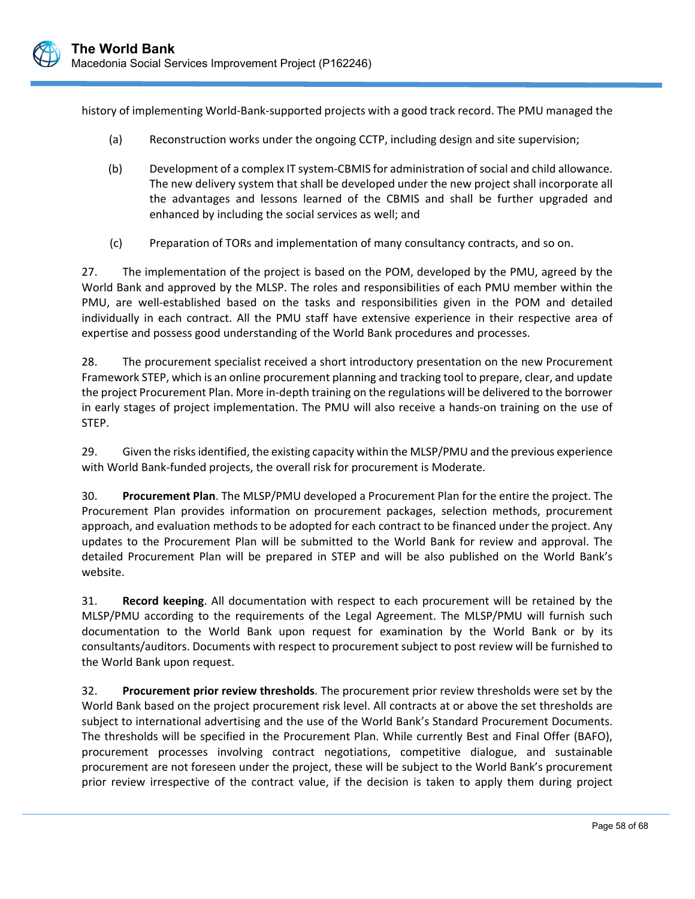history of implementing World-Bank-supported projects with a good track record. The PMU managed the

(a) Reconstruction works under the ongoing CCTP, including design and site supervision;

(b) Development of a complex IT system-CBMIS for administration of social and child allowance. The new delivery system that shall be developed under the new project shall incorporate all the advantages and lessons learned of the CBMIS and shall be further upgraded and enhanced by including the social services as well; and

(c) Preparation of TORs and implementation of many consultancy contracts, and so on.

27. The implementation of the project is based on the POM, developed by the PMU, agreed by the World Bank and approved by the MLSP. The roles and responsibilities of each PMU member within the PMU, are well-established based on the tasks and responsibilities given in the POM and detailed individually in each contract. All the PMU staff have extensive experience in their respective area of expertise and possess good understanding of the World Bank procedures and processes.

28. The procurement specialist received a short introductory presentation on the new Procurement Framework STEP, which is an online procurement planning and tracking tool to prepare, clear, and update the project Procurement Plan. More in-depth training on the regulations will be delivered to the borrower in early stages of project implementation. The PMU will also receive a hands-on training on the use of STEP.

29. Given the risks identified, the existing capacity within the MLSP/PMU and the previous experience with World Bank-funded projects, the overall risk for procurement is Moderate.

30. **Procurement Plan**. The MLSP/PMU developed a Procurement Plan for the entire the project. The Procurement Plan provides information on procurement packages, selection methods, procurement approach, and evaluation methods to be adopted for each contract to be financed under the project. Any updates to the Procurement Plan will be submitted to the World Bank for review and approval. The detailed Procurement Plan will be prepared in STEP and will be also published on the World Bank's website.

31. **Record keeping**. All documentation with respect to each procurement will be retained by the MLSP/PMU according to the requirements of the Legal Agreement. The MLSP/PMU will furnish such documentation to the World Bank upon request for examination by the World Bank or by its consultants/auditors. Documents with respect to procurement subject to post review will be furnished to the World Bank upon request.

32. **Procurement prior review thresholds**. The procurement prior review thresholds were set by the World Bank based on the project procurement risk level. All contracts at or above the set thresholds are subject to international advertising and the use of the World Bank's Standard Procurement Documents. The thresholds will be specified in the Procurement Plan. While currently Best and Final Offer (BAFO), procurement processes involving contract negotiations, competitive dialogue, and sustainable procurement are not foreseen under the project, these will be subject to the World Bank's procurement prior review irrespective of the contract value, if the decision is taken to apply them during project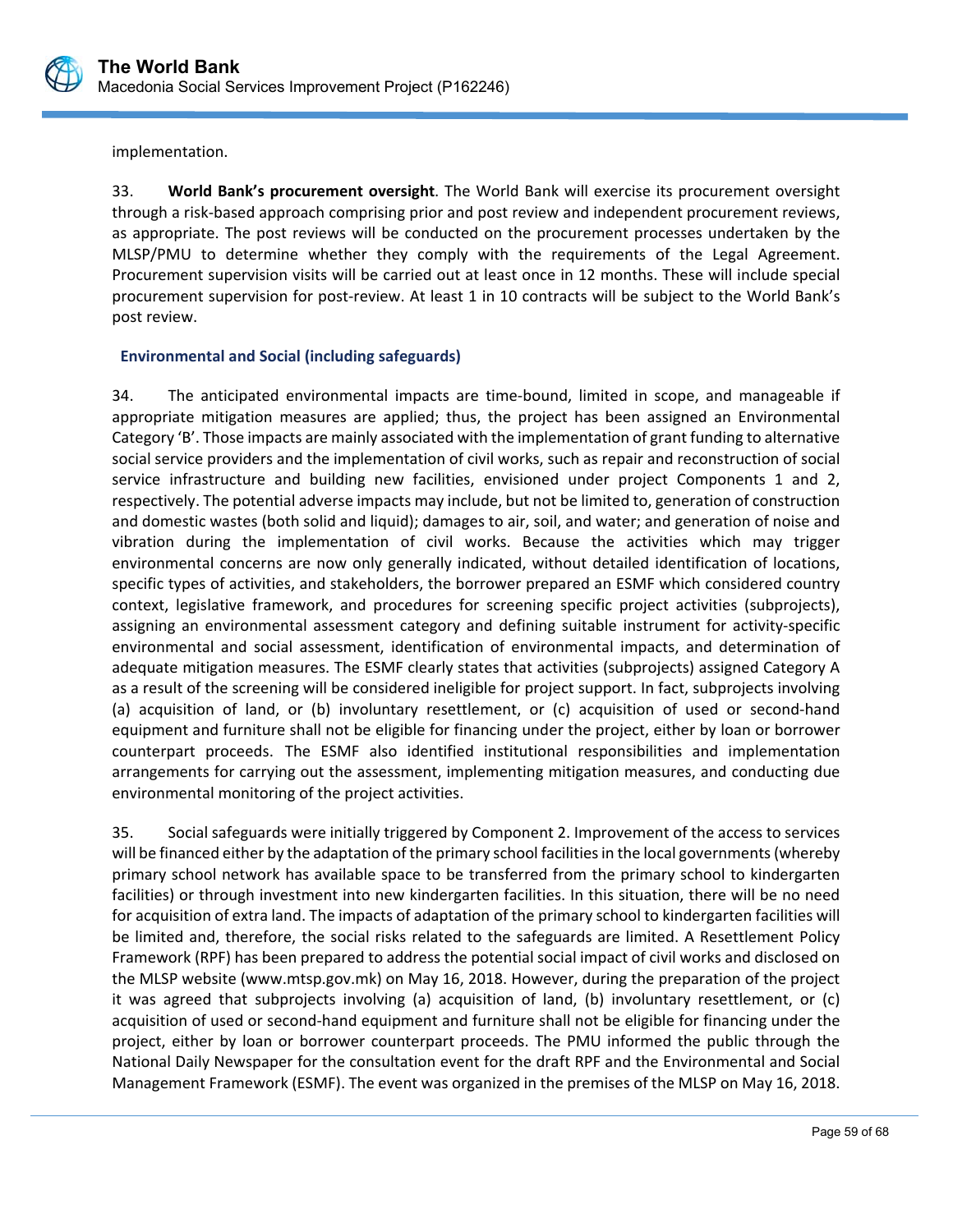implementation.

33. **World Bank's procurement oversight**. The World Bank will exercise its procurement oversight through a risk-based approach comprising prior and post review and independent procurement reviews, as appropriate. The post reviews will be conducted on the procurement processes undertaken by the MLSP/PMU to determine whether they comply with the requirements of the Legal Agreement. Procurement supervision visits will be carried out at least once in 12 months. These will include special procurement supervision for post-review. At least 1 in 10 contracts will be subject to the World Bank's post review.

### Environmental and Social (including safeguards)

34. The anticipated environmental impacts are time-bound, limited in scope, and manageable if appropriate mitigation measures are applied; thus, the project has been assigned an Environmental Category 'B'. Those impacts are mainly associated with the implementation of grant funding to alternative social service providers and the implementation of civil works, such as repair and reconstruction of social service infrastructure and building new facilities, envisioned under project Components 1 and 2, respectively. The potential adverse impacts may include, but not be limited to, generation of construction and domestic wastes (both solid and liquid); damages to air, soil, and water; and generation of noise and vibration during the implementation of civil works. Because the activities which may trigger environmental concerns are now only generally indicated, without detailed identification of locations, specific types of activities, and stakeholders, the borrower prepared an ESMF which considered country context, legislative framework, and procedures for screening specific project activities (subprojects), assigning an environmental assessment category and defining suitable instrument for activity-specific environmental and social assessment, identification of environmental impacts, and determination of adequate mitigation measures. The ESMF clearly states that activities (subprojects) assigned Category A as a result of the screening will be considered ineligible for project support. In fact, subprojects involving (a) acquisition of land, or (b) involuntary resettlement, or (c) acquisition of used or second-hand equipment and furniture shall not be eligible for financing under the project, either by loan or borrower counterpart proceeds. The ESMF also identified institutional responsibilities and implementation arrangements for carrying out the assessment, implementing mitigation measures, and conducting due environmental monitoring of the project activities.

35. Social safeguards were initially triggered by Component 2. Improvement of the access to services will be financed either by the adaptation of the primary school facilities in the local governments (whereby primary school network has available space to be transferred from the primary school to kindergarten facilities) or through investment into new kindergarten facilities. In this situation, there will be no need for acquisition of extra land. The impacts of adaptation of the primary school to kindergarten facilities will be limited and, therefore, the social risks related to the safeguards are limited. A Resettlement Policy Framework (RPF) has been prepared to address the potential social impact of civil works and disclosed on the MLSP website (www.mtsp.gov.mk) on May 16, 2018. However, during the preparation of the project it was agreed that subprojects involving (a) acquisition of land, (b) involuntary resettlement, or (c) acquisition of used or second-hand equipment and furniture shall not be eligible for financing under the project, either by loan or borrower counterpart proceeds. The PMU informed the public through the National Daily Newspaper for the consultation event for the draft RPF and the Environmental and Social Management Framework (ESMF). The event was organized in the premises of the MLSP on May 16, 2018.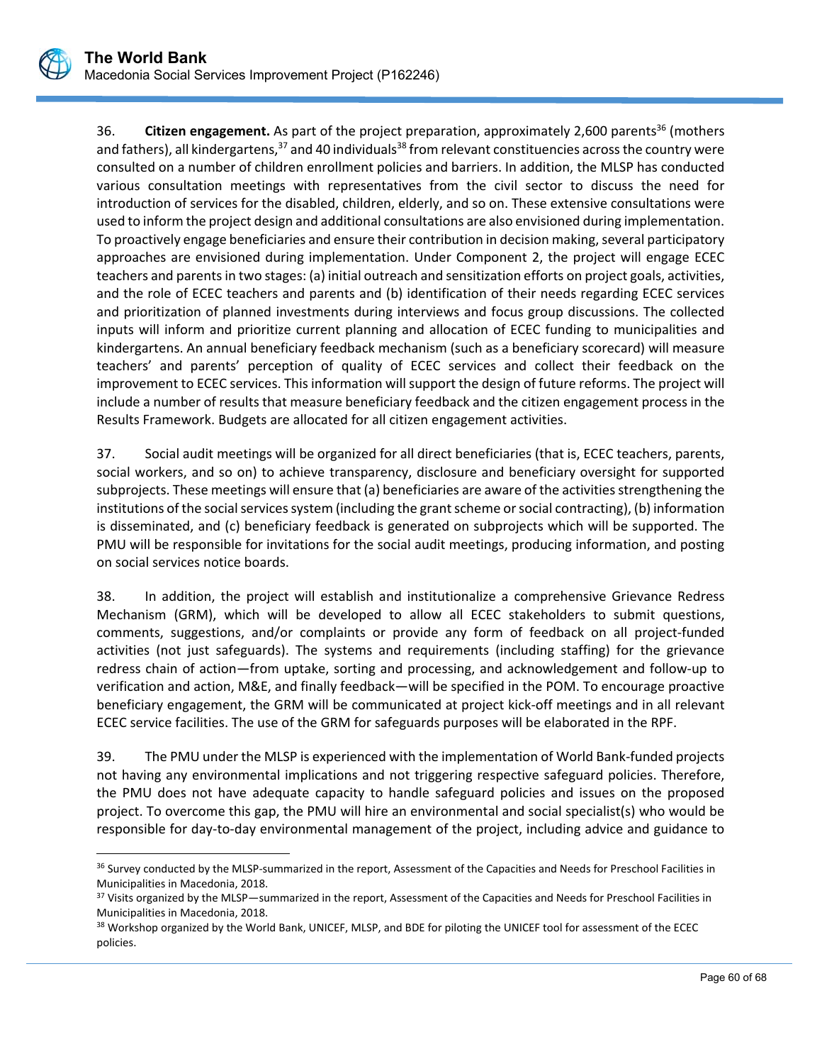36. **Citizen engagement.** As part of the project preparation, approximately 2,600 parents[36] (mothers and fathers), all kindergartens,[37] and 40 individuals[38] from relevant constituencies across the country were consulted on a number of children enrollment policies and barriers. In addition, the MLSP has conducted various consultation meetings with representatives from the civil sector to discuss the need for introduction of services for the disabled, children, elderly, and so on. These extensive consultations were used to inform the project design and additional consultations are also envisioned during implementation. To proactively engage beneficiaries and ensure their contribution in decision making, several participatory approaches are envisioned during implementation. Under Component 2, the project will engage ECEC teachers and parents in two stages: (a) initial outreach and sensitization efforts on project goals, activities, and the role of ECEC teachers and parents and (b) identification of their needs regarding ECEC services and prioritization of planned investments during interviews and focus group discussions. The collected inputs will inform and prioritize current planning and allocation of ECEC funding to municipalities and kindergartens. An annual beneficiary feedback mechanism (such as a beneficiary scorecard) will measure teachers' and parents' perception of quality of ECEC services and collect their feedback on the improvement to ECEC services. This information will support the design of future reforms. The project will include a number of results that measure beneficiary feedback and the citizen engagement process in the Results Framework. Budgets are allocated for all citizen engagement activities.

37. Social audit meetings will be organized for all direct beneficiaries (that is, ECEC teachers, parents, social workers, and so on) to achieve transparency, disclosure and beneficiary oversight for supported subprojects. These meetings will ensure that (a) beneficiaries are aware of the activities strengthening the institutions of the social services system (including the grant scheme or social contracting), (b) information is disseminated, and (c) beneficiary feedback is generated on subprojects which will be supported. The PMU will be responsible for invitations for the social audit meetings, producing information, and posting on social services notice boards.

38. In addition, the project will establish and institutionalize a comprehensive Grievance Redress Mechanism (GRM), which will be developed to allow all ECEC stakeholders to submit questions, comments, suggestions, and/or complaints or provide any form of feedback on all project-funded activities (not just safeguards). The systems and requirements (including staffing) for the grievance redress chain of action—from uptake, sorting and processing, and acknowledgement and follow-up to verification and action, M&E, and finally feedback—will be specified in the POM. To encourage proactive beneficiary engagement, the GRM will be communicated at project kick-off meetings and in all relevant ECEC service facilities. The use of the GRM for safeguards purposes will be elaborated in the RPF.

39. The PMU under the MLSP is experienced with the implementation of World Bank-funded projects not having any environmental implications and not triggering respective safeguard policies. Therefore, the PMU does not have adequate capacity to handle safeguard policies and issues on the proposed project. To overcome this gap, the PMU will hire an environmental and social specialist(s) who would be responsible for day-to-day environmental management of the project, including advice and guidance to

---

[36] Survey conducted by the MLSP-summarized in the report, Assessment of the Capacities and Needs for Preschool Facilities in Municipalities in Macedonia, 2018.

[37] Visits organized by the MLSP—summarized in the report, Assessment of the Capacities and Needs for Preschool Facilities in Municipalities in Macedonia, 2018.

[38] Workshop organized by the World Bank, UNICEF, MLSP, and BDE for piloting the UNICEF tool for assessment of the ECEC policies.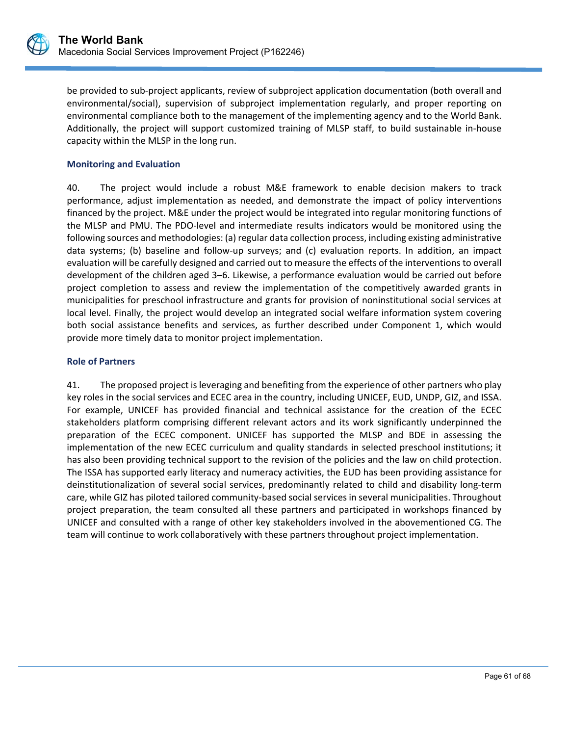be provided to sub-project applicants, review of subproject application documentation (both overall and environmental/social), supervision of subproject implementation regularly, and proper reporting on environmental compliance both to the management of the implementing agency and to the World Bank. Additionally, the project will support customized training of MLSP staff, to build sustainable in-house capacity within the MLSP in the long run.

### Monitoring and Evaluation

40. The project would include a robust M&E framework to enable decision makers to track performance, adjust implementation as needed, and demonstrate the impact of policy interventions financed by the project. M&E under the project would be integrated into regular monitoring functions of the MLSP and PMU. The PDO-level and intermediate results indicators would be monitored using the following sources and methodologies: (a) regular data collection process, including existing administrative data systems; (b) baseline and follow-up surveys; and (c) evaluation reports. In addition, an impact evaluation will be carefully designed and carried out to measure the effects of the interventions to overall development of the children aged 3–6. Likewise, a performance evaluation would be carried out before project completion to assess and review the implementation of the competitively awarded grants in municipalities for preschool infrastructure and grants for provision of noninstitutional social services at local level. Finally, the project would develop an integrated social welfare information system covering both social assistance benefits and services, as further described under Component 1, which would provide more timely data to monitor project implementation.

### Role of Partners

41. The proposed project is leveraging and benefiting from the experience of other partners who play key roles in the social services and ECEC area in the country, including UNICEF, EUD, UNDP, GIZ, and ISSA. For example, UNICEF has provided financial and technical assistance for the creation of the ECEC stakeholders platform comprising different relevant actors and its work significantly underpinned the preparation of the ECEC component. UNICEF has supported the MLSP and BDE in assessing the implementation of the new ECEC curriculum and quality standards in selected preschool institutions; it has also been providing technical support to the revision of the policies and the law on child protection. The ISSA has supported early literacy and numeracy activities, the EUD has been providing assistance for deinstitutionalization of several social services, predominantly related to child and disability long-term care, while GIZ has piloted tailored community-based social services in several municipalities. Throughout project preparation, the team consulted all these partners and participated in workshops financed by UNICEF and consulted with a range of other key stakeholders involved in the abovementioned CG. The team will continue to work collaboratively with these partners throughout project implementation.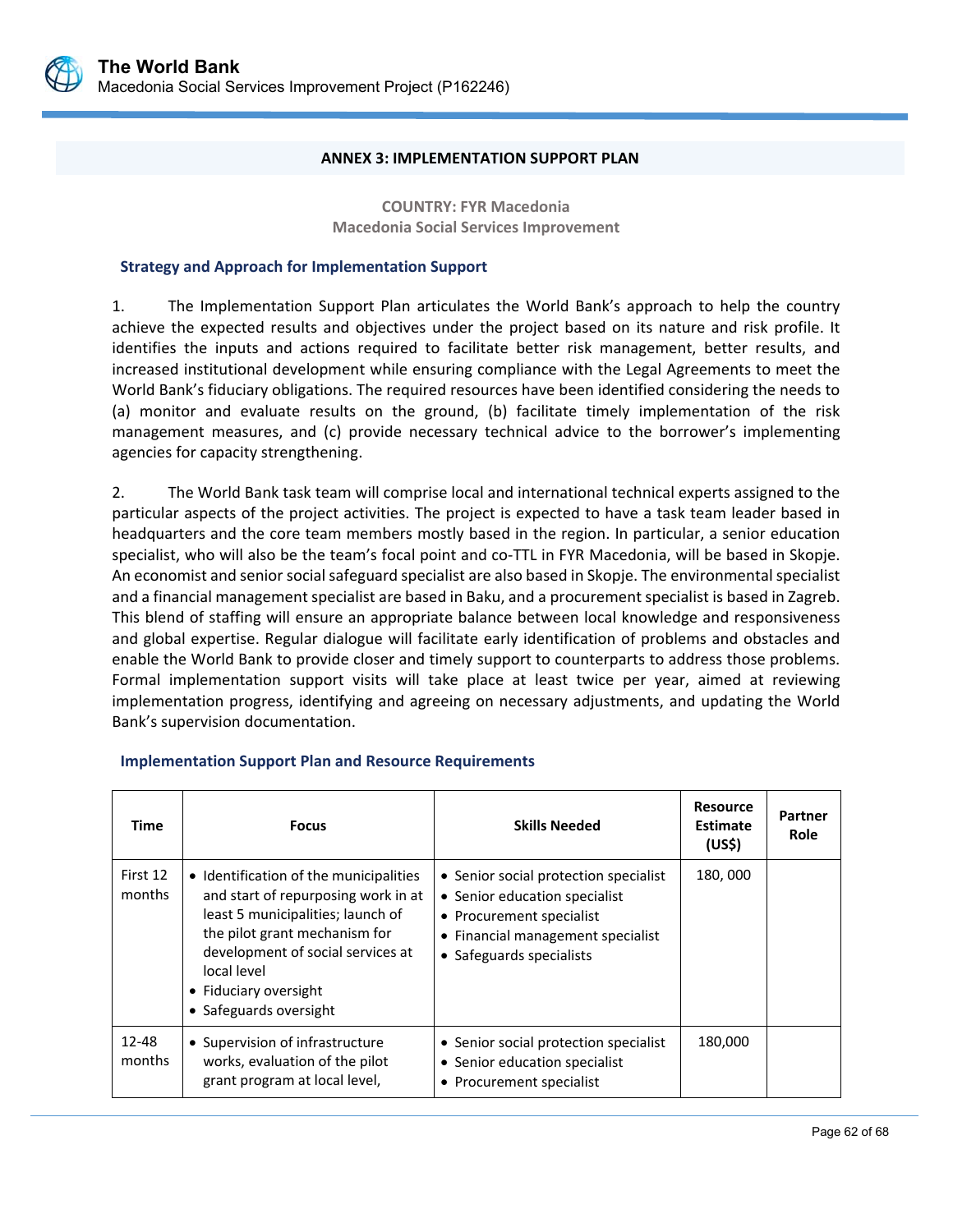## ANNEX 3: IMPLEMENTATION SUPPORT PLAN

**COUNTRY: FYR Macedonia**
**Macedonia Social Services Improvement**

### Strategy and Approach for Implementation Support

1. The Implementation Support Plan articulates the World Bank's approach to help the country achieve the expected results and objectives under the project based on its nature and risk profile. It identifies the inputs and actions required to facilitate better risk management, better results, and increased institutional development while ensuring compliance with the Legal Agreements to meet the World Bank's fiduciary obligations. The required resources have been identified considering the needs to (a) monitor and evaluate results on the ground, (b) facilitate timely implementation of the risk management measures, and (c) provide necessary technical advice to the borrower's implementing agencies for capacity strengthening.

2. The World Bank task team will comprise local and international technical experts assigned to the particular aspects of the project activities. The project is expected to have a task team leader based in headquarters and the core team members mostly based in the region. In particular, a senior education specialist, who will also be the team's focal point and co-TTL in FYR Macedonia, will be based in Skopje. An economist and senior social safeguard specialist are also based in Skopje. The environmental specialist and a financial management specialist are based in Baku, and a procurement specialist is based in Zagreb. This blend of staffing will ensure an appropriate balance between local knowledge and responsiveness and global expertise. Regular dialogue will facilitate early identification of problems and obstacles and enable the World Bank to provide closer and timely support to counterparts to address those problems. Formal implementation support visits will take place at least twice per year, aimed at reviewing implementation progress, identifying and agreeing on necessary adjustments, and updating the World Bank's supervision documentation.

### Implementation Support Plan and Resource Requirements

| Time | Focus | Skills Needed | Resource Estimate (US$) | Partner Role |
|---|---|---|---|---|
| First 12 months | • Identification of the municipalities and start of repurposing work in at least 5 municipalities; launch of the pilot grant mechanism for development of social services at local level<br>• Fiduciary oversight<br>• Safeguards oversight | • Senior social protection specialist<br>• Senior education specialist<br>• Procurement specialist<br>• Financial management specialist<br>• Safeguards specialists | 180, 000 | |
| 12-48 months | • Supervision of infrastructure works, evaluation of the pilot grant program at local level, | • Senior social protection specialist<br>• Senior education specialist<br>• Procurement specialist | 180,000 | |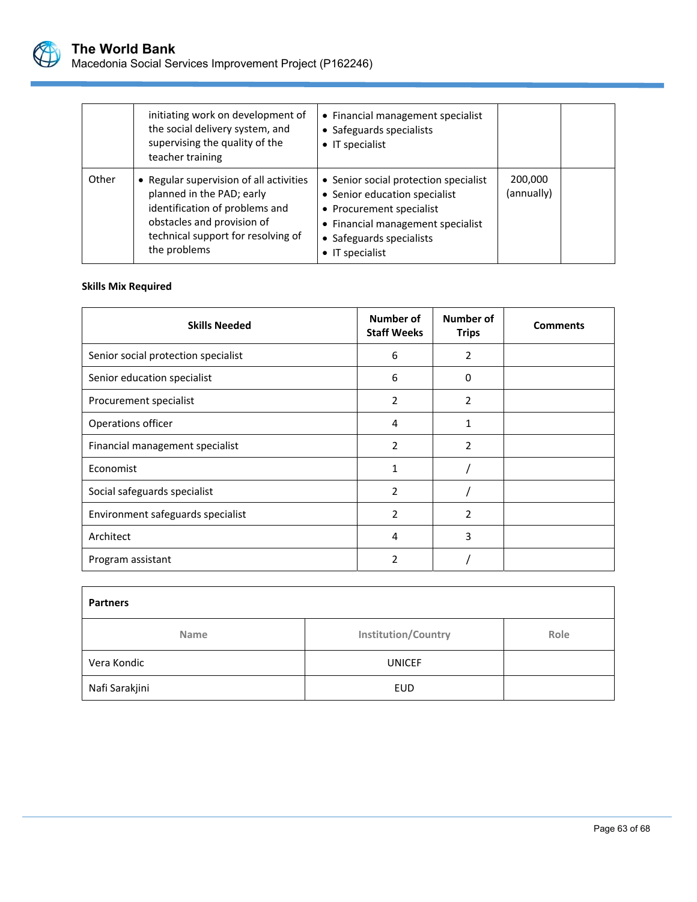|  |  |  |  |  |
|---|---|---|---|---|
|  | initiating work on development of the social delivery system, and supervising the quality of the teacher training | • Financial management specialist<br>• Safeguards specialists<br>• IT specialist |  |  |
| Other | • Regular supervision of all activities planned in the PAD; early identification of problems and obstacles and provision of technical support for resolving of the problems | • Senior social protection specialist<br>• Senior education specialist<br>• Procurement specialist<br>• Financial management specialist<br>• Safeguards specialists<br>• IT specialist | 200,000 (annually) |  |

**Skills Mix Required**

| Skills Needed | Number of Staff Weeks | Number of Trips | Comments |
|---|---|---|---|
| Senior social protection specialist | 6 | 2 |  |
| Senior education specialist | 6 | 0 |  |
| Procurement specialist | 2 | 2 |  |
| Operations officer | 4 | 1 |  |
| Financial management specialist | 2 | 2 |  |
| Economist | 1 | / |  |
| Social safeguards specialist | 2 | / |  |
| Environment safeguards specialist | 2 | 2 |  |
| Architect | 4 | 3 |  |
| Program assistant | 2 | / |  |

**Partners**

| Name | Institution/Country | Role |
|---|---|---|
| Vera Kondic | UNICEF |  |
| Nafi Sarakjini | EUD |  |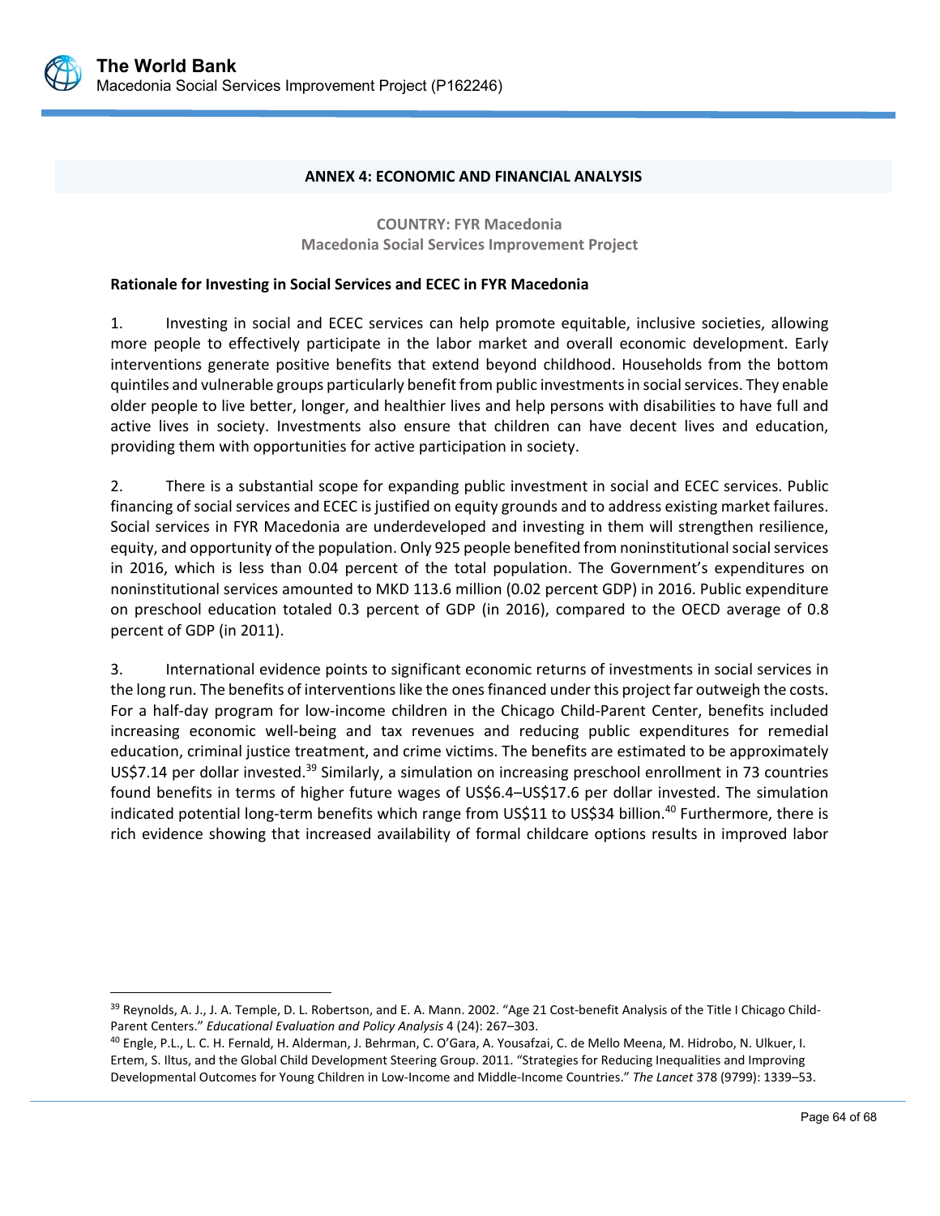## ANNEX 4: ECONOMIC AND FINANCIAL ANALYSIS

**COUNTRY: FYR Macedonia**
**Macedonia Social Services Improvement Project**

**Rationale for Investing in Social Services and ECEC in FYR Macedonia**

1. Investing in social and ECEC services can help promote equitable, inclusive societies, allowing more people to effectively participate in the labor market and overall economic development. Early interventions generate positive benefits that extend beyond childhood. Households from the bottom quintiles and vulnerable groups particularly benefit from public investments in social services. They enable older people to live better, longer, and healthier lives and help persons with disabilities to have full and active lives in society. Investments also ensure that children can have decent lives and education, providing them with opportunities for active participation in society.

2. There is a substantial scope for expanding public investment in social and ECEC services. Public financing of social services and ECEC is justified on equity grounds and to address existing market failures. Social services in FYR Macedonia are underdeveloped and investing in them will strengthen resilience, equity, and opportunity of the population. Only 925 people benefited from noninstitutional social services in 2016, which is less than 0.04 percent of the total population. The Government's expenditures on noninstitutional services amounted to MKD 113.6 million (0.02 percent GDP) in 2016. Public expenditure on preschool education totaled 0.3 percent of GDP (in 2016), compared to the OECD average of 0.8 percent of GDP (in 2011).

3. International evidence points to significant economic returns of investments in social services in the long run. The benefits of interventions like the ones financed under this project far outweigh the costs. For a half-day program for low-income children in the Chicago Child-Parent Center, benefits included increasing economic well-being and tax revenues and reducing public expenditures for remedial education, criminal justice treatment, and crime victims. The benefits are estimated to be approximately US$7.14 per dollar invested.[39] Similarly, a simulation on increasing preschool enrollment in 73 countries found benefits in terms of higher future wages of US$6.4–US$17.6 per dollar invested. The simulation indicated potential long-term benefits which range from US$11 to US$34 billion.[40] Furthermore, there is rich evidence showing that increased availability of formal childcare options results in improved labor

---

[39] Reynolds, A. J., J. A. Temple, D. L. Robertson, and E. A. Mann. 2002. "Age 21 Cost-benefit Analysis of the Title I Chicago Child-Parent Centers." *Educational Evaluation and Policy Analysis* 4 (24): 267–303.

[40] Engle, P.L., L. C. H. Fernald, H. Alderman, J. Behrman, C. O'Gara, A. Yousafzai, C. de Mello Meena, M. Hidrobo, N. Ulkuer, I. Ertem, S. Iltus, and the Global Child Development Steering Group. 2011. "Strategies for Reducing Inequalities and Improving Developmental Outcomes for Young Children in Low-Income and Middle-Income Countries." *The Lancet* 378 (9799): 1339–53.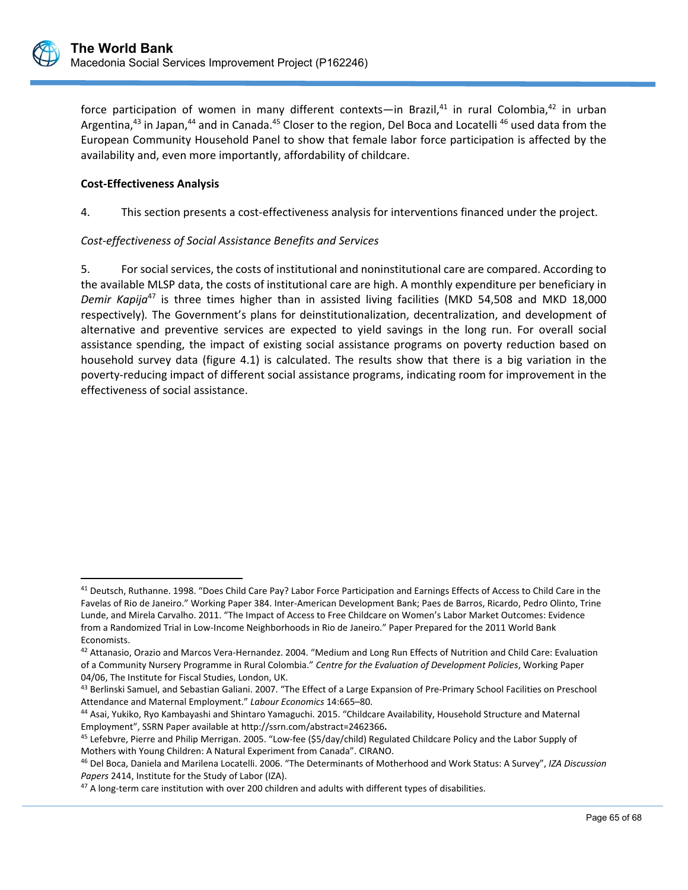force participation of women in many different contexts—in Brazil,[41] in rural Colombia,[42] in urban Argentina,[43] in Japan,[44] and in Canada.[45] Closer to the region, Del Boca and Locatelli [46] used data from the European Community Household Panel to show that female labor force participation is affected by the availability and, even more importantly, affordability of childcare.

**Cost-Effectiveness Analysis**

4. This section presents a cost-effectiveness analysis for interventions financed under the project.

*Cost-effectiveness of Social Assistance Benefits and Services*

5. For social services, the costs of institutional and noninstitutional care are compared. According to the available MLSP data, the costs of institutional care are high. A monthly expenditure per beneficiary in *Demir Kapija*[47] is three times higher than in assisted living facilities (MKD 54,508 and MKD 18,000 respectively)*.* The Government's plans for deinstitutionalization, decentralization, and development of alternative and preventive services are expected to yield savings in the long run. For overall social assistance spending, the impact of existing social assistance programs on poverty reduction based on household survey data (figure 4.1) is calculated. The results show that there is a big variation in the poverty-reducing impact of different social assistance programs, indicating room for improvement in the effectiveness of social assistance.

---

[41] Deutsch, Ruthanne. 1998. "Does Child Care Pay? Labor Force Participation and Earnings Effects of Access to Child Care in the Favelas of Rio de Janeiro." Working Paper 384. Inter-American Development Bank; Paes de Barros, Ricardo, Pedro Olinto, Trine Lunde, and Mirela Carvalho. 2011. "The Impact of Access to Free Childcare on Women's Labor Market Outcomes: Evidence from a Randomized Trial in Low-Income Neighborhoods in Rio de Janeiro." Paper Prepared for the 2011 World Bank Economists.

[42] Attanasio, Orazio and Marcos Vera-Hernandez. 2004. "Medium and Long Run Effects of Nutrition and Child Care: Evaluation of a Community Nursery Programme in Rural Colombia." *Centre for the Evaluation of Development Policies*, Working Paper 04/06, The Institute for Fiscal Studies, London, UK.

[43] Berlinski Samuel, and Sebastian Galiani. 2007. "The Effect of a Large Expansion of Pre-Primary School Facilities on Preschool Attendance and Maternal Employment." *Labour Economics* 14:665–80.

[44] Asai, Yukiko, Ryo Kambayashi and Shintaro Yamaguchi. 2015. "Childcare Availability, Household Structure and Maternal Employment", SSRN Paper available at http://ssrn.com/abstract=2462366**.**

[45] Lefebvre, Pierre and Philip Merrigan. 2005. "Low-fee ($5/day/child) Regulated Childcare Policy and the Labor Supply of Mothers with Young Children: A Natural Experiment from Canada". CIRANO.

[46] Del Boca, Daniela and Marilena Locatelli. 2006. "The Determinants of Motherhood and Work Status: A Survey", *IZA Discussion Papers* 2414, Institute for the Study of Labor (IZA).

[47] A long-term care institution with over 200 children and adults with different types of disabilities.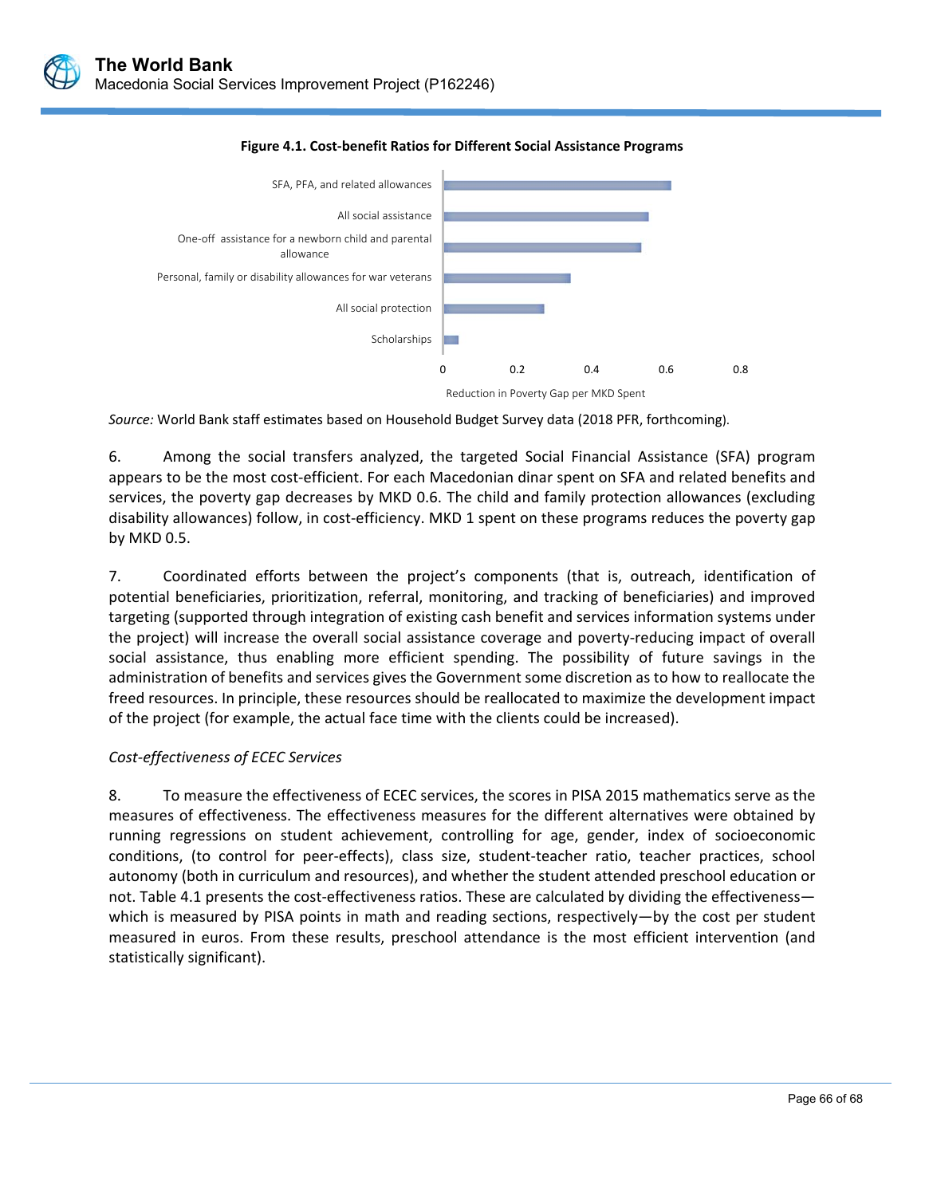**Figure 4.1. Cost-benefit Ratios for Different Social Assistance Programs**

| Program | Reduction in Poverty Gap per MKD Spent |
|---|---|
| SFA, PFA, and related allowances | ~0.61 |
| All social assistance | ~0.55 |
| One-off assistance for a newborn child and parental allowance | ~0.53 |
| Personal, family or disability allowances for war veterans | ~0.34 |
| All social protection | ~0.27 |
| Scholarships | ~0.04 |

*Source:* World Bank staff estimates based on Household Budget Survey data (2018 PFR, forthcoming).

6. Among the social transfers analyzed, the targeted Social Financial Assistance (SFA) program appears to be the most cost-efficient. For each Macedonian dinar spent on SFA and related benefits and services, the poverty gap decreases by MKD 0.6. The child and family protection allowances (excluding disability allowances) follow, in cost-efficiency. MKD 1 spent on these programs reduces the poverty gap by MKD 0.5.

7. Coordinated efforts between the project's components (that is, outreach, identification of potential beneficiaries, prioritization, referral, monitoring, and tracking of beneficiaries) and improved targeting (supported through integration of existing cash benefit and services information systems under the project) will increase the overall social assistance coverage and poverty-reducing impact of overall social assistance, thus enabling more efficient spending. The possibility of future savings in the administration of benefits and services gives the Government some discretion as to how to reallocate the freed resources. In principle, these resources should be reallocated to maximize the development impact of the project (for example, the actual face time with the clients could be increased).

*Cost-effectiveness of ECEC Services*

8. To measure the effectiveness of ECEC services, the scores in PISA 2015 mathematics serve as the measures of effectiveness. The effectiveness measures for the different alternatives were obtained by running regressions on student achievement, controlling for age, gender, index of socioeconomic conditions, (to control for peer-effects), class size, student-teacher ratio, teacher practices, school autonomy (both in curriculum and resources), and whether the student attended preschool education or not. Table 4.1 presents the cost-effectiveness ratios. These are calculated by dividing the effectiveness—which is measured by PISA points in math and reading sections, respectively—by the cost per student measured in euros. From these results, preschool attendance is the most efficient intervention (and statistically significant).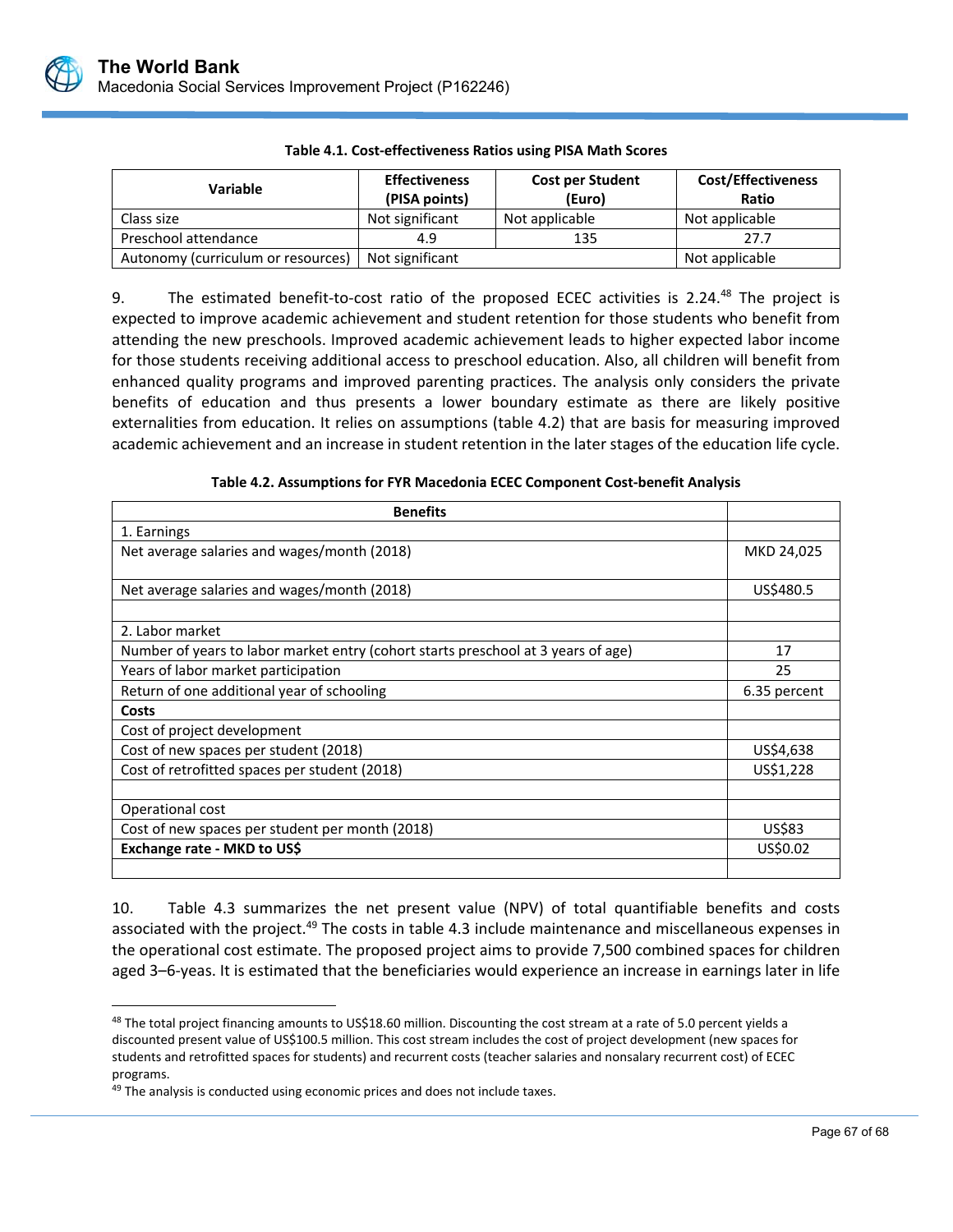**Table 4.1. Cost-effectiveness Ratios using PISA Math Scores**

| Variable | Effectiveness (PISA points) | Cost per Student (Euro) | Cost/Effectiveness Ratio |
|---|---|---|---|
| Class size | Not significant | Not applicable | Not applicable |
| Preschool attendance | 4.9 | 135 | 27.7 |
| Autonomy (curriculum or resources) | Not significant | | Not applicable |

9. The estimated benefit-to-cost ratio of the proposed ECEC activities is 2.24.[48] The project is expected to improve academic achievement and student retention for those students who benefit from attending the new preschools. Improved academic achievement leads to higher expected labor income for those students receiving additional access to preschool education. Also, all children will benefit from enhanced quality programs and improved parenting practices. The analysis only considers the private benefits of education and thus presents a lower boundary estimate as there are likely positive externalities from education. It relies on assumptions (table 4.2) that are basis for measuring improved academic achievement and an increase in student retention in the later stages of the education life cycle.

**Table 4.2. Assumptions for FYR Macedonia ECEC Component Cost-benefit Analysis**

| Benefits | |
|---|---|
| 1. Earnings | |
| Net average salaries and wages/month (2018) | MKD 24,025 |
| Net average salaries and wages/month (2018) | US$480.5 |
| | |
| 2. Labor market | |
| Number of years to labor market entry (cohort starts preschool at 3 years of age) | 17 |
| Years of labor market participation | 25 |
| Return of one additional year of schooling | 6.35 percent |
| **Costs** | |
| Cost of project development | |
| Cost of new spaces per student (2018) | US$4,638 |
| Cost of retrofitted spaces per student (2018) | US$1,228 |
| | |
| Operational cost | |
| Cost of new spaces per student per month (2018) | US$83 |
| **Exchange rate - MKD to US$** | US$0.02 |
| | |

10. Table 4.3 summarizes the net present value (NPV) of total quantifiable benefits and costs associated with the project.[49] The costs in table 4.3 include maintenance and miscellaneous expenses in the operational cost estimate. The proposed project aims to provide 7,500 combined spaces for children aged 3–6-yeas. It is estimated that the beneficiaries would experience an increase in earnings later in life

---

[48] The total project financing amounts to US$18.60 million. Discounting the cost stream at a rate of 5.0 percent yields a discounted present value of US$100.5 million. This cost stream includes the cost of project development (new spaces for students and retrofitted spaces for students) and recurrent costs (teacher salaries and nonsalary recurrent cost) of ECEC programs.

[49] The analysis is conducted using economic prices and does not include taxes.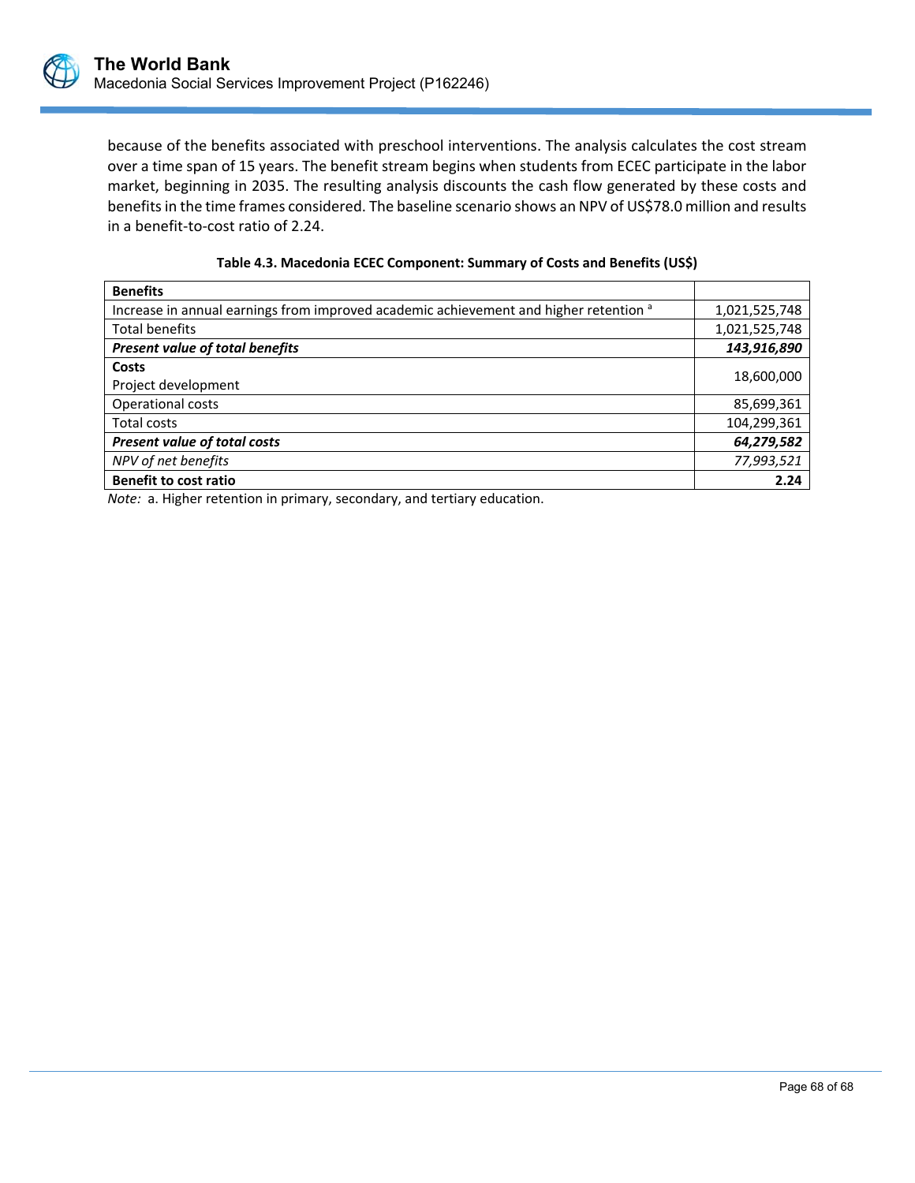because of the benefits associated with preschool interventions. The analysis calculates the cost stream over a time span of 15 years. The benefit stream begins when students from ECEC participate in the labor market, beginning in 2035. The resulting analysis discounts the cash flow generated by these costs and benefits in the time frames considered. The baseline scenario shows an NPV of US$78.0 million and results in a benefit-to-cost ratio of 2.24.

**Table 4.3. Macedonia ECEC Component: Summary of Costs and Benefits (US$)**

| | |
|---|---|
| **Benefits** | |
| Increase in annual earnings from improved academic achievement and higher retention [a] | 1,021,525,748 |
| Total benefits | 1,021,525,748 |
| ***Present value of total benefits*** | ***143,916,890*** |
| **Costs** Project development | 18,600,000 |
| Operational costs | 85,699,361 |
| Total costs | 104,299,361 |
| ***Present value of total costs*** | ***64,279,582*** |
| *NPV of net benefits* | *77,993,521* |
| **Benefit to cost ratio** | **2.24** |

*Note:* a. Higher retention in primary, secondary, and tertiary education.